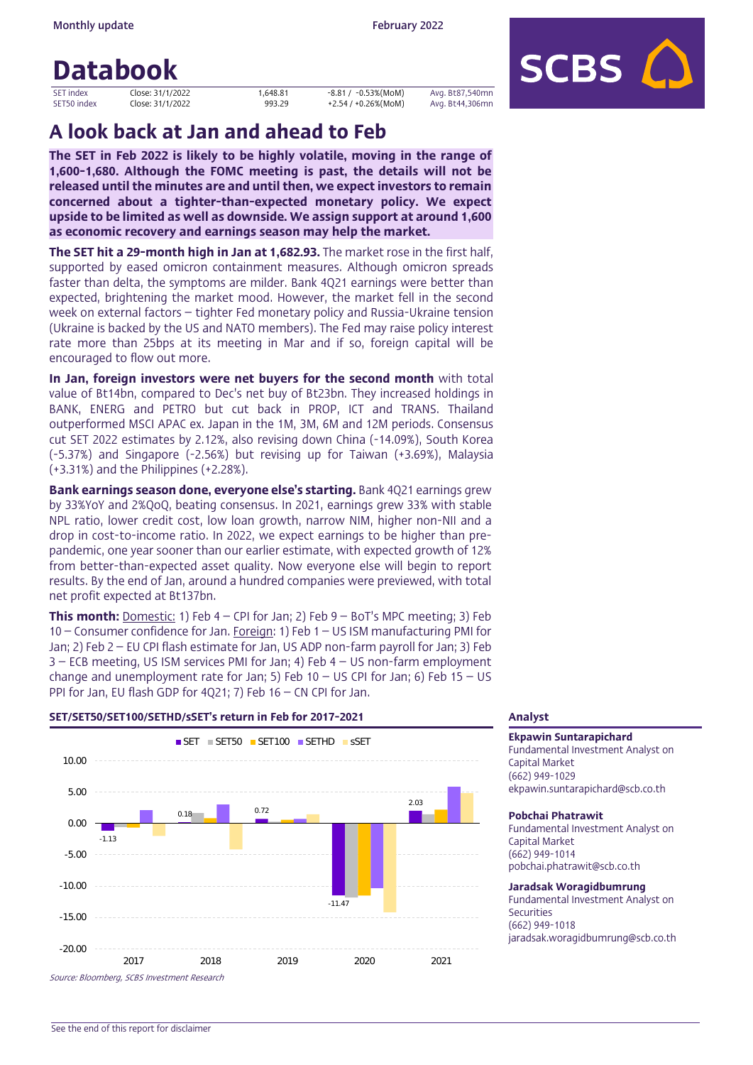Monthly update

February 2022

# Databook

| | | | | |
|---|---|---|---|---|
| SET index | Close: 31/1/2022 | 1,648.81 | -8.81 / -0.53%(MoM) | Avg. Bt87,540mn |
| SET50 index | Close: 31/1/2022 | 993.29 | +2.54 / +0.26%(MoM) | Avg. Bt44,306mn |

## A look back at Jan and ahead to Feb

**The SET in Feb 2022 is likely to be highly volatile, moving in the range of 1,600-1,680. Although the FOMC meeting is past, the details will not be released until the minutes are and until then, we expect investors to remain concerned about a tighter-than-expected monetary policy. We expect upside to be limited as well as downside. We assign support at around 1,600 as economic recovery and earnings season may help the market.**

**The SET hit a 29-month high in Jan at 1,682.93.** The market rose in the first half, supported by eased omicron containment measures. Although omicron spreads faster than delta, the symptoms are milder. Bank 4Q21 earnings were better than expected, brightening the market mood. However, the market fell in the second week on external factors – tighter Fed monetary policy and Russia-Ukraine tension (Ukraine is backed by the US and NATO members). The Fed may raise policy interest rate more than 25bps at its meeting in Mar and if so, foreign capital will be encouraged to flow out more.

**In Jan, foreign investors were net buyers for the second month** with total value of Bt14bn, compared to Dec's net buy of Bt23bn. They increased holdings in BANK, ENERG and PETRO but cut back in PROP, ICT and TRANS. Thailand outperformed MSCI APAC ex. Japan in the 1M, 3M, 6M and 12M periods. Consensus cut SET 2022 estimates by 2.12%, also revising down China (-14.09%), South Korea (-5.37%) and Singapore (-2.56%) but revising up for Taiwan (+3.69%), Malaysia (+3.31%) and the Philippines (+2.28%).

**Bank earnings season done, everyone else's starting.** Bank 4Q21 earnings grew by 33%YoY and 2%QoQ, beating consensus. In 2021, earnings grew 33% with stable NPL ratio, lower credit cost, low loan growth, narrow NIM, higher non-NII and a drop in cost-to-income ratio. In 2022, we expect earnings to be higher than pre-pandemic, one year sooner than our earlier estimate, with expected growth of 12% from better-than-expected asset quality. Now everyone else will begin to report results. By the end of Jan, around a hundred companies were previewed, with total net profit expected at Bt137bn.

**This month:** Domestic: 1) Feb 4 – CPI for Jan; 2) Feb 9 – BoT's MPC meeting; 3) Feb 10 – Consumer confidence for Jan. Foreign: 1) Feb 1 – US ISM manufacturing PMI for Jan; 2) Feb 2 – EU CPI flash estimate for Jan, US ADP non-farm payroll for Jan; 3) Feb 3 – ECB meeting, US ISM services PMI for Jan; 4) Feb 4 – US non-farm employment change and unemployment rate for Jan; 5) Feb 10 – US CPI for Jan; 6) Feb 15 – US PPI for Jan, EU flash GDP for 4Q21; 7) Feb 16 – CN CPI for Jan.

**SET/SET50/SET100/SETHD/sSET's return in Feb for 2017-2021**

Legend: SET, SET50, SET100, SETHD, sSET

| Year | SET |
|---|---|
| 2017 | -1.13 |
| 2018 | 0.18 |
| 2019 | 0.72 |
| 2020 | -11.47 |
| 2021 | 2.03 |

*Source: Bloomberg, SCBS Investment Research*

**Analyst**

**Ekpawin Suntarapichard**
Fundamental Investment Analyst on Capital Market
(662) 949-1029
ekpawin.suntarapichard@scb.co.th

**Pobchai Phatrawit**
Fundamental Investment Analyst on Capital Market
(662) 949-1014
pobchai.phatrawit@scb.co.th

**Jaradsak Woragidbumrung**
Fundamental Investment Analyst on Securities
(662) 949-1018
jaradsak.woragidbumrung@scb.co.th

See the end of this report for disclaimer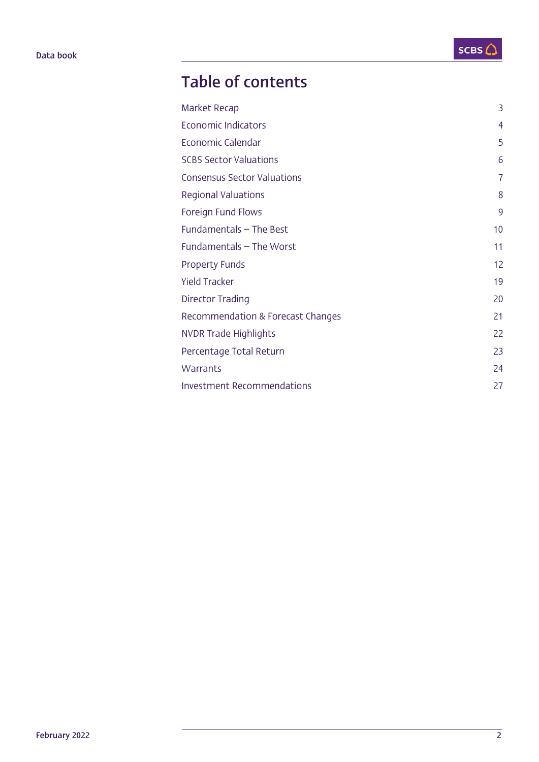# Table of contents

| | |
|---|---|
| Market Recap | 3 |
| Economic Indicators | 4 |
| Economic Calendar | 5 |
| SCBS Sector Valuations | 6 |
| Consensus Sector Valuations | 7 |
| Regional Valuations | 8 |
| Foreign Fund Flows | 9 |
| Fundamentals – The Best | 10 |
| Fundamentals – The Worst | 11 |
| Property Funds | 12 |
| Yield Tracker | 19 |
| Director Trading | 20 |
| Recommendation & Forecast Changes | 21 |
| NVDR Trade Highlights | 22 |
| Percentage Total Return | 23 |
| Warrants | 24 |
| Investment Recommendations | 27 |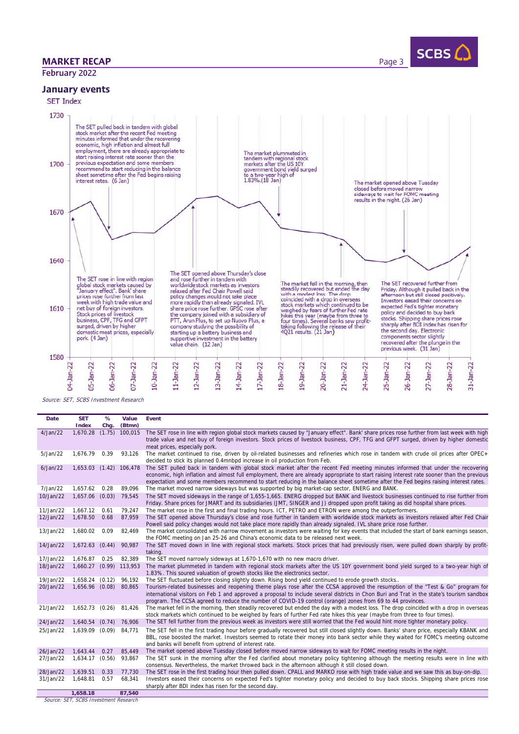## January events

SET Index

The SET pulled back in tandem with global stock market after the recent Fed meeting minutes informed that under the recovering economic, high inflation and almost full employment, there are already appropriate to start raising interest rate sooner than the previous expectation and some members recommend to start reducing in the balance sheet sometime after the Fed begins raising interest rates. (6 Jan)

The market plummeted in tandem with regional stock markets after the US 10Y government bond yield surged to a two-year high of 1.83%.(18 Jan)

The market opened above Tuesday closed before moved narrow sideways to wait for FOMC meeting results in the night. (26 Jan)

The SET rose in line with region global stock markets caused by "January effect". Bank' share prices rose further from last week with high trade value and net buy of foreign investors. Stock prices of livestock business, CPF, TFG and GFPT surged, driven by higher domestic meat prices, especially pork. (4 Jan)

The SET opened above Thursday's close and rose further in tandem with worldwide stock markets as investors relaxed after Fed Chair Powell said policy changes would not take place more rapidly than already signaled. IVL share price rose further. GPSC rose after the company joined with a subsidiary of PTT, Arun Plus, to set up Nuovo Plus, a company studying the possibility of starting up a battery business and supportive investment in the battery value chain. (12 Jan)

The market fell in the morning, then steadily recovered but ended the day with a modest loss. The drop coincided with a drop in overseas stock markets which continued to be weighed by fears of further Fed rate hikes this year (maybe from three to four times). Several banks saw profit-taking following the release of their 4Q21 results. (21 Jan)

The SET recovered further from Friday. Although it pulled back in the afternoon but still closed positively. Investors eased their concerns on expected Fed's tighter monetary policy and decided to buy back stocks. Shipping share prices rose sharply after BDI index has risen for the second day. Electronic components sector slightly recovered after the plunge in the previous week. (31 Jan)

Source: SET, SCBS Investment Research

| Date | SET Index | % Chg. | Value (Btmn) | Event |
|---|---|---|---|---|
| 4/Jan/22 | 1,670.28 | (1.75) | 100,015 | The SET rose in line with region global stock markets caused by "January effect". Bank' share prices rose further from last week with high trade value and net buy of foreign investors. Stock prices of livestock business, CPF, TFG and GFPT surged, driven by higher domestic meat prices, especially pork. |
| 5/Jan/22 | 1,676.79 | 0.39 | 93,126 | The market continued to rise, driven by oil-related businesses and refineries which rose in tandem with crude oil prices after OPEC+ decided to stick its planned 0.4mnbpd increase in oil production from Feb. |
| 6/Jan/22 | 1,653.03 | (1.42) | 106,478 | The SET pulled back in tandem with global stock market after the recent Fed meeting minutes informed that under the recovering economic, high inflation and almost full employment, there are already appropriate to start raising interest rate sooner than the previous expectation and some members recommend to start reducing in the balance sheet sometime after the Fed begins raising interest rates. |
| 7/Jan/22 | 1,657.62 | 0.28 | 89,096 | The market moved narrow sideways but was supported by big market-cap sector, ENERG and BANK. |
| 10/Jan/22 | 1,657.06 | (0.03) | 79,545 | The SET moved sideways in the range of 1,655-1,665. ENERG dropped but BANK and livestock businesses continued to rise further from Friday. Share prices for JMART and its subsidiaries (JMT, SINGER and J) dropped upon profit taking as did hospital share prices. |
| 11/Jan/22 | 1,667.12 | 0.61 | 79,247 | The market rose in the first and final trading hours. ICT, PETRO and ETRON were among the outperformers. |
| 12/Jan/22 | 1,678.50 | 0.68 | 87,959 | The SET opened above Thursday's close and rose further in tandem with worldwide stock markets as investors relaxed after Fed Chair Powell said policy changes would not take place more rapidly than already signaled. IVL share price rose further. |
| 13/Jan/22 | 1,680.02 | 0.09 | 82,469 | The market consolidated with narrow movement as investors were waiting for key events that included the start of bank earnings season, the FOMC meeting on Jan 25-26 and China's economic data to be released next week. |
| 14/Jan/22 | 1,672.63 | (0.44) | 90,987 | The SET moved down in line with regional stock markets. Stock prices that had previously risen, were pulled down sharply by profit-taking. |
| 17/Jan/22 | 1,676.87 | 0.25 | 82,389 | The SET moved narrowly sideways at 1,670-1,670 with no new macro driver. |
| 18/Jan/22 | 1,660.27 | (0.99) | 113,953 | The market plummeted in tandem with regional stock markets after the US 10Y government bond yield surged to a two-year high of 1.83%. This soured valuation of growth stocks like the electronics sector. |
| 19/Jan/22 | 1,658.24 | (0.12) | 96,192 | The SET fluctuated before closing slightly down. Rising bond yield continued to erode growth stocks.. |
| 20/Jan/22 | 1,656.96 | (0.08) | 80,865 | Tourism-related businesses and reopening theme plays rose after the CCSA approved the resumption of the "Test & Go" program for international visitors on Feb 1 and approved a proposal to include several districts in Chon Buri and Trat in the state's tourism sandbox program. The CCSA agreed to reduce the number of COVID-19 control (orange) zones from 69 to 44 provinces. |
| 21/Jan/22 | 1,652.73 | (0.26) | 81,426 | The market fell in the morning, then steadily recovered but ended the day with a modest loss. The drop coincided with a drop in overseas stock markets which continued to be weighed by fears of further Fed rate hikes this year (maybe from three to four times). |
| 24/Jan/22 | 1,640.54 | (0.74) | 76,906 | The SET fell further from the previous week as investors were still worried that the Fed would hint more tighter monetary policy. |
| 25/Jan/22 | 1,639.09 | (0.09) | 84,771 | The SET fell in the first trading hour before gradually recovered but still closed slightly down. Banks' share price, especially KBANK and BBL, rose boosted the market. Investors seemed to rotate their money into bank sector while they waited for FOMC's meeting outcome and banks will benefit from uptrend of interest rate. |
| 26/Jan/22 | 1,643.44 | 0.27 | 85,449 | The market opened above Tuesday closed before moved narrow sideways to wait for FOMC meeting results in the night. |
| 27/Jan/22 | 1,634.17 | (0.56) | 93,867 | The SET sunk in the morning after the Fed clarified about monetary policy tightening although the meeting results were in line with consensus. Nevertheless, the market throwed back in the afternoon although it still closed down. |
| 28/Jan/22 | 1,639.51 | 0.33 | 77,730 | The SET rose in the first trading hour then pulled down. CPALL and MAKRO rose with high trade value and we saw this as buy-on-dip. |
| 31/Jan/22 | 1,648.81 | 0.57 | 68,341 | Investors eased their concerns on expected Fed's tighter monetary policy and decided to buy back stocks. Shipping share prices rose sharply after BDI index has risen for the second day. |
| | **1,658.18** | | **87,540** | |

Source: SET, SCBS Investment Research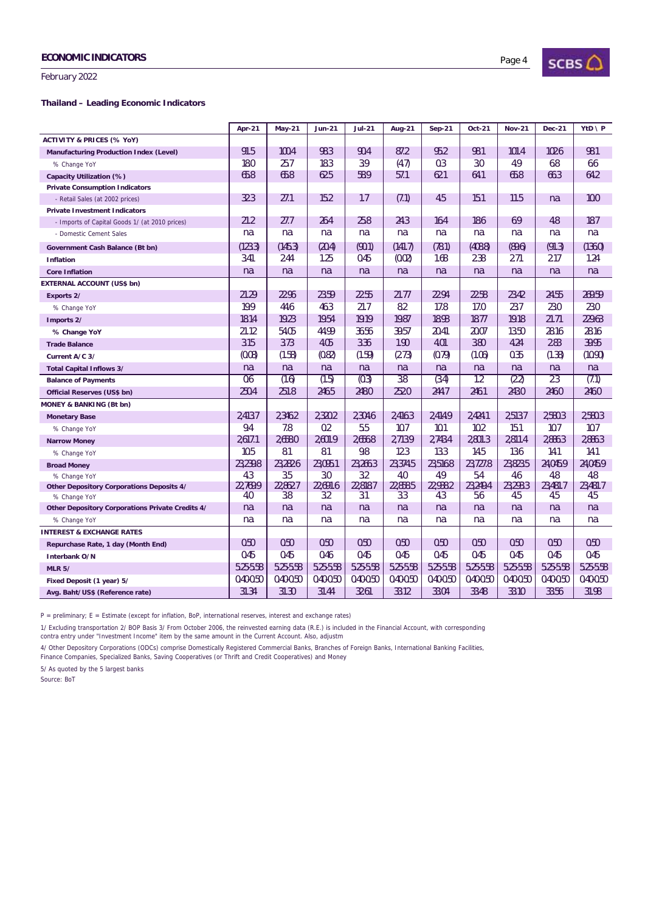ECONOMIC INDICATORS

February 2022

### Thailand – Leading Economic Indicators

| | Apr-21 | May-21 | Jun-21 | Jul-21 | Aug-21 | Sep-21 | Oct-21 | Nov-21 | Dec-21 | YtD \ P |
|---|---|---|---|---|---|---|---|---|---|---|
| **ACTIVITY & PRICES (% YoY)** | | | | | | | | | | |
| **Manufacturing Production Index (Level)** | 91.5 | 100.4 | 98.3 | 90.4 | 87.2 | 95.2 | 98.1 | 101.4 | 102.6 | 98.1 |
| % Change YoY | 18.0 | 25.7 | 18.3 | 3.9 | (4.7) | 0.3 | 3.0 | 4.9 | 6.8 | 6.6 |
| **Capacity Utilization (%)** | 65.8 | 65.8 | 62.5 | 58.9 | 57.1 | 62.1 | 64.1 | 65.8 | 66.3 | 64.2 |
| **Private Consumption Indicators** | | | | | | | | | | |
| - Retail Sales (at 2002 prices) | 32.3 | 27.1 | 15.2 | 1.7 | (7.1) | 4.5 | 15.1 | 11.5 | na | 10.0 |
| **Private Investment Indicators** | | | | | | | | | | |
| - Imports of Capital Goods 1/ (at 2010 prices) | 21.2 | 27.7 | 26.4 | 25.8 | 24.3 | 16.4 | 18.6 | 6.9 | 4.8 | 18.7 |
| - Domestic Cement Sales | na | na | na | na | na | na | na | na | na | na |
| **Government Cash Balance (Bt bn)** | (123.3) | (145.3) | (20.4) | (90.1) | (141.7) | (78.1) | (408.8) | (89.6) | (91.3) | (136.0) |
| **Inflation** | 3.41 | 2.44 | 1.25 | 0.45 | (0.02) | 1.68 | 2.38 | 2.71 | 2.17 | 1.24 |
| **Core Inflation** | na | na | na | na | na | na | na | na | na | na |
| **EXTERNAL ACCOUNT (US$ bn)** | | | | | | | | | | |
| **Exports 2/** | 21.29 | 22.96 | 23.59 | 22.55 | 21.77 | 22.94 | 22.58 | 23.42 | 24.55 | 269.59 |
| % Change YoY | 19.9 | 44.6 | 46.3 | 21.7 | 8.2 | 17.8 | 17.0 | 23.7 | 23.0 | 23.0 |
| **Imports 2/** | 18.14 | 19.23 | 19.54 | 19.19 | 19.87 | 18.93 | 18.77 | 19.18 | 21.71 | 229.63 |
| **% Change YoY** | 21.12 | 54.05 | 44.99 | 36.56 | 39.57 | 20.41 | 20.07 | 13.50 | 28.16 | 28.16 |
| **Trade Balance** | 3.15 | 3.73 | 4.05 | 3.36 | 1.90 | 4.01 | 3.80 | 4.24 | 2.83 | 39.95 |
| **Current A/C 3/** | (0.08) | (1.58) | (0.82) | (1.59) | (2.73) | (0.79) | (1.06) | 0.35 | (1.38) | (10.90) |
| **Total Capital Inflows 3/** | na | na | na | na | na | na | na | na | na | na |
| **Balance of Payments** | 0.6 | (1.6) | (1.5) | (0.3) | 3.8 | (3.4) | 1.2 | (2.2) | 2.3 | (7.1) |
| **Official Reserves (US$ bn)** | 250.4 | 251.8 | 246.5 | 248.0 | 252.0 | 244.7 | 246.1 | 243.0 | 246.0 | 246.0 |
| **MONEY & BANKING (Bt bn)** | | | | | | | | | | |
| **Monetary Base** | 2,413.7 | 2,346.2 | 2,320.2 | 2,304.6 | 2,416.3 | 2,414.9 | 2,424.1 | 2,513.7 | 2,580.3 | 2,580.3 |
| % Change YoY | 9.4 | 7.8 | 0.2 | 5.5 | 10.7 | 10.1 | 10.2 | 15.1 | 10.7 | 10.7 |
| **Narrow Money** | 2,617.1 | 2,658.0 | 2,601.9 | 2,656.8 | 2,713.9 | 2,743.4 | 2,801.3 | 2,811.4 | 2,886.3 | 2,886.3 |
| % Change YoY | 10.5 | 8.1 | 8.1 | 9.8 | 12.3 | 13.3 | 14.5 | 13.6 | 14.1 | 14.1 |
| **Broad Money** | 23,239.8 | 23,282.6 | 23,095.1 | 23,266.3 | 23,374.5 | 23,516.8 | 23,727.8 | 23,823.5 | 24,045.9 | 24,045.9 |
| % Change YoY | 4.3 | 3.5 | 3.0 | 3.2 | 4.0 | 4.9 | 5.4 | 4.6 | 4.8 | 4.8 |
| **Other Depository Corporations Deposits 4/** | 22,769.9 | 22,862.7 | 22,691.6 | 22,818.7 | 22,858.5 | 22,938.2 | 23,249.4 | 23,293.3 | 23,481.7 | 23,481.7 |
| % Change YoY | 4.0 | 3.8 | 3.2 | 3.1 | 3.3 | 4.3 | 5.6 | 4.5 | 4.5 | 4.5 |
| **Other Depository Corporations Private Credits 4/** | na | na | na | na | na | na | na | na | na | na |
| % Change YoY | na | na | na | na | na | na | na | na | na | na |
| **INTEREST & EXCHANGE RATES** | | | | | | | | | | |
| **Repurchase Rate, 1 day (Month End)** | 0.50 | 0.50 | 0.50 | 0.50 | 0.50 | 0.50 | 0.50 | 0.50 | 0.50 | 0.50 |
| **Interbank O/N** | 0.45 | 0.45 | 0.46 | 0.45 | 0.45 | 0.45 | 0.45 | 0.45 | 0.45 | 0.45 |
| **MLR 5/** | 5.25-5.58 | 5.25-5.58 | 5.25-5.58 | 5.25-5.58 | 5.25-5.58 | 5.25-5.58 | 5.25-5.58 | 5.25-5.58 | 5.25-5.58 | 5.25-5.58 |
| **Fixed Deposit (1 year) 5/** | 0.40-0.50 | 0.40-0.50 | 0.40-0.50 | 0.40-0.50 | 0.40-0.50 | 0.40-0.50 | 0.40-0.50 | 0.40-0.50 | 0.40-0.50 | 0.40-0.50 |
| **Avg. Baht/US$ (Reference rate)** | 31.34 | 31.30 | 31.44 | 32.61 | 33.12 | 33.04 | 33.48 | 33.10 | 33.56 | 31.98 |

P = preliminary; E = Estimate (except for inflation, BoP, international reserves, interest and exchange rates)

1/ Excluding transportation 2/ BOP Basis 3/ From October 2006, the reinvested earning data (R.E.) is included in the Financial Account, with corresponding contra entry under "Investment Income" item by the same amount in the Current Account. Also, adjustm

4/ Other Depository Corporations (ODCs) comprise Domestically Registered Commercial Banks, Branches of Foreign Banks, International Banking Facilities, Finance Companies, Specialized Banks, Saving Cooperatives (or Thrift and Credit Cooperatives) and Money

5/ As quoted by the 5 largest banks

Source: BoT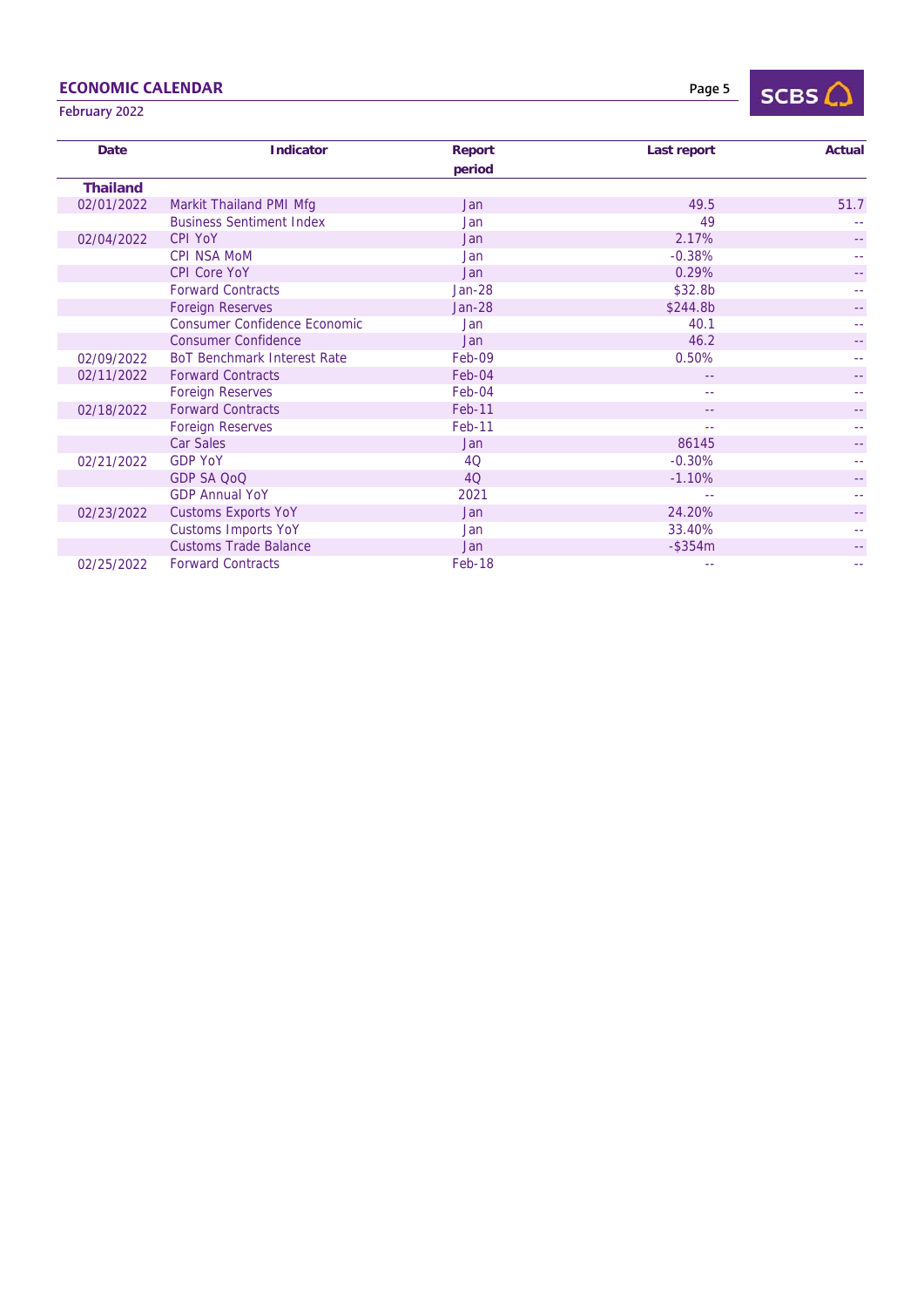# ECONOMIC CALENDAR

February 2022

| Date | Indicator | Report period | Last report | Actual |
| --- | --- | --- | --- | --- |
| **Thailand** | | | | |
| 02/01/2022 | Markit Thailand PMI Mfg | Jan | 49.5 | 51.7 |
| | Business Sentiment Index | Jan | 49 | -- |
| 02/04/2022 | CPI YoY | Jan | 2.17% | -- |
| | CPI NSA MoM | Jan | -0.38% | -- |
| | CPI Core YoY | Jan | 0.29% | -- |
| | Forward Contracts | Jan-28 | $32.8b | -- |
| | Foreign Reserves | Jan-28 | $244.8b | -- |
| | Consumer Confidence Economic | Jan | 40.1 | -- |
| | Consumer Confidence | Jan | 46.2 | -- |
| 02/09/2022 | BoT Benchmark Interest Rate | Feb-09 | 0.50% | -- |
| 02/11/2022 | Forward Contracts | Feb-04 | -- | -- |
| | Foreign Reserves | Feb-04 | -- | -- |
| 02/18/2022 | Forward Contracts | Feb-11 | -- | -- |
| | Foreign Reserves | Feb-11 | -- | -- |
| | Car Sales | Jan | 86145 | -- |
| 02/21/2022 | GDP YoY | 4Q | -0.30% | -- |
| | GDP SA QoQ | 4Q | -1.10% | -- |
| | GDP Annual YoY | 2021 | -- | -- |
| 02/23/2022 | Customs Exports YoY | Jan | 24.20% | -- |
| | Customs Imports YoY | Jan | 33.40% | -- |
| | Customs Trade Balance | Jan | -$354m | -- |
| 02/25/2022 | Forward Contracts | Feb-18 | -- | -- |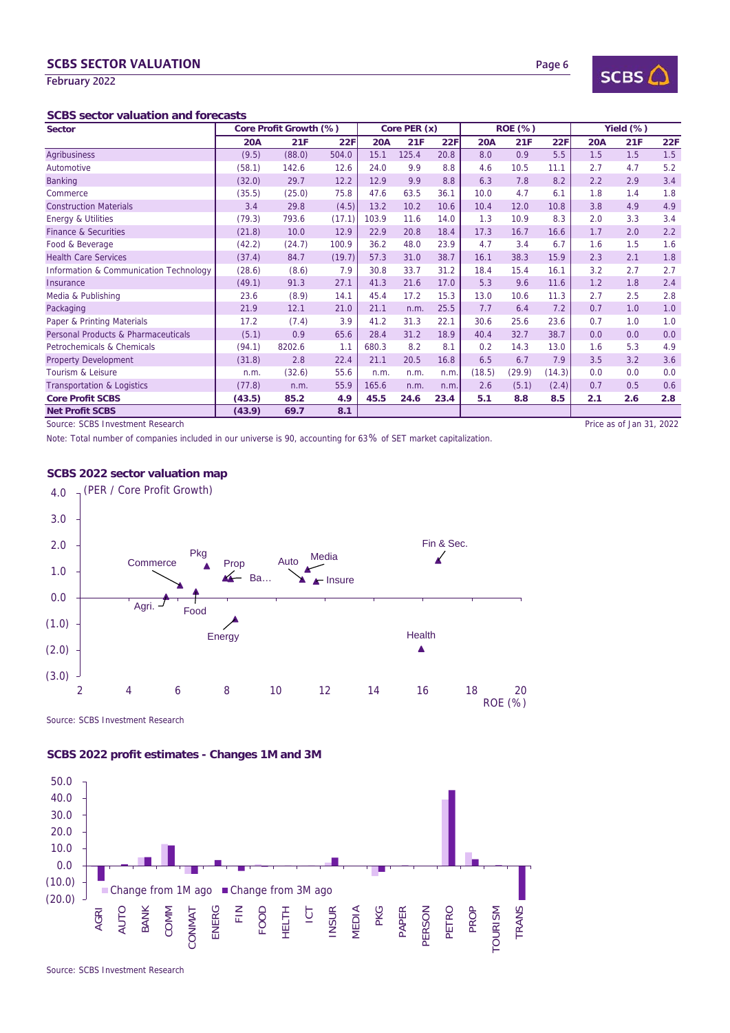## SCBS sector valuation and forecasts

| Sector | Core Profit Growth (%) | | | Core PER (x) | | | ROE (%) | | | Yield (%) | | |
|---|---|---|---|---|---|---|---|---|---|---|---|---|
| | 20A | 21F | 22F | 20A | 21F | 22F | 20A | 21F | 22F | 20A | 21F | 22F |
| Agribusiness | (9.5) | (88.0) | 504.0 | 15.1 | 125.4 | 20.8 | 8.0 | 0.9 | 5.5 | 1.5 | 1.5 | 1.5 |
| Automotive | (58.1) | 142.6 | 12.6 | 24.0 | 9.9 | 8.8 | 4.6 | 10.5 | 11.1 | 2.7 | 4.7 | 5.2 |
| Banking | (32.0) | 29.7 | 12.2 | 12.9 | 9.9 | 8.8 | 6.3 | 7.8 | 8.2 | 2.2 | 2.9 | 3.4 |
| Commerce | (35.5) | (25.0) | 75.8 | 47.6 | 63.5 | 36.1 | 10.0 | 4.7 | 6.1 | 1.8 | 1.4 | 1.8 |
| Construction Materials | 3.4 | 29.8 | (4.5) | 13.2 | 10.2 | 10.6 | 10.4 | 12.0 | 10.8 | 3.8 | 4.9 | 4.9 |
| Energy & Utilities | (79.3) | 793.6 | (17.1) | 103.9 | 11.6 | 14.0 | 1.3 | 10.9 | 8.3 | 2.0 | 3.3 | 3.4 |
| Finance & Securities | (21.8) | 10.0 | 12.9 | 22.9 | 20.8 | 18.4 | 17.3 | 16.7 | 16.6 | 1.7 | 2.0 | 2.2 |
| Food & Beverage | (42.2) | (24.7) | 100.9 | 36.2 | 48.0 | 23.9 | 4.7 | 3.4 | 6.7 | 1.6 | 1.5 | 1.6 |
| Health Care Services | (37.4) | 84.7 | (19.7) | 57.3 | 31.0 | 38.7 | 16.1 | 38.3 | 15.9 | 2.3 | 2.1 | 1.8 |
| Information & Communication Technology | (28.6) | (8.6) | 7.9 | 30.8 | 33.7 | 31.2 | 18.4 | 15.4 | 16.1 | 3.2 | 2.7 | 2.7 |
| Insurance | (49.1) | 91.3 | 27.1 | 41.3 | 21.6 | 17.0 | 5.3 | 9.6 | 11.6 | 1.2 | 1.8 | 2.4 |
| Media & Publishing | 23.6 | (8.9) | 14.1 | 45.4 | 17.2 | 15.3 | 13.0 | 10.6 | 11.3 | 2.7 | 2.5 | 2.8 |
| Packaging | 21.9 | 12.1 | 21.0 | 21.1 | n.m. | 25.5 | 7.7 | 6.4 | 7.2 | 0.7 | 1.0 | 1.0 |
| Paper & Printing Materials | 17.2 | (7.4) | 3.9 | 41.2 | 31.3 | 22.1 | 30.6 | 25.6 | 23.6 | 0.7 | 1.0 | 1.0 |
| Personal Products & Pharmaceuticals | (5.1) | 0.9 | 65.6 | 28.4 | 31.2 | 18.9 | 40.4 | 32.7 | 38.7 | 0.0 | 0.0 | 0.0 |
| Petrochemicals & Chemicals | (94.1) | 8202.6 | 1.1 | 680.3 | 8.2 | 8.1 | 0.2 | 14.3 | 13.0 | 1.6 | 5.3 | 4.9 |
| Property Development | (31.8) | 2.8 | 22.4 | 21.1 | 20.5 | 16.8 | 6.5 | 6.7 | 7.9 | 3.5 | 3.2 | 3.6 |
| Tourism & Leisure | n.m. | (32.6) | 55.6 | n.m. | n.m. | n.m. | (18.5) | (29.9) | (14.3) | 0.0 | 0.0 | 0.0 |
| Transportation & Logistics | (77.8) | n.m. | 55.9 | 165.6 | n.m. | n.m. | 2.6 | (5.1) | (2.4) | 0.7 | 0.5 | 0.6 |
| **Core Profit SCBS** | **(43.5)** | **85.2** | **4.9** | **45.5** | **24.6** | **23.4** | **5.1** | **8.8** | **8.5** | **2.1** | **2.6** | **2.8** |
| **Net Profit SCBS** | **(43.9)** | **69.7** | **8.1** | | | | | | | | | |

Source: SCBS Investment Research

Price as of Jan 31, 2022

Note: Total number of companies included in our universe is 90, accounting for 63% of SET market capitalization.

## SCBS 2022 sector valuation map

Source: SCBS Investment Research

## SCBS 2022 profit estimates - Changes 1M and 3M

Source: SCBS Investment Research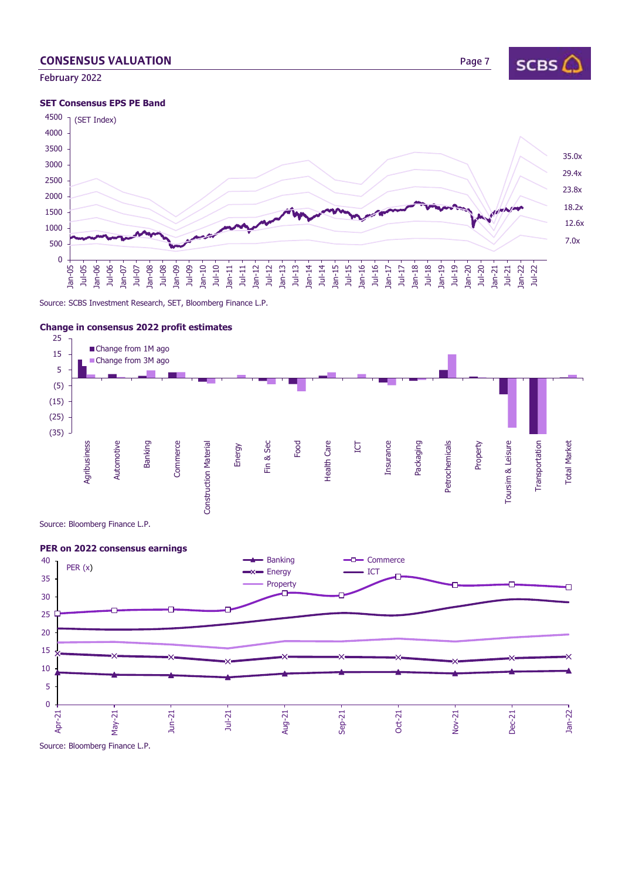## CONSENSUS VALUATION

February 2022

### SET Consensus EPS PE Band

(SET Index)

35.0x
29.4x
23.8x
18.2x
12.6x
7.0x

Source: SCBS Investment Research, SET, Bloomberg Finance L.P.

### Change in consensus 2022 profit estimates

Change from 1M ago
Change from 3M ago

Agribusiness, Automotive, Banking, Commerce, Construction Material, Energy, Fin & Sec, Food, Health Care, ICT, Insurance, Packaging, Petrochemicals, Property, Toursim & Leisure, Transportation, Total Market

Source: Bloomberg Finance L.P.

### PER on 2022 consensus earnings

PER (x)

Banking, Commerce, Energy, ICT, Property

Source: Bloomberg Finance L.P.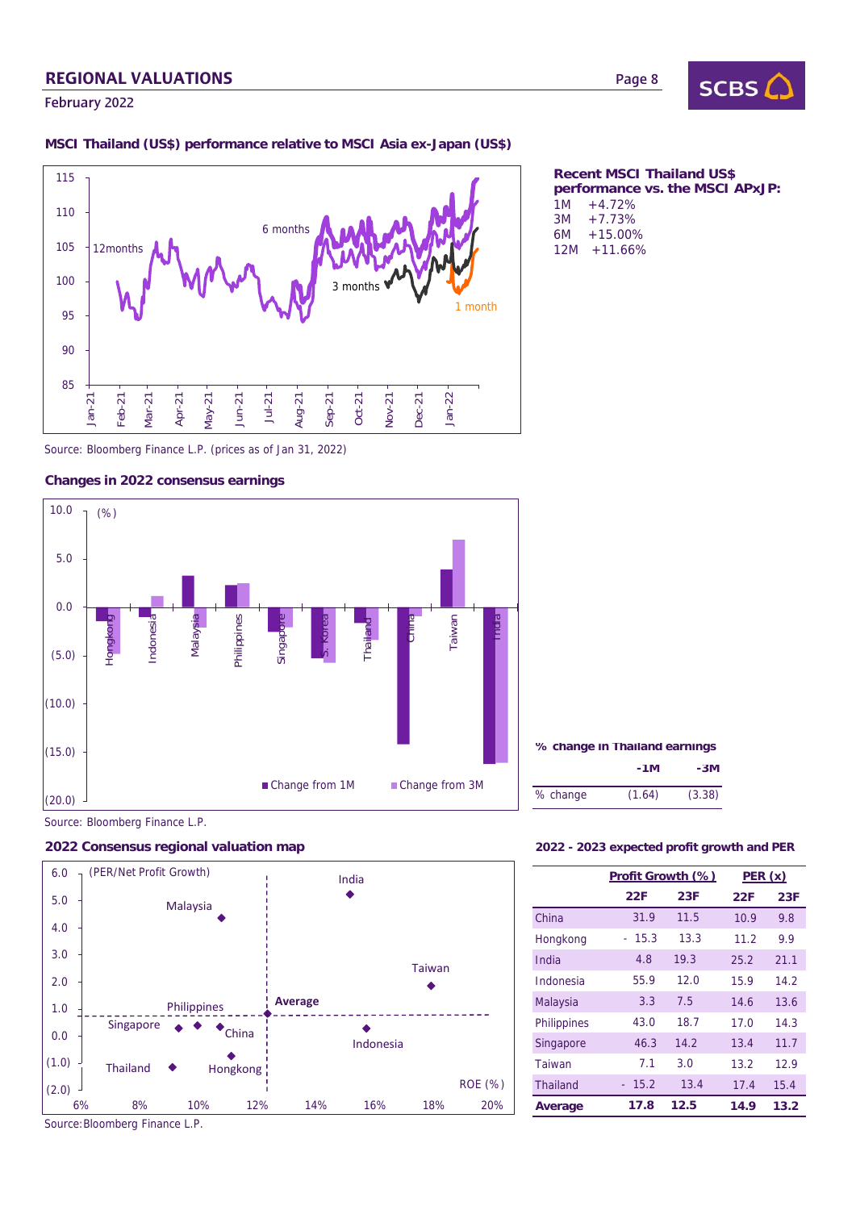## REGIONAL VALUATIONS

February 2022

### MSCI Thailand (US$) performance relative to MSCI Asia ex-Japan (US$)

Source: Bloomberg Finance L.P. (prices as of Jan 31, 2022)

**Recent MSCI Thailand US$ performance vs. the MSCI APxJP:**

1M +4.72%
3M +7.73%
6M +15.00%
12M +11.66%

### Changes in 2022 consensus earnings

Source: Bloomberg Finance L.P.

**% change in Thailand earnings**

| | -1M | -3M |
|---|---|---|
| % change | (1.64) | (3.38) |

### 2022 Consensus regional valuation map

Source: Bloomberg Finance L.P.

### 2022 - 2023 expected profit growth and PER

| | Profit Growth (%) | | PER (x) | |
|---|---|---|---|---|
| | 22F | 23F | 22F | 23F |
| China | 31.9 | 11.5 | 10.9 | 9.8 |
| Hongkong | - 15.3 | 13.3 | 11.2 | 9.9 |
| India | 4.8 | 19.3 | 25.2 | 21.1 |
| Indonesia | 55.9 | 12.0 | 15.9 | 14.2 |
| Malaysia | 3.3 | 7.5 | 14.6 | 13.6 |
| Philippines | 43.0 | 18.7 | 17.0 | 14.3 |
| Singapore | 46.3 | 14.2 | 13.4 | 11.7 |
| Taiwan | 7.1 | 3.0 | 13.2 | 12.9 |
| Thailand | - 15.2 | 13.4 | 17.4 | 15.4 |
| **Average** | **17.8** | **12.5** | **14.9** | **13.2** |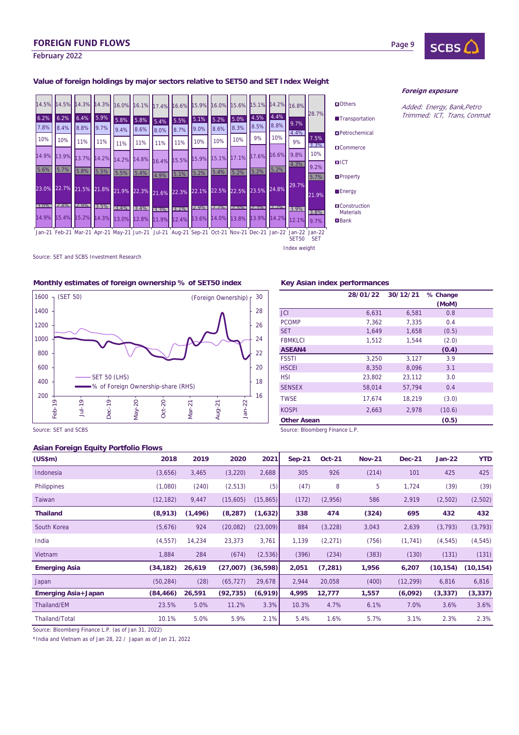## Value of foreign holdings by major sectors relative to SET50 and SET Index Weight

| | Jan-21 | Feb-21 | Mar-21 | Apr-21 | May-21 | Jun-21 | Jul-21 | Aug-21 | Sep-21 | Oct-21 | Nov-21 | Dec-21 | Jan-22 | Jan-22 SET50 | Jan-22 SET |
|---|---|---|---|---|---|---|---|---|---|---|---|---|---|---|---|
| Others | 14.5% | 14.5% | 14.3% | 14.3% | 16.0% | 16.1% | 17.4% | 16.6% | 15.9% | 16.0% | 15.6% | 15.1% | 14.2% | 16.8% | 28.7% |
| Transportation | 6.2% | 6.2% | 6.4% | 5.9% | 5.8% | 5.8% | 5.4% | 5.5% | 5.1% | 5.2% | 5.0% | 4.5% | 4.4% | 9.7% | 7.5% |
| Petrochemical | 7.8% | 8.4% | 8.8% | 9.7% | 9.4% | 8.6% | 8.0% | 8.7% | 9.0% | 8.6% | 8.3% | 8.5% | 8.8% | 4.4% | 3.3% |
| Commerce | 10% | 10% | 11% | 11% | 11% | 11% | 11% | 11% | 10% | 10% | 10% | 9% | 10% | 9% | 10% |
| ICT | 14.9% | 13.9% | 13.7% | 14.2% | 14.2% | 14.8% | 16.4% | 15.5% | 15.9% | 15.1% | 17.1% | 17.6% | 16.6% | 9.8% | 9.2% |
| Property | 5.6% | 5.7% | 5.8% | 5.5% | 5.5% | 5.4% | 4.9% | 5.1% | 5.2% | 5.4% | 5.2% | 5.2% | 5.2% | 4.3% | 5.7% |
| Energy | 23.0% | 22.7% | 21.5% | 21.8% | 21.9% | 22.3% | 21.6% | 22.3% | 22.1% | 22.5% | 22.5% | 23.5% | 24.8% | 29.7% | 21.9% |
| Construction Materials | 3.0% | 2.8% | 2.9% | 3.5% | 3.4% | 3.4% | 3.3% | 3.1% | 2.9% | 2.7% | 2.5% | 2.3% | 2.2% | 3.9% | 3.8% |
| Bank | 14.9% | 15.4% | 15.2% | 14.3% | 13.0% | 12.8% | 11.9% | 12.4% | 13.6% | 14.0% | 13.8% | 13.9% | 14.2% | 12.1% | 9.7% |

Index weight

***Foreign exposure***

*Added: Energy, Bank,Petro*
*Trimmed: ICT, Trans, Conmat*

Source: SET and SCBS Investment Research

## Monthly estimates of foreign ownership % of SET50 index

(SET 50) — SET 50 (LHS); (Foreign Ownership) — % of Foreign Ownership-share (RHS)

Source: SET and SCBS

## Key Asian index performances

| | 28/01/22 | 30/12/21 | % Change (MoM) |
|---|---|---|---|
| JCI | 6,631 | 6,581 | 0.8 |
| PCOMP | 7,362 | 7,335 | 0.4 |
| SET | 1,649 | 1,658 | (0.5) |
| FBMKLCI | 1,512 | 1,544 | (2.0) |
| **ASEAN4** | | | **(0.4)** |
| FSSTI | 3,250 | 3,127 | 3.9 |
| HSCEI | 8,350 | 8,096 | 3.1 |
| HSI | 23,802 | 23,112 | 3.0 |
| SENSEX | 58,014 | 57,794 | 0.4 |
| TWSE | 17,674 | 18,219 | (3.0) |
| KOSPI | 2,663 | 2,978 | (10.6) |
| **Other Asean** | | | **(0.5)** |

Source: Bloomberg Finance L.P.

## Asian Foreign Equity Portfolio Flows

| (US$m) | 2018 | 2019 | 2020 | 2021 | Sep-21 | Oct-21 | Nov-21 | Dec-21 | Jan-22 | YTD |
|---|---|---|---|---|---|---|---|---|---|---|
| Indonesia | (3,656) | 3,465 | (3,220) | 2,688 | 305 | 926 | (214) | 101 | 425 | 425 |
| Philippines | (1,080) | (240) | (2,513) | (5) | (47) | 8 | 5 | 1,724 | (39) | (39) |
| Taiwan | (12,182) | 9,447 | (15,605) | (15,865) | (172) | (2,956) | 586 | 2,919 | (2,502) | (2,502) |
| **Thailand** | **(8,913)** | **(1,496)** | **(8,287)** | **(1,632)** | **338** | **474** | **(324)** | **695** | **432** | **432** |
| South Korea | (5,676) | 924 | (20,082) | (23,009) | 884 | (3,228) | 3,043 | 2,639 | (3,793) | (3,793) |
| India | (4,557) | 14,234 | 23,373 | 3,761 | 1,139 | (2,271) | (756) | (1,741) | (4,545) | (4,545) |
| Vietnam | 1,884 | 284 | (674) | (2,536) | (396) | (234) | (383) | (130) | (131) | (131) |
| **Emerging Asia** | **(34,182)** | **26,619** | **(27,007)** | **(36,598)** | **2,051** | **(7,281)** | **1,956** | **6,207** | **(10,154)** | **(10,154)** |
| Japan | (50,284) | (28) | (65,727) | 29,678 | 2,944 | 20,058 | (400) | (12,299) | 6,816 | 6,816 |
| **Emerging Asia+Japan** | **(84,466)** | **26,591** | **(92,735)** | **(6,919)** | **4,995** | **12,777** | **1,557** | **(6,092)** | **(3,337)** | **(3,337)** |
| Thailand/EM | 23.5% | 5.0% | 11.2% | 3.3% | 10.3% | 4.7% | 6.1% | 7.0% | 3.6% | 3.6% |
| Thailand/Total | 10.1% | 5.0% | 5.9% | 2.1% | 5.4% | 1.6% | 5.7% | 3.1% | 2.3% | 2.3% |

Source: Bloomberg Finance L.P. (as of Jan 31, 2022)

*India and Vietnam as of Jan 28, 22 / Japan as of Jan 21, 2022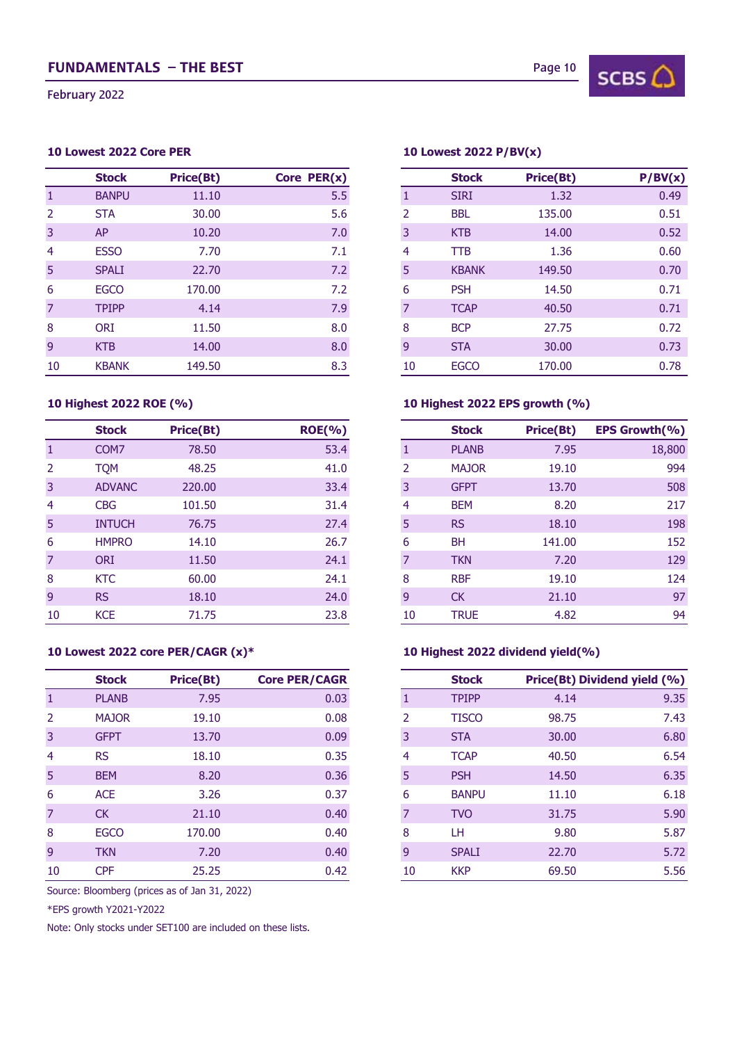## FUNDAMENTALS – THE BEST

February 2022

### 10 Lowest 2022 Core PER

| | Stock | Price(Bt) | Core PER(x) |
|---|---|---|---|
| 1 | BANPU | 11.10 | 5.5 |
| 2 | STA | 30.00 | 5.6 |
| 3 | AP | 10.20 | 7.0 |
| 4 | ESSO | 7.70 | 7.1 |
| 5 | SPALI | 22.70 | 7.2 |
| 6 | EGCO | 170.00 | 7.2 |
| 7 | TPIPP | 4.14 | 7.9 |
| 8 | ORI | 11.50 | 8.0 |
| 9 | KTB | 14.00 | 8.0 |
| 10 | KBANK | 149.50 | 8.3 |

### 10 Lowest 2022 P/BV(x)

| | Stock | Price(Bt) | P/BV(x) |
|---|---|---|---|
| 1 | SIRI | 1.32 | 0.49 |
| 2 | BBL | 135.00 | 0.51 |
| 3 | KTB | 14.00 | 0.52 |
| 4 | TTB | 1.36 | 0.60 |
| 5 | KBANK | 149.50 | 0.70 |
| 6 | PSH | 14.50 | 0.71 |
| 7 | TCAP | 40.50 | 0.71 |
| 8 | BCP | 27.75 | 0.72 |
| 9 | STA | 30.00 | 0.73 |
| 10 | EGCO | 170.00 | 0.78 |

### 10 Highest 2022 ROE (%)

| | Stock | Price(Bt) | ROE(%) |
|---|---|---|---|
| 1 | COM7 | 78.50 | 53.4 |
| 2 | TQM | 48.25 | 41.0 |
| 3 | ADVANC | 220.00 | 33.4 |
| 4 | CBG | 101.50 | 31.4 |
| 5 | INTUCH | 76.75 | 27.4 |
| 6 | HMPRO | 14.10 | 26.7 |
| 7 | ORI | 11.50 | 24.1 |
| 8 | KTC | 60.00 | 24.1 |
| 9 | RS | 18.10 | 24.0 |
| 10 | KCE | 71.75 | 23.8 |

### 10 Highest 2022 EPS growth (%)

| | Stock | Price(Bt) | EPS Growth(%) |
|---|---|---|---|
| 1 | PLANB | 7.95 | 18,800 |
| 2 | MAJOR | 19.10 | 994 |
| 3 | GFPT | 13.70 | 508 |
| 4 | BEM | 8.20 | 217 |
| 5 | RS | 18.10 | 198 |
| 6 | BH | 141.00 | 152 |
| 7 | TKN | 7.20 | 129 |
| 8 | RBF | 19.10 | 124 |
| 9 | CK | 21.10 | 97 |
| 10 | TRUE | 4.82 | 94 |

### 10 Lowest 2022 core PER/CAGR (x)*

| | Stock | Price(Bt) | Core PER/CAGR |
|---|---|---|---|
| 1 | PLANB | 7.95 | 0.03 |
| 2 | MAJOR | 19.10 | 0.08 |
| 3 | GFPT | 13.70 | 0.09 |
| 4 | RS | 18.10 | 0.35 |
| 5 | BEM | 8.20 | 0.36 |
| 6 | ACE | 3.26 | 0.37 |
| 7 | CK | 21.10 | 0.40 |
| 8 | EGCO | 170.00 | 0.40 |
| 9 | TKN | 7.20 | 0.40 |
| 10 | CPF | 25.25 | 0.42 |

Source: Bloomberg (prices as of Jan 31, 2022)

*EPS growth Y2021-Y2022

Note: Only stocks under SET100 are included on these lists.

### 10 Highest 2022 dividend yield(%)

| | Stock | Price(Bt) | Dividend yield (%) |
|---|---|---|---|
| 1 | TPIPP | 4.14 | 9.35 |
| 2 | TISCO | 98.75 | 7.43 |
| 3 | STA | 30.00 | 6.80 |
| 4 | TCAP | 40.50 | 6.54 |
| 5 | PSH | 14.50 | 6.35 |
| 6 | BANPU | 11.10 | 6.18 |
| 7 | TVO | 31.75 | 5.90 |
| 8 | LH | 9.80 | 5.87 |
| 9 | SPALI | 22.70 | 5.72 |
| 10 | KKP | 69.50 | 5.56 |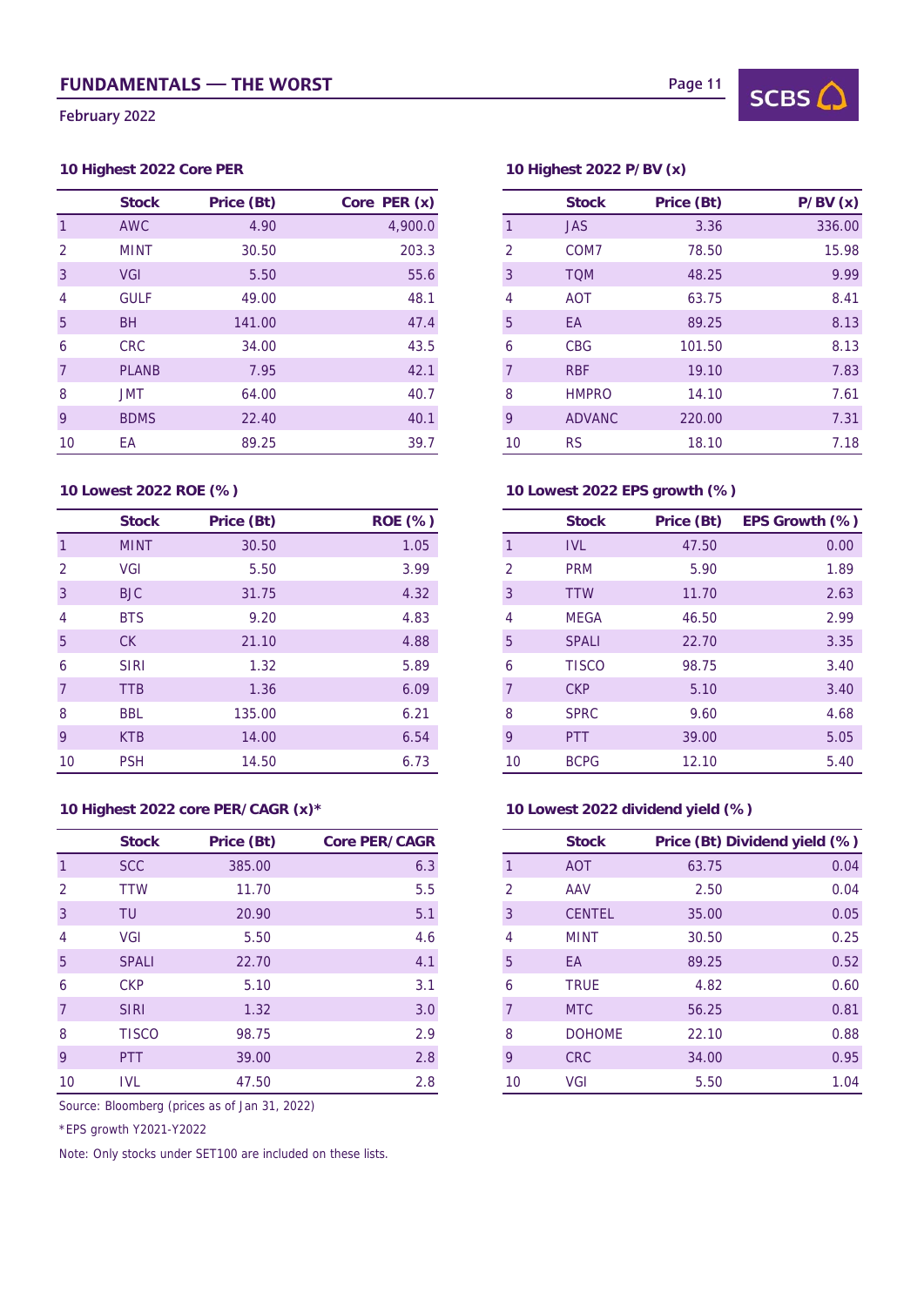# FUNDAMENTALS — THE WORST

February 2022

### 10 Highest 2022 Core PER

| | Stock | Price (Bt) | Core PER (x) |
|---|---|---|---|
| 1 | AWC | 4.90 | 4,900.0 |
| 2 | MINT | 30.50 | 203.3 |
| 3 | VGI | 5.50 | 55.6 |
| 4 | GULF | 49.00 | 48.1 |
| 5 | BH | 141.00 | 47.4 |
| 6 | CRC | 34.00 | 43.5 |
| 7 | PLANB | 7.95 | 42.1 |
| 8 | JMT | 64.00 | 40.7 |
| 9 | BDMS | 22.40 | 40.1 |
| 10 | EA | 89.25 | 39.7 |

### 10 Highest 2022 P/BV (x)

| | Stock | Price (Bt) | P/BV (x) |
|---|---|---|---|
| 1 | JAS | 3.36 | 336.00 |
| 2 | COM7 | 78.50 | 15.98 |
| 3 | TQM | 48.25 | 9.99 |
| 4 | AOT | 63.75 | 8.41 |
| 5 | EA | 89.25 | 8.13 |
| 6 | CBG | 101.50 | 8.13 |
| 7 | RBF | 19.10 | 7.83 |
| 8 | HMPRO | 14.10 | 7.61 |
| 9 | ADVANC | 220.00 | 7.31 |
| 10 | RS | 18.10 | 7.18 |

### 10 Lowest 2022 ROE (%)

| | Stock | Price (Bt) | ROE (%) |
|---|---|---|---|
| 1 | MINT | 30.50 | 1.05 |
| 2 | VGI | 5.50 | 3.99 |
| 3 | BJC | 31.75 | 4.32 |
| 4 | BTS | 9.20 | 4.83 |
| 5 | CK | 21.10 | 4.88 |
| 6 | SIRI | 1.32 | 5.89 |
| 7 | TTB | 1.36 | 6.09 |
| 8 | BBL | 135.00 | 6.21 |
| 9 | KTB | 14.00 | 6.54 |
| 10 | PSH | 14.50 | 6.73 |

### 10 Lowest 2022 EPS growth (%)

| | Stock | Price (Bt) | EPS Growth (%) |
|---|---|---|---|
| 1 | IVL | 47.50 | 0.00 |
| 2 | PRM | 5.90 | 1.89 |
| 3 | TTW | 11.70 | 2.63 |
| 4 | MEGA | 46.50 | 2.99 |
| 5 | SPALI | 22.70 | 3.35 |
| 6 | TISCO | 98.75 | 3.40 |
| 7 | CKP | 5.10 | 3.40 |
| 8 | SPRC | 9.60 | 4.68 |
| 9 | PTT | 39.00 | 5.05 |
| 10 | BCPG | 12.10 | 5.40 |

### 10 Highest 2022 core PER/CAGR (x)*

| | Stock | Price (Bt) | Core PER/CAGR |
|---|---|---|---|
| 1 | SCC | 385.00 | 6.3 |
| 2 | TTW | 11.70 | 5.5 |
| 3 | TU | 20.90 | 5.1 |
| 4 | VGI | 5.50 | 4.6 |
| 5 | SPALI | 22.70 | 4.1 |
| 6 | CKP | 5.10 | 3.1 |
| 7 | SIRI | 1.32 | 3.0 |
| 8 | TISCO | 98.75 | 2.9 |
| 9 | PTT | 39.00 | 2.8 |
| 10 | IVL | 47.50 | 2.8 |

### 10 Lowest 2022 dividend yield (%)

| | Stock | Price (Bt) | Dividend yield (%) |
|---|---|---|---|
| 1 | AOT | 63.75 | 0.04 |
| 2 | AAV | 2.50 | 0.04 |
| 3 | CENTEL | 35.00 | 0.05 |
| 4 | MINT | 30.50 | 0.25 |
| 5 | EA | 89.25 | 0.52 |
| 6 | TRUE | 4.82 | 0.60 |
| 7 | MTC | 56.25 | 0.81 |
| 8 | DOHOME | 22.10 | 0.88 |
| 9 | CRC | 34.00 | 0.95 |
| 10 | VGI | 5.50 | 1.04 |

Source: Bloomberg (prices as of Jan 31, 2022)

*EPS growth Y2021-Y2022

Note: Only stocks under SET100 are included on these lists.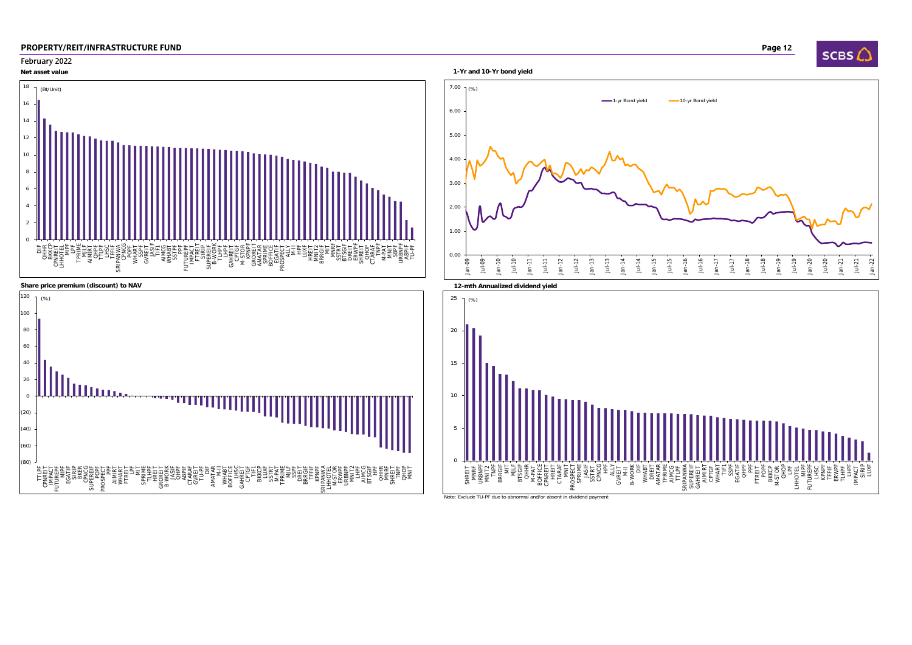February 2022

**Net asset value**

**1-Yr and 10-Yr bond yield**

**Share price premium (discount) to NAV**

**12-mth Annualized dividend yield**

Note: Exclude TU-PF due to abnormal and/or absent in dividend payment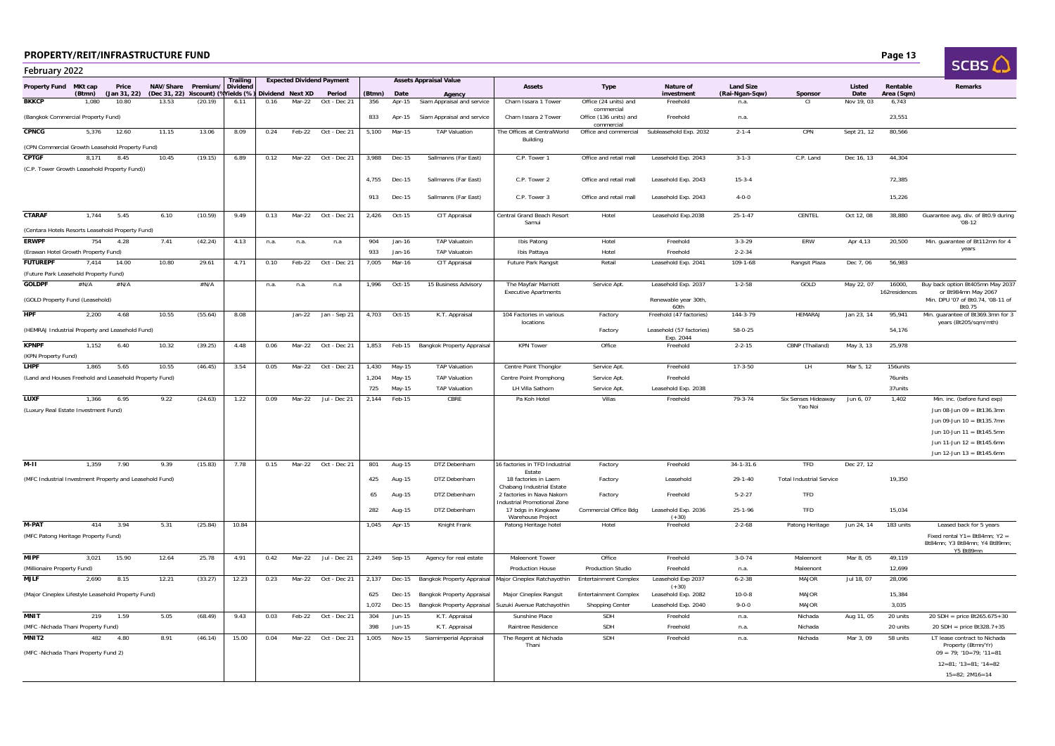## PROPERTY/REIT/INFRASTRUCTURE FUND

February 2022

| Property Fund | MKt cap (Btmn) | Price (Jan 31, 22) | NAV/Share (Dec 31, 22) | Premium/ Discount (%) | Trailing Dividend Yields (%) | Expected Dividend Payment | | | Assets Appraisal Value | | | Assets | Type | Nature of investment | Land Size (Rai-Ngan-Sqw) | Sponsor | Listed Date | Rentable Area (Sqm) | Remarks |
|---|---|---|---|---|---|---|---|---|---|---|---|---|---|---|---|---|---|---|---|
| | | | | | | Dividend | Next XD | Period | (Btmn) | Date | Agency | | | | | | | | |
| **BKKCP** | 1,080 | 10.80 | 13.53 | (20.19) | 6.11 | 0.16 | Mar-22 | Oct - Dec 21 | 356 | Apr-15 | Siam Appraisal and service | Charn Issara 1 Tower | Office (24 units) and commercial | Freehold | n.a. | CI | Nov 19, 03 | 6,743 | |
| (Bangkok Commercial Property Fund) | | | | | | | | | 833 | Apr-15 | Siam Appraisal and service | Charn Issara 2 Tower | Office (136 units) and commercial | Freehold | n.a. | | | 23,551 | |
| **CPNCG** | 5,376 | 12.60 | 11.15 | 13.06 | 8.09 | 0.24 | Feb-22 | Oct - Dec 21 | 5,100 | Mar-15 | TAP Valuation | The Offices at CentralWorld Building | Office and commercial | Subleasehold Exp. 2032 | 2-1-4 | CPN | Sept 21, 12 | 80,566 | |
| (CPN Commercial Growth Leasehold Property Fund) | | | | | | | | | | | | | | | | | | | |
| **CPTGF** | 8,171 | 8.45 | 10.45 | (19.15) | 6.89 | 0.12 | Mar-22 | Oct - Dec 21 | 3,988 | Dec-15 | Sallmanns (Far East) | C.P. Tower 1 | Office and retail mall | Leasehold Exp. 2043 | 3-1-3 | C.P. Land | Dec 16, 13 | 44,304 | |
| (C.P. Tower Growth Leasehold Property Fund)) | | | | | | | | | 4,755 | Dec-15 | Sallmanns (Far East) | C.P. Tower 2 | Office and retail mall | Leasehold Exp. 2043 | 15-3-4 | | | 72,385 | |
| | | | | | | | | | 913 | Dec-15 | Sallmanns (Far East) | C.P. Tower 3 | Office and retail mall | Leasehold Exp. 2043 | 4-0-0 | | | 15,226 | |
| **CTARAF** | 1,744 | 5.45 | 6.10 | (10.59) | 9.49 | 0.13 | Mar-22 | Oct - Dec 21 | 2,426 | Oct-15 | CIT Appraisal | Central Grand Beach Resort Samui | Hotel | Leasehold Exp.2038 | 25-1-47 | CENTEL | Oct 12, 08 | 38,880 | Guarantee avg. div. of Bt0.9 during '08-12 |
| (Centara Hotels Resorts Leasehold Property Fund) | | | | | | | | | | | | | | | | | | | |
| **ERWPF** | 754 | 4.28 | 7.41 | (42.24) | 4.13 | n.a. | n.a. | n.a | 904 | Jan-16 | TAP Valuatoin | Ibis Patong | Hotel | Freehold | 3-3-29 | ERW | Apr 4,13 | 20,500 | Min. guarantee of Bt112mn for 4 years |
| (Erawan Hotel Growth Property Fund) | | | | | | | | | 933 | Jan-16 | TAP Valuatoin | Ibis Pattaya | Hotel | Freehold | 2-2-34 | | | | |
| **FUTUREPF** | 7,414 | 14.00 | 10.80 | 29.61 | 4.71 | 0.10 | Feb-22 | Oct - Dec 21 | 7,005 | Mar-16 | CIT Appraisal | Future Park Rangsit | Retail | Leasehold Exp. 2041 | 109-1-68 | Rangsit Plaza | Dec 7, 06 | 56,983 | |
| (Future Park Leasehold Property Fund) | | | | | | | | | | | | | | | | | | | |
| **GOLDPF** | #N/A | #N/A | | #N/A | | n.a. | n.a. | n.a | 1,996 | Oct-15 | 15 Business Advisory | The Mayfair Marriott Executive Apartments | Service Apt. | Leasehold Exp. 2037 | 1-2-58 | GOLD | May 22, 07 | 16000, 162residences | Buy back option Bt405mn May 2037 or Bt984mn May 2067 |
| (GOLD Property Fund (Leasehold) | | | | | | | | | | | | | | Renewable year 30th, 60th | | | | | Min. DPU '07 of Bt0.74, '08-11 of Bt0.75 |
| **HPF** | 2,200 | 4.68 | 10.55 | (55.64) | 8.08 | | Jan-22 | Jan - Sep 21 | 4,703 | Oct-15 | K.T. Appraisal | 104 Factories in various locations | Factory | Freehold (47 factories) | 144-3-79 | HEMARAJ | Jan 23, 14 | 95,941 | Min. guarantee of Bt369.3mn for 3 years (Bt205/sqm/mth) |
| (HEMRAJ Industrial Property and Leasehold Fund) | | | | | | | | | | | | | Factory | Leasehold (57 factories) Exp. 2044 | 58-0-25 | | | 54,176 | |
| **KPNPF** | 1,152 | 6.40 | 10.32 | (39.25) | 4.48 | 0.06 | Mar-22 | Oct - Dec 21 | 1,853 | Feb-15 | Bangkok Property Appraisal | KPN Tower | Office | Freehold | 2-2-15 | CBNP (Thailand) | May 3, 13 | 25,978 | |
| (KPN Property Fund) | | | | | | | | | | | | | | | | | | | |
| **LHPF** | 1,865 | 5.65 | 10.55 | (46.45) | 3.54 | 0.05 | Mar-22 | Oct - Dec 21 | 1,430 | May-15 | TAP Valuation | Centre Point Thonglor | Service Apt. | Freehold | 17-3-50 | LH | Mar 5, 12 | 156units | |
| (Land and Houses Freehold and Leasehold Property Fund) | | | | | | | | | 1,204 | May-15 | TAP Valuation | Centre Point Promphong | Service Apt. | Freehold | | | | 76units | |
| | | | | | | | | | 725 | May-15 | TAP Valuation | LH Villa Sathorn | Service Apt. | Leasehold Exp. 2038 | | | | 37units | |
| **LUXF** | 1,366 | 6.95 | 9.22 | (24.63) | 1.22 | 0.09 | Mar-22 | Jul - Dec 21 | 2,144 | Feb-15 | CBRE | Pa Koh Hotel | Villas | Freehold | 79-3-74 | Six Senses Hideaway Yao Noi | Jun 6, 07 | 1,402 | Min. inc. (before fund exp) |
| (Luxury Real Estate Investment Fund) | | | | | | | | | | | | | | | | | | | Jun 08-Jun 09 = Bt136.3mn |
| | | | | | | | | | | | | | | | | | | | Jun 09-Jun 10 = Bt135.7mn |
| | | | | | | | | | | | | | | | | | | | Jun 10-Jun 11 = Bt145.5mn |
| | | | | | | | | | | | | | | | | | | | Jun 11-Jun 12 = Bt145.6mn |
| | | | | | | | | | | | | | | | | | | | Jun 12-Jun 13 = Bt145.6mn |
| **M-II** | 1,359 | 7.90 | 9.39 | (15.83) | 7.78 | 0.15 | Mar-22 | Oct - Dec 21 | 801 | Aug-15 | DTZ Debenham | 16 factories in TFD Industrial Estate | Factory | Freehold | 34-1-31.6 | TFD | Dec 27, 12 | | |
| (MFC Industrial Investment Property and Leasehold Fund) | | | | | | | | | 425 | Aug-15 | DTZ Debenham | 18 factories in Laem Chabang Industrial Estate | Factory | Leasehold | 29-1-40 | Total Industrial Service | | 19,350 | |
| | | | | | | | | | 65 | Aug-15 | DTZ Debenham | 2 factories in Nava Nakorn Industrial Promotional Zone | Factory | Freehold | 5-2-27 | TFD | | | |
| | | | | | | | | | 282 | Aug-15 | DTZ Debenham | 17 bdgs in Kingkaew Warehouse Project | Commercial Office Bdg | Leasehold Exp. 2036 (+30) | 25-1-96 | TFD | | 15,034 | |
| **M-PAT** | 414 | 3.94 | 5.31 | (25.84) | 10.84 | | | | 1,045 | Apr-15 | Knight Frank | Patong Heritage hotel | Hotel | Freehold | 2-2-68 | Patong Heritage | Jun 24, 14 | 183 units | Leased back for 5 years |
| (MFC Patong Heritage Property Fund) | | | | | | | | | | | | | | | | | | | Fixed rental Y1= Bt84mn; Y2 = Bt84mn; Y3 Bt84mn; Y4 Bt89mn; Y5 Bt89mn |
| **MIPF** | 3,021 | 15.90 | 12.64 | 25.78 | 4.91 | 0.42 | Mar-22 | Jul - Dec 21 | 2,249 | Sep-15 | Agency for real estate | Maleenont Tower | Office | Freehold | 3-0-74 | Maleenont | Mar 8, 05 | 49,119 | |
| (Millionaire Property Fund) | | | | | | | | | | | | Production House | Production Studio | Freehold | n.a. | Maleenont | | 12,699 | |
| **MJLF** | 2,690 | 8.15 | 12.21 | (33.27) | 12.23 | 0.23 | Mar-22 | Oct - Dec 21 | 2,137 | Dec-15 | Bangkok Property Appraisal | Major Cineplex Ratchayothin | Entertainment Complex | Leasehold Exp 2037 (+30) | 6-2-38 | MAJOR | Jul 18, 07 | 28,096 | |
| (Major Cineplex Lifestyle Leasehold Property Fund) | | | | | | | | | 625 | Dec-15 | Bangkok Property Appraisal | Major Cineplex Rangsit | Entertainment Complex | Leasehold Exp. 2082 | 10-0-8 | MAJOR | | 15,384 | |
| | | | | | | | | | 1,072 | Dec-15 | Bangkok Property Appraisal | Suzuki Avenue Ratchayothin | Shopping Center | Leasehold Exp. 2040 | 9-0-0 | MAJOR | | 3,035 | |
| **MNIT** | 219 | 1.59 | 5.05 | (68.49) | 9.43 | 0.03 | Feb-22 | Oct - Dec 21 | 304 | Jun-15 | K.T. Appraisal | Sunshine Place | SDH | Freehold | n.a. | Nichada | Aug 11, 05 | 20 units | 20 SDH = price Bt265.675+30 |
| (MFC -Nichada Thani Property Fund) | | | | | | | | | 398 | Jun-15 | K.T. Appraisal | Raintree Residence | SDH | Freehold | n.a. | Nichada | | 20 units | 20 SDH = price Bt328.7+35 |
| **MNIT2** | 482 | 4.80 | 8.91 | (46.14) | 15.00 | 0.04 | Mar-22 | Oct - Dec 21 | 1,005 | Nov-15 | Siamimperial Appraisal | The Regent at Nichada Thani | SDH | Freehold | n.a. | Nichada | Mar 3, 09 | 58 units | LT lease contract to Nichada Property (Btmn/Yr) 09 = 79; '10=79; '11=81 |
| (MFC -Nichada Thani Property Fund 2) | | | | | | | | | | | | | | | | | | | 12=81; '13=81; '14=82 |
| | | | | | | | | | | | | | | | | | | | 15=82; 2M16=14 |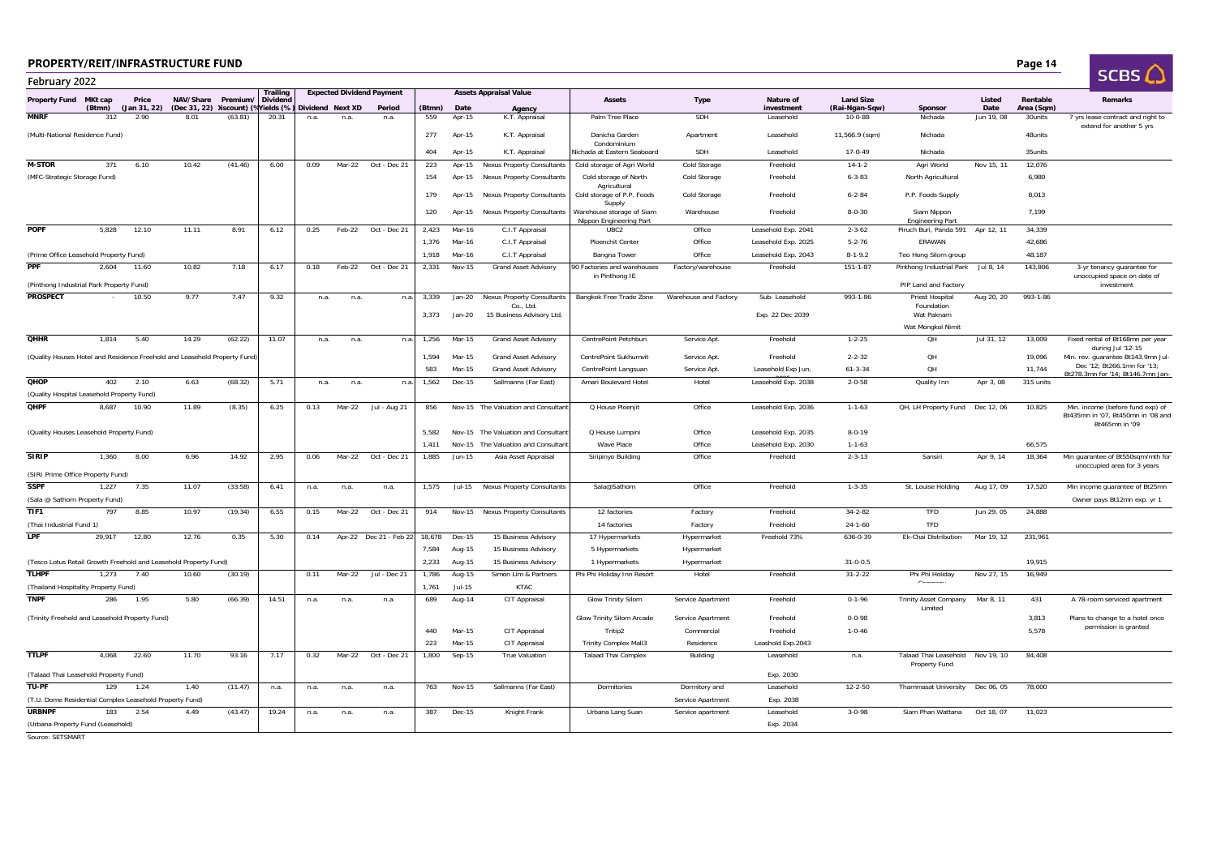## PROPERTY/REIT/INFRASTRUCTURE FUND

February 2022

| Property Fund | MKt cap (Btmn) | Price (Jan 31, 22) | NAV/Share (Dec 31, 22) | Premium/ Discount) (%) | Trailing Dividend Yields (%) | Expected Dividend Payment: Dividend | Next XD | Period | Assets Appraisal Value: (Btmn) | Date | Agency | Assets | Type | Nature of investment | Land Size (Rai-Ngan-Sqw) | Sponsor | Listed Date | Rentable Area (Sqm) | Remarks |
|---|---|---|---|---|---|---|---|---|---|---|---|---|---|---|---|---|---|---|---|
| **MNRF** | 312 | 2.90 | 8.01 | (63.81) | 20.31 | n.a. | n.a. | n.a. | 559 | Apr-15 | K.T. Appraisal | Palm Tree Place | SDH | Leasehold | 10-0-88 | Nichada | Jun 19, 08 | 30units | 7 yrs lease contract and right to extend for another 5 yrs |
| (Multi-National Residence Fund) | | | | | | | | | 277 | Apr-15 | K.T. Appraisal | Danicha Garden Condominium | Apartment | Leasehold | 11,566.9 (sqm) | Nichada | | 48units | |
| | | | | | | | | | 404 | Apr-15 | K.T. Appraisal | Nichada at Eastern Seaboard | SDH | Leasehold | 17-0-49 | Nichada | | 35units | |
| **M-STOR** | 371 | 6.10 | 10.42 | (41.46) | 6.00 | 0.09 | Mar-22 | Oct - Dec 21 | 223 | Apr-15 | Nexus Property Consultants | Cold storage of Agri World | Cold Storage | Freehold | 14-1-2 | Agri World | Nov 15, 11 | 12,076 | |
| (MFC-Strategic Storage Fund) | | | | | | | | | 154 | Apr-15 | Nexus Property Consultants | Cold storage of North Agricultural | Cold Storage | Freehold | 6-3-83 | North Agricultural | | 6,980 | |
| | | | | | | | | | 179 | Apr-15 | Nexus Property Consultants | Cold storage of P.P. Foods Supply | Cold Storage | Freehold | 6-2-84 | P.P. Foods Supply | | 8,013 | |
| | | | | | | | | | 120 | Apr-15 | Nexus Property Consultants | Warehouse storage of Siam Nippon Engineering Part | Warehouse | Freehold | 8-0-30 | Siam Nippon Engineering Part | | 7,199 | |
| **POPF** | 5,828 | 12.10 | 11.11 | 8.91 | 6.12 | 0.25 | Feb-22 | Oct - Dec 21 | 2,423 | Mar-16 | C.I.T Appraisal | UBC2 | Office | Leasehold Exp. 2041 | 2-3-62 | Piruch Buri, Panda 591 | Apr 12, 11 | 34,339 | |
| | | | | | | | | | 1,376 | Mar-16 | C.I.T Appraisal | Ploenchit Center | Office | Leasehold Exp. 2025 | 5-2-76 | ERAWAN | | 42,686 | |
| (Prime Office Leasehold Property Fund) | | | | | | | | | 1,918 | Mar-16 | C.I.T Appraisal | Bangna Tower | Office | Leasehold Exp. 2043 | 8-1-9.2 | Teo Hong Silom group | | 48,187 | |
| **PPF** | 2,604 | 11.60 | 10.82 | 7.18 | 6.17 | 0.18 | Feb-22 | Oct - Dec 21 | 2,331 | Nov-15 | Grand Asset Advisory | 90 Factories and warehouses in Pinthong IE | Factory/warehouse | Freehold | 151-1-87 | Pinthong Industrial Park | Jul 8, 14 | 143,806 | 3-yr tenancy guarantee for unoccupied space on date of investment |
| (Pinthong Industrial Park Property Fund) | | | | | | | | | | | | | | | | PIP Land and Factory | | | |
| **PROSPECT** | - | 10.50 | 9.77 | 7.47 | 9.32 | n.a. | n.a. | n.a. | 3,339 | Jan-20 | Nexus Property Consultants Co., Ltd. | Bangkok Free Trade Zone | Warehouse and Factory | Sub- Leasehold | 993-1-86 | Priest Hospital Foundation | Aug 20, 20 | 993-1-86 | |
| | | | | | | | | | 3,373 | Jan-20 | 15 Business Advisory Ltd. | | | Exp. 22 Dec 2039 | | Wat Paknam | | | |
| | | | | | | | | | | | | | | | | Wat Mongkol Nimit | | | |
| **QHHR** | 1,814 | 5.40 | 14.29 | (62.22) | 11.07 | n.a. | n.a. | n.a. | 1,256 | Mar-15 | Grand Asset Advisory | CentrePoint Petchburi | Service Apt. | Freehold | 1-2-25 | QH | Jul 31, 12 | 13,009 | Fixed rental of Bt168mn per year during Jul '12-15 |
| (Quality Houses Hotel and Residence Freehold and Leasehold Property Fund) | | | | | | | | | 1,594 | Mar-15 | Grand Asset Advisory | CentrePoint Sukhumvit | Service Apt. | Freehold | 2-2-32 | QH | | 19,096 | Min. rev. guarantee Bt143.9mn Jul-Dec '12; Bt266.1mn for '13; Bt278.3mn for '14; Bt146.7mn Jan- |
| | | | | | | | | | 583 | Mar-15 | Grand Asset Advisory | CentrePoint Langsuan | Service Apt. | Leasehold Exp Jun, | 61-3-34 | QH | | 11,744 | |
| **QHOP** | 402 | 2.10 | 6.63 | (68.32) | 5.71 | n.a. | n.a. | n.a. | 1,562 | Dec-15 | Sallmanns (Far East) | Amari Boulevard Hotel | Hotel | Leasehold Exp. 2038 | 2-0-58 | Quality Inn | Apr 3, 08 | 315 units | |
| (Quality Hospital Leasehold Property Fund) | | | | | | | | | | | | | | | | | | | |
| **QHPF** | 8,687 | 10.90 | 11.89 | (8.35) | 6.25 | 0.13 | Mar-22 | Jul - Aug 21 | 856 | Nov-15 | The Valuation and Consultant | Q House Ploenjit | Office | Leasehold Exp. 2036 | 1-1-63 | QH, LH Property Fund | Dec 12, 06 | 10,825 | Min. income (before fund exp) of Bt435mn in '07, Bt450mn in '08 and Bt465mn in '09 |
| (Quality Houses Leasehold Property Fund) | | | | | | | | | 5,582 | Nov-15 | The Valuation and Consultant | Q House Lumpini | Office | Leasehold Exp. 2035 | 8-0-19 | | | | |
| | | | | | | | | | 1,411 | Nov-15 | The Valuation and Consultant | Wave Place | Office | Leasehold Exp. 2030 | 1-1-63 | | | 66,575 | |
| **SIRIP** | 1,360 | 8.00 | 6.96 | 14.92 | 2.95 | 0.06 | Mar-22 | Oct - Dec 21 | 1,885 | Jun-15 | Asia Asset Appraisal | Siripinyo Building | Office | Freehold | 2-3-13 | Sansiri | Apr 9, 14 | 18,364 | Min guarantee of Bt550sqm/mth for unoccupied area for 3 years |
| (SIRI Prime Office Property Fund) | | | | | | | | | | | | | | | | | | | |
| **SSPF** | 1,227 | 7.35 | 11.07 | (33.58) | 6.41 | n.a. | n.a. | n.a. | 1,575 | Jul-15 | Nexus Property Consultants | Sala@Sathorn | Office | Freehold | 1-3-35 | St. Louise Holding | Aug 17, 09 | 17,520 | Min income guarantee of Bt25mn |
| (Sala @ Sathorn Property Fund) | | | | | | | | | | | | | | | | | | | Owner pays Bt12mn exp. yr 1 |
| **TIF1** | 797 | 8.85 | 10.97 | (19.34) | 6.55 | 0.15 | Mar-22 | Oct - Dec 21 | 914 | Nov-15 | Nexus Property Consultants | 12 factories | Factory | Freehold | 34-2-82 | TFD | Jun 29, 05 | 24,888 | |
| (Thai Industrial Fund 1) | | | | | | | | | | | | 14 factories | Factory | Freehold | 24-1-60 | TFD | | | |
| **LPF** | 29,917 | 12.80 | 12.76 | 0.35 | 5.30 | 0.14 | Apr-22 | Dec 21 - Feb 22 | 18,678 | Dec-15 | 15 Business Advisory | 17 Hypermarkets | Hypermarket | Freehold 73% | 636-0-39 | Ek-Chai Distribution | Mar 19, 12 | 231,961 | |
| | | | | | | | | | 7,584 | Aug-15 | 15 Business Advisory | 5 Hypermarkets | Hypermarket | | | | | | |
| (Tesco Lotus Retail Growth Freehold and Leasehold Property Fund) | | | | | | | | | 2,233 | Aug-15 | 15 Business Advisory | 1 Hypermarkets | Hypermarket | | 31-0-0.5 | | | 19,915 | |
| **TLHPF** | 1,273 | 7.40 | 10.60 | (30.19) | | 0.11 | Mar-22 | Jul - Dec 21 | 1,786 | Aug-15 | Simon Lim & Partners | Phi Phi Holiday Inn Resort | Hotel | Freehold | 31-2-22 | Phi Phi Holiday Company | Nov 27, 15 | 16,949 | |
| (Thailand Hospitality Property Fund) | | | | | | | | | 1,761 | Jul-15 | KTAC | | | | | | | | |
| **TNPF** | 286 | 1.95 | 5.80 | (66.39) | 14.51 | n.a. | n.a. | n.a. | 689 | Aug-14 | CIT Appraisal | Glow Trinity Silom | Service Apartment | Freehold | 0-1-96 | Trinity Asset Company Limited | Mar 8, 11 | 431 | A 78-room serviced apartment |
| (Trinity Freehold and Leasehold Property Fund) | | | | | | | | | | | | Glow Trinity Silom Arcade | Service Apartment | Freehold | 0-0-98 | | | 3,813 | Plans to change to a hotel once permission is granted |
| | | | | | | | | | 440 | Mar-15 | CIT Appraisal | Tritip2 | Commercial | Freehold | 1-0-46 | | | 5,578 | |
| | | | | | | | | | 223 | Mar-15 | CIT Appraisal | Trinity Complex Mall3 | Residence | Leashold Exp.2043 | | | | | |
| **TTLPF** | 4,068 | 22.60 | 11.70 | 93.16 | 7.17 | 0.32 | Mar-22 | Oct - Dec 21 | 1,800 | Sep-15 | True Valuation | Talaad Thai Complex | Building | Leasehold | n.a. | Talaad Thai Leasehold Property Fund | Nov 19, 10 | 84,408 | |
| (Talaad Thai Leasehold Property Fund) | | | | | | | | | | | | | | Exp. 2030 | | | | | |
| **TU-PF** | 129 | 1.24 | 1.40 | (11.47) | n.a. | n.a. | n.a. | n.a. | 763 | Nov-15 | Sallmanns (Far East) | Dormitories | Dormitory and | Leasehold | 12-2-50 | Thammasat University | Dec 06, 05 | 78,000 | |
| (T.U. Dome Residential Complex Leasehold Property Fund) | | | | | | | | | | | | | Service Apartment | Exp. 2038 | | | | | |
| **URBNPF** | 183 | 2.54 | 4.49 | (43.47) | 19.24 | n.a. | n.a. | n.a. | 387 | Dec-15 | Knight Frank | Urbana Lang Suan | Service apartment | Leasehold | 3-0-98 | Siam Phan Wattana | Oct 18, 07 | 11,023 | |
| (Urbana Property Fund (Leasehold) | | | | | | | | | | | | | | Exp. 2034 | | | | | |

Source: SETSMART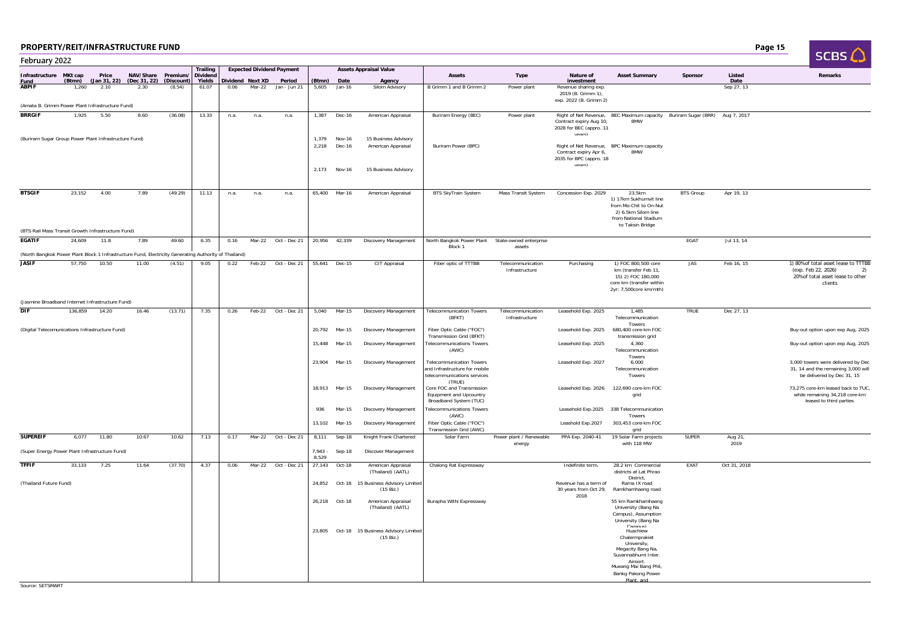# PROPERTY/REIT/INFRASTRUCTURE FUND

February 2022

| Infrastructure Fund | MKt cap (Btmn) | Price (Jan 31, 22) | NAV/Share (Dec 31, 22) | Premium/ (Discount) | Trailing Dividend Yields | Expected Dividend Payment | | | Assets Appraisal Value | | | Assets | Type | Nature of investment | Asset Summary | Sponsor | Listed Date | Remarks |
|---|---|---|---|---|---|---|---|---|---|---|---|---|---|---|---|---|---|---|
| | | | | | | Dividend | Next XD | Period | (Btmn) | Date | Agency | | | | | | | |
| **ABPIF** | 1,260 | 2.10 | 2.30 | (8.54) | 61.07 | 0.06 | Mar-22 | Jan - Jun 21 | 5,605 | Jan-16 | Silom Advisory | B Grimm 1 and B Grimm 2 | Power plant | Revenue sharing exp. 2019 (B. Grimm 1); exp. 2022 (B. Grimm 2) | | | Sep 27, 13 | |
| (Amata B. Grimm Power Plant Infrastructure Fund) | | | | | | | | | | | | | | | | | | |
| **BRRGIF** | 1,925 | 5.50 | 8.60 | (36.08) | 13.33 | n.a. | n.a. | n.a. | 1,387 | Dec-16 | American Appraisal | Buriram Energy (BEC) | Power plant | Right of Net Revenue, Contract expiry Aug 10, 2028 for BEC (appro. 11 years) | BEC Maximum capacity 8MW | Buriram Sugar (BRR) | Aug 7, 2017 | |
| (Buriram Sugar Group Power Plant Infrastructure Fund) | | | | | | | | | 1,379 | Nov-16 | 15 Business Advisory | | | | | | | |
| | | | | | | | | | 2,218 | Dec-16 | American Appraisal | Buriram Power (BPC) | | Right of Net Revenue, Contract expiry Apr 6, 2035 for BPC (appro. 18 years) | BPC Maximum capacity 8MW | | | |
| | | | | | | | | | 2,173 | Nov-16 | 15 Business Advisory | | | | | | | |
| **BTSGIF** | 23,152 | 4.00 | 7.89 | (49.29) | 11.13 | n.a. | n.a. | n.a. | 65,400 | Mar-16 | American Appraisal | BTS SkyTrain System | Mass Transit System | Concession Exp. 2029 | 23.5km 1) 17km Sukhumvit line from Mo-Chit to On-Nut 2) 6.5km Silom line from National Stadium to Taksin Bridge | BTS Group | Apr 19, 13 | |
| (BTS Rail Mass Transit Growth Infrastructure Fund) | | | | | | | | | | | | | | | | | | |
| **EGATIF** | 24,609 | 11.8 | 7.89 | 49.60 | 6.35 | 0.16 | Mar-22 | Oct - Dec 21 | 20,956 | 42,339 | Discovery Management | North Bangkok Power Plant Block 1 | State-owned enterprise assets | | | EGAT | Jul 13, 14 | |
| (North Bangkok Power Plant Block 1 Infrastructure Fund, Electricity Generating Authority of Thailand) | | | | | | | | | | | | | | | | | | |
| **JASIF** | 57,750 | 10.50 | 11.00 | (4.51) | 9.05 | 0.22 | Feb-22 | Oct - Dec 21 | 55,641 | Dec-15 | CIT Appraisal | Fiber optic of TTTBB | Telecommunication Infrastructure | Purchasing | 1) FOC 800,500 core km (transfer Feb 11, 15) 2) FOC 180,000 core km (transfer within 2yr: 7,500core km/mth) | JAS | Feb 16, 15 | 1) 80%of total asset lease to TTTBB (exp. Feb 22, 2026) 2) 20%of total asset lease to other clients |
| (Jasmine Broadband Internet Infrastructure Fund) | | | | | | | | | | | | | | | | | | |
| **DIF** | 136,859 | 14.20 | 16.46 | (13.71) | 7.35 | 0.26 | Feb-22 | Oct - Dec 21 | 5,040 | Mar-15 | Discovery Management | Telecommunication Towers (BFKT) | Telecommunication Infrastructure | Leasehold Exp. 2025 | 1,485 Telecommunication Towers | TRUE | Dec 27, 13 | |
| (Digital Telecomunications Infrastructure Fund) | | | | | | | | | 20,792 | Mar-15 | Discovery Management | Fiber Optic Cable ("FOC") Transmission Grid (BFKT) | | Leasehold Exp. 2025 | 680,400 core-km FOC transmission grid | | | Buy-out option upon exp Aug, 2025 |
| | | | | | | | | | 15,448 | Mar-15 | Discovery Management | Telecommunications Towers (AWC) | | Leasehold Exp. 2025 | 4,360 Telecommunication Towers | | | Buy-out option upon exp Aug, 2025 |
| | | | | | | | | | 23,904 | Mar-15 | Discovery Management | Telecommunication Towers and Infrastructure for mobile telecommunications services (TRUE) | | Leasehold Exp. 2027 | 6,000 Telecommunication Towers | | | 3,000 towers were delivered by Dec 31, 14 and the remaining 3,000 will be delivered by Dec 31, 15 |
| | | | | | | | | | 18,913 | Mar-15 | Discovery Management | Core FOC and Transmission Equipment and Upcountry Broadband System (TUC) | | Leasehold Exp. 2026 | 122,690 core-km FOC grid | | | 73,275 core-km leased back to TUC, while remaining 34,218 core-km leased to third parties |
| | | | | | | | | | 936 | Mar-15 | Discovery Management | Telecommunications Towers (AWC) | | Leasehold Exp.2025 | 338 Telecommunication Towers | | | |
| | | | | | | | | | 13,102 | Mar-15 | Discovery Management | Fiber Optic Cable ("FOC") Transmission Grid (AWC) | | Leashold Exp.2027 | 303,453 core-km FOC grid | | | |
| **SUPEREIF** | 6,077 | 11.80 | 10.67 | 10.62 | 7.13 | 0.17 | Mar-22 | Oct - Dec 21 | 8,111 | Sep-18 | Knight Frank Chartered | Solar Farm | Power plant / Renewable energy | PPA Exp. 2040-41 | 19 Solar Farm projects with 118 MW | SUPER | Aug 21, 2019 | |
| (Super Energy Power Plant Infrastructure Fund) | | | | | | | | | 7,943 - 8,529 | Sep-18 | Discover Management | | | | | | | |
| **TFFIF** | 33,133 | 7.25 | 11.64 | (37.70) | 4.37 | 0.06 | Mar-22 | Oct - Dec 21 | 27,143 | Oct-18 | American Appraisal (Thailand) (AATL) | Chalong Rat Expressway | | Indefinite term. | 28.2 km Commercial districts at Lat Phrao District, | EXAT | Oct 31, 2018 | |
| (Thailand Future Fund) | | | | | | | | | 24,852 | Oct-18 | 15 Business Advisory Limited (15 Biz.) | | | Revenue has a term of 30 years from Oct 29, 2018 | Rama IX road Ramkhamhaeng road | | | |
| | | | | | | | | | 26,218 | Oct-18 | American Appraisal (Thailand) (AATL) | Burapha Withi Expressway | | | 55 km Ramkhamhaeng University (Bang Na Campus), Assumption University (Bang Na Campus) | | | |
| | | | | | | | | | 23,805 | Oct-18 | 15 Business Advisory Limited (15 Biz.) | | | | Huachiew Chalermprakiet University, Megacity Bang Na, Suvannabhumi Inter. Airport. Mueang Mai Bang Phli, Bankg Pakong Power Plant, and | | | |

Source: SETSMART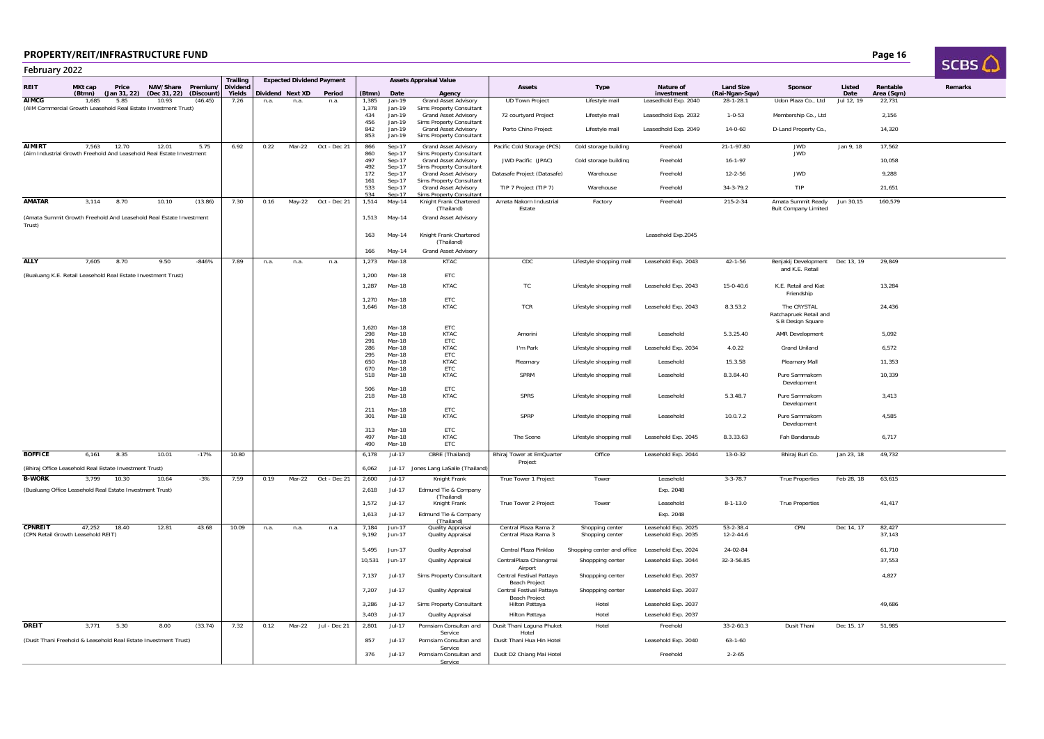# PROPERTY/REIT/INFRASTRUCTURE FUND

## February 2022

| REIT | MKt cap (Btmn) | Price (Jan 31, 22) | NAV/Share (Dec 31, 22) | Premium/ (Discount) | Trailing Dividend Yields | Expected Dividend Payment Dividend | Next XD | Period | Assets Appraisal Value (Btmn) | Date | Agency | Assets | Type | Nature of investment | Land Size (Rai-Ngan-Sqw) | Sponsor | Listed Date | Rentable Area (Sqm) | Remarks |
|---|---|---|---|---|---|---|---|---|---|---|---|---|---|---|---|---|---|---|---|
| **AIMCG** | 1,685 | 5.85 | 10.93 | (46.45) | 7.26 | n.a. | n.a. | n.a. | 1,385 | Jan-19 | Grand Asset Advisory | UD Town Project | Lifestyle mall | Leasehold Exp. 2040 | 28-1-28.1 | Udon Plaza Co., Ltd | Jul 12, 19 | 22,731 | |
| (AIM Commercial Growth Leasehold Real Estate Investment Trust) | | | | | | | | | 1,378 | Jan-19 | Sims Property Consultant | | | | | | | | |
| | | | | | | | | | 434 | Jan-19 | Grand Asset Advisory | 72 courtyard Project | Lifestyle mall | Leasehold Exp. 2032 | 1-0-53 | Membership Co., Ltd | | 2,156 | |
| | | | | | | | | | 456 | Jan-19 | Sims Property Consultant | | | | | | | | |
| | | | | | | | | | 842 | Jan-19 | Grand Asset Advisory | Porto Chino Project | Lifestyle mall | Leasehold Exp. 2049 | 14-0-60 | D-Land Property Co., | | 14,320 | |
| | | | | | | | | | 853 | Jan-19 | Sims Property Consultant | | | | | | | | |
| **AIMIRT** | 7,563 | 12.70 | 12.01 | 5.75 | 6.92 | 0.22 | Mar-22 | Oct - Dec 21 | 866 | Sep-17 | Grand Asset Advisory | Pacific Cold Storage (PCS) | Cold storage building | Freehold | 21-1-97.80 | JWD | Jan 9, 18 | 17,562 | |
| (Aim Industrial Growth Freehold And Leasehold Real Estate Investment | | | | | | | | | 860 | Sep-17 | Sims Property Consultant | | | | | | | | |
| | | | | | | | | | 497 | Sep-17 | Grand Asset Advisory | JWD Pacific (JPAC) | Cold storage building | Freehold | 16-1-97 | JWD | | 10,058 | |
| | | | | | | | | | 492 | Sep-17 | Sims Property Consultant | | | | | | | | |
| | | | | | | | | | 172 | Sep-17 | Grand Asset Advisory | Datasafe Project (Datasafe) | Warehouse | Freehold | 12-2-56 | JWD | | 9,288 | |
| | | | | | | | | | 161 | Sep-17 | Sims Property Consultant | | | | | | | | |
| | | | | | | | | | 533 | Sep-17 | Grand Asset Advisory | TIP 7 Project (TIP 7) | Warehouse | Freehold | 34-3-79.2 | TIP | | 21,651 | |
| | | | | | | | | | 534 | Sep-17 | Sims Property Consultant | | | | | | | | |
| **AMATAR** | 3,114 | 8.70 | 10.10 | (13.86) | 7.30 | 0.16 | May-22 | Oct - Dec 21 | 1,514 | May-14 | Knight Frank Chartered (Thailand) | Amata Nakorn Industrial Estate | Factory | Freehold | 215-2-34 | Amata Summit Ready Buit Company Limited | Jun 30,15 | 160,579 | |
| (Amata Summit Growth Freehold And Leasehold Real Estate Investment Trust) | | | | | | | | | 1,513 | May-14 | Grand Asset Advisory | | | | | | | | |
| | | | | | | | | | 163 | May-14 | Knight Frank Chartered (Thailand) | | | Leasehold Exp.2045 | | | | | |
| | | | | | | | | | 166 | May-14 | Grand Asset Advisory | | | | | | | | |
| **ALLY** | 7,605 | 8.70 | 9.50 | -846% | 7.89 | n.a. | n.a. | n.a. | 1,273 | Mar-18 | KTAC | CDC | Lifestyle shopping mall | Leasehold Exp. 2043 | 42-1-56 | Benjakij Development and K.E. Retail | Dec 13, 19 | 29,849 | |
| (Bualuang K.E. Retail Leasehold Real Estate Investment Trust) | | | | | | | | | 1,200 | Mar-18 | ETC | | | | | | | | |
| | | | | | | | | | 1,287 | Mar-18 | KTAC | TC | Lifestyle shopping mall | Leasehold Exp. 2043 | 15-0-40.6 | K.E. Retail and Kiat Friendship | | 13,284 | |
| | | | | | | | | | 1,270 | Mar-18 | ETC | | | | | | | | |
| | | | | | | | | | 1,646 | Mar-18 | KTAC | TCR | Lifestyle shopping mall | Leasehold Exp. 2043 | 8.3.53.2 | The CRYSTAL Ratchapruek Retail and S.B Design Square | | 24,436 | |
| | | | | | | | | | 1,620 | Mar-18 | ETC | | | | | | | | |
| | | | | | | | | | 298 | Mar-18 | KTAC | Amorini | Lifestyle shopping mall | Leasehold | 5.3.25.40 | AMR Development | | 5,092 | |
| | | | | | | | | | 291 | Mar-18 | ETC | | | | | | | | |
| | | | | | | | | | 286 | Mar-18 | KTAC | I'm Park | Lifestyle shopping mall | Leasehold Exp. 2034 | 4.0.22 | Grand Uniland | | 6,572 | |
| | | | | | | | | | 295 | Mar-18 | ETC | | | | | | | | |
| | | | | | | | | | 650 | Mar-18 | KTAC | Plearnary | Lifestyle shopping mall | Leasehold | 15.3.58 | Plearnary Mall | | 11,353 | |
| | | | | | | | | | 670 | Mar-18 | ETC | | | | | | | | |
| | | | | | | | | | 518 | Mar-18 | KTAC | SPRM | Lifestyle shopping mall | Leasehold | 8.3.84.40 | Pure Sammakorn Development | | 10,339 | |
| | | | | | | | | | 506 | Mar-18 | ETC | | | | | | | | |
| | | | | | | | | | 218 | Mar-18 | KTAC | SPRS | Lifestyle shopping mall | Leasehold | 5.3.48.7 | Pure Sammakorn Development | | 3,413 | |
| | | | | | | | | | 211 | Mar-18 | ETC | | | | | | | | |
| | | | | | | | | | 301 | Mar-18 | KTAC | SPRP | Lifestyle shopping mall | Leasehold | 10.0.7.2 | Pure Sammakorn Development | | 4,585 | |
| | | | | | | | | | 313 | Mar-18 | ETC | | | | | | | | |
| | | | | | | | | | 497 | Mar-18 | KTAC | The Scene | Lifestyle shopping mall | Leasehold Exp. 2045 | 8.3.33.63 | Fah Bandansub | | 6,717 | |
| | | | | | | | | | 490 | Mar-18 | ETC | | | | | | | | |
| **BOFFICE** | 6,161 | 8.35 | 10.01 | -17% | 10.80 | | | | 6,178 | Jul-17 | CBRE (Thailand) | Bhiraj Tower at EmQuarter Project | Office | Leasehold Exp. 2044 | 13-0-32 | Bhiraj Buri Co. | Jan 23, 18 | 49,732 | |
| (Bhiraj Office Leasehold Real Estate Investment Trust) | | | | | | | | | 6,062 | Jul-17 | Jones Lang LaSalle (Thailand) | | | | | | | | |
| **B-WORK** | 3,799 | 10.30 | 10.64 | -3% | 7.59 | 0.19 | Mar-22 | Oct - Dec 21 | 2,600 | Jul-17 | Knight Frank | True Tower 1 Project | Tower | Leasehold | 3-3-78.7 | True Properties | Feb 28, 18 | 63,615 | |
| (Bualuang Office Leasehold Real Estate Investment Trust) | | | | | | | | | 2,618 | Jul-17 | Edmund Tie & Company (Thailand) | | | Exp. 2048 | | | | | |
| | | | | | | | | | 1,572 | Jul-17 | Knight Frank | True Tower 2 Project | Tower | Leasehold | 8-1-13.0 | True Properties | | 41,417 | |
| | | | | | | | | | 1,613 | Jul-17 | Edmund Tie & Company (Thailand) | | | Exp. 2048 | | | | | |
| **CPNREIT** | 47,252 | 18.40 | 12.81 | 43.68 | 10.09 | n.a. | n.a. | n.a. | 7,184 | Jun-17 | Quality Appraisal | Central Plaza Rama 2 | Shopping center | Leasehold Exp. 2025 | 53-2-38.4 | CPN | Dec 14, 17 | 82,427 | |
| (CPN Retail Growth Leasehold REIT) | | | | | | | | | 9,192 | Jun-17 | Quality Appraisal | Central Plaza Rama 3 | Shopping center | Leasehold Exp. 2035 | 12-2-44.6 | | | 37,143 | |
| | | | | | | | | | 5,495 | Jun-17 | Quality Appraisal | Central Plaza Pinklao | Shopping center and office | Leasehold Exp. 2024 | 24-02-84 | | | 61,710 | |
| | | | | | | | | | 10,531 | Jun-17 | Quality Appraisal | CentralPlaza Chiangmai Airport | Shoppping center | Leasehold Exp. 2044 | 32-3-56.85 | | | 37,553 | |
| | | | | | | | | | 7,137 | Jul-17 | Sims Property Consultant | Central Festival Pattaya Beach Project | Shoppping center | Leasehold Exp. 2037 | | | | 4,827 | |
| | | | | | | | | | 7,207 | Jul-17 | Quality Appraisal | Central Festival Pattaya Beach Project | Shoppping center | Leasehold Exp. 2037 | | | | | |
| | | | | | | | | | 3,286 | Jul-17 | Sims Property Consultant | Hilton Pattaya | Hotel | Leasehold Exp. 2037 | | | | 49,686 | |
| | | | | | | | | | 3,403 | Jul-17 | Quality Appraisal | Hilton Pattaya | Hotel | Leasehold Exp. 2037 | | | | | |
| **DREIT** | 3,771 | 5.30 | 8.00 | (33.74) | 7.32 | 0.12 | Mar-22 | Jul - Dec 21 | 2,801 | Jul-17 | Pornsiam Consultan and Service | Dusit Thani Laguna Phuket Hotel | Hotel | Freehold | 33-2-60.3 | Dusit Thani | Dec 15, 17 | 51,985 | |
| (Dusit Thani Freehold & Leasehold Real Estate Investment Trust) | | | | | | | | | 857 | Jul-17 | Pornsiam Consultan and Service | Dusit Thani Hua Hin Hotel | | Leasehold Exp. 2040 | 63-1-60 | | | | |
| | | | | | | | | | 376 | Jul-17 | Pornsiam Consultan and Service | Dusit D2 Chiang Mai Hotel | | Freehold | 2-2-65 | | | | |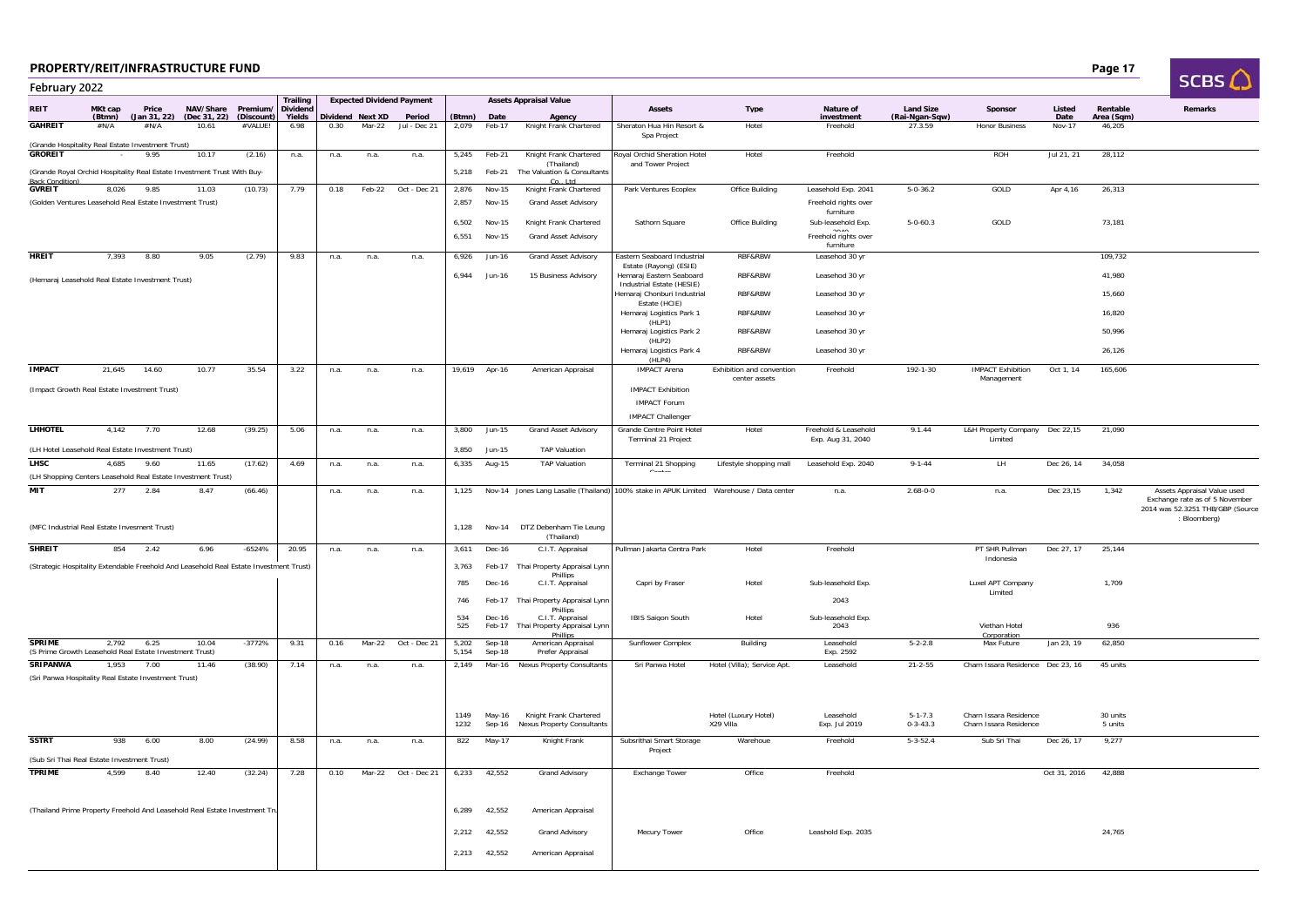## PROPERTY/REIT/INFRASTRUCTURE FUND

February 2022

| REIT | MKt cap (Btmn) | Price (Jan 31, 22) | NAV/Share (Dec 31, 22) | Premium/ (Discount) | Trailing Dividend Yields | Expected Dividend Payment | | | Assets Appraisal Value | | | Assets | Type | Nature of investment | Land Size (Rai-Ngan-Sqw) | Sponsor | Listed Date | Rentable Area (Sqm) | Remarks |
|---|---|---|---|---|---|---|---|---|---|---|---|---|---|---|---|---|---|---|---|
| | | | | | | Dividend | Next XD | Period | (Btmn) | Date | Agency | | | | | | | | |
| **GAHREIT** | #N/A | #N/A | 10.61 | #VALUE! | 6.98 | 0.30 | Mar-22 | Jul - Dec 21 | 2,079 | Feb-17 | Knight Frank Chartered | Sheraton Hua Hin Resort & Spa Project | Hotel | Freehold | 27.3.59 | Honor Business | Nov-17 | 46,205 | |
| (Grande Hospitality Real Estate Investment Trust) | | | | | | | | | | | | | | | | | | | |
| **GROREIT** | - | 9.95 | 10.17 | (2.16) | n.a. | n.a. | n.a. | n.a. | 5,245 | Feb-21 | Knight Frank Chartered (Thailand) | Royal Orchid Sheraton Hotel and Tower Project | Hotel | Freehold | | ROH | Jul 21, 21 | 28,112 | |
| (Grande Royal Orchid Hospitality Real Estate Investment Trust With Buy-Back Condition) | | | | | | | | | 5,218 | Feb-21 | The Valuation & Consultants Co., Ltd | | | | | | | | |
| **GVREIT** | 8,026 | 9.85 | 11.03 | (10.73) | 7.79 | 0.18 | Feb-22 | Oct - Dec 21 | 2,876 | Nov-15 | Knight Frank Chartered | Park Ventures Ecoplex | Office Building | Leasehold Exp. 2041 | 5-0-36.2 | GOLD | Apr 4,16 | 26,313 | |
| (Golden Ventures Leasehold Real Estate Investment Trust) | | | | | | | | | 2,857 | Nov-15 | Grand Asset Advisory | | | Freehold rights over furniture | | | | | |
| | | | | | | | | | 6,502 | Nov-15 | Knight Frank Chartered | Sathorn Square | Office Building | Sub-leasehold Exp. 2040 | 5-0-60.3 | GOLD | | 73,181 | |
| | | | | | | | | | 6,551 | Nov-15 | Grand Asset Advisory | | | Freehold rights over furniture | | | | | |
| **HREIT** | 7,393 | 8.80 | 9.05 | (2.79) | 9.83 | n.a. | n.a. | n.a. | 6,926 | Jun-16 | Grand Asset Advisory | Eastern Seaboard Industrial Estate (Rayong) (ESIE) | RBF&RBW | Leasehold 30 yr | | | | 109,732 | |
| (Hemaraj Leasehold Real Estate Investment Trust) | | | | | | | | | 6,944 | Jun-16 | 15 Business Advisory | Hemaraj Eastern Seaboard Industrial Estate (HESIE) | RBF&RBW | Leasehold 30 yr | | | | 41,980 | |
| | | | | | | | | | | | | Hemaraj Chonburi Industrial Estate (HCIE) | RBF&RBW | Leasehold 30 yr | | | | 15,660 | |
| | | | | | | | | | | | | Hemaraj Logistics Park 1 (HLP1) | RBF&RBW | Leasehold 30 yr | | | | 16,820 | |
| | | | | | | | | | | | | Hemaraj Logistics Park 2 (HLP2) | RBF&RBW | Leasehold 30 yr | | | | 50,996 | |
| | | | | | | | | | | | | Hemaraj Logistics Park 4 (HLP4) | RBF&RBW | Leasehold 30 yr | | | | 26,126 | |
| **IMPACT** | 21,645 | 14.60 | 10.77 | 35.54 | 3.22 | n.a. | n.a. | n.a. | 19,619 | Apr-16 | American Appraisal | IMPACT Arena | Exhibition and convention center assets | Freehold | 192-1-30 | IMPACT Exhibition Management | Oct 1, 14 | 165,606 | |
| (Impact Growth Real Estate Investment Trust) | | | | | | | | | | | | IMPACT Exhibition | | | | | | | |
| | | | | | | | | | | | | IMPACT Forum | | | | | | | |
| | | | | | | | | | | | | IMPACT Challenger | | | | | | | |
| **LHHOTEL** | 4,142 | 7.70 | 12.68 | (39.25) | 5.06 | n.a. | n.a. | n.a. | 3,800 | Jun-15 | Grand Asset Advisory | Grande Centre Point Hotel Terminal 21 Project | Hotel | Freehold & Leasehold Exp. Aug 31, 2040 | 9.1.44 | L&H Property Company Limited | Dec 22,15 | 21,090 | |
| (LH Hotel Leasehold Real Estate Investment Trust) | | | | | | | | | 3,850 | Jun-15 | TAP Valuation | | | | | | | | |
| **LHSC** | 4,685 | 9.60 | 11.65 | (17.62) | 4.69 | n.a. | n.a. | n.a. | 6,335 | Aug-15 | TAP Valuation | Terminal 21 Shopping Center | Lifestyle shopping mall | Leasehold Exp. 2040 | 9-1-44 | LH | Dec 26, 14 | 34,058 | |
| (LH Shopping Centers Leasehold Real Estate Investment Trust) | | | | | | | | | | | | | | | | | | | |
| **MIT** | 277 | 2.84 | 8.47 | (66.46) | | n.a. | n.a. | n.a. | 1,125 | Nov-14 | Jones Lang Lasalle (Thailand) | 100% stake in APUK Limited | Warehouse / Data center | n.a. | 2.68-0-0 | n.a. | Dec 23,15 | 1,342 | Assets Appraisal Value used Exchange rate as of 5 November 2014 was 52.3251 THB/GBP (Source : Bloomberg) |
| (MFC Industrial Real Estate Invesment Trust) | | | | | | | | | 1,128 | Nov-14 | DTZ Debenham Tie Leung (Thailand) | | | | | | | | |
| **SHREIT** | 854 | 2.42 | 6.96 | -6524% | 20.95 | n.a. | n.a. | n.a. | 3,611 | Dec-16 | C.I.T. Appraisal | Pullman Jakarta Centra Park | Hotel | Freehold | | PT SHR Pullman Indonesia | Dec 27, 17 | 25,144 | |
| (Strategic Hospitality Extendable Freehold And Leasehold Real Estate Investment Trust) | | | | | | | | | 3,763 | Feb-17 | Thai Property Appraisal Lynn Phillips | | | | | | | | |
| | | | | | | | | | 785 | Dec-16 | C.I.T. Appraisal | Capri by Fraser | Hotel | Sub-leasehold Exp. | | Luxel APT Company Limited | | 1,709 | |
| | | | | | | | | | 746 | Feb-17 | Thai Property Appraisal Lynn Phillips | | | 2043 | | | | | |
| | | | | | | | | | 534 | Dec-16 | C.I.T. Appraisal | IBIS Saigon South | Hotel | Sub-leasehold Exp. | | | | | |
| | | | | | | | | | 525 | Feb-17 | Thai Property Appraisal Lynn Phillips | | | 2043 | | Viethan Hotel Corporation | | 936 | |
| **SPRIME** | 2,792 | 6.25 | 10.04 | -3772% | 9.31 | 0.16 | Mar-22 | Oct - Dec 21 | 5,202 | Sep-18 | American Appraisal | Sunflower Complex | Building | Leasehold | 5-2-2.8 | Max Future | Jan 23, 19 | 62,850 | |
| (S Prime Growth Leasehold Real Estate Investment Trust) | | | | | | | | | 5,154 | Sep-18 | Prefer Appraisal | | | Exp. 2592 | | | | | |
| **SRIPANWA** | 1,953 | 7.00 | 11.46 | (38.90) | 7.14 | n.a. | n.a. | n.a. | 2,149 | Mar-16 | Nexus Property Consultants | Sri Panwa Hotel | Hotel (Villa); Service Apt. | Leasehold | 21-2-55 | Charn Issara Residence | Dec 23, 16 | 45 units | |
| (Sri Panwa Hospitality Real Estate Investment Trust) | | | | | | | | | | | | | | | | | | | |
| | | | | | | | | | 1149 | May-16 | Knight Frank Chartered | | Hotel (Luxury Hotel) | Leasehold | 5-1-7.3 | Charn Issara Residence | | 30 units | |
| | | | | | | | | | 1232 | Sep-16 | Nexus Property Consultants | | X29 Villa | Exp. Jul 2019 | 0-3-43.3 | Charn Issara Residence | | 5 units | |
| **SSTRT** | 938 | 6.00 | 8.00 | (24.99) | 8.58 | n.a. | n.a. | n.a. | 822 | May-17 | Knight Frank | Subsrithai Smart Storage Project | Warehoue | Freehold | 5-3-52.4 | Sub Sri Thai | Dec 26, 17 | 9,277 | |
| (Sub Sri Thai Real Estate Investment Trust) | | | | | | | | | | | | | | | | | | | |
| **TPRIME** | 4,599 | 8.40 | 12.40 | (32.24) | 7.28 | 0.10 | Mar-22 | Oct - Dec 21 | 6,233 | 42,552 | Grand Advisory | Exchange Tower | Office | Freehold | | | Oct 31, 2016 | 42,888 | |
| (Thailand Prime Property Freehold And Leasehold Real Estate Investment Tru | | | | | | | | | 6,289 | 42,552 | American Appraisal | | | | | | | | |
| | | | | | | | | | 2,212 | 42,552 | Grand Advisory | Mecury Tower | Office | Leashold Exp. 2035 | | | | 24,765 | |
| | | | | | | | | | 2,213 | 42,552 | American Appraisal | | | | | | | | |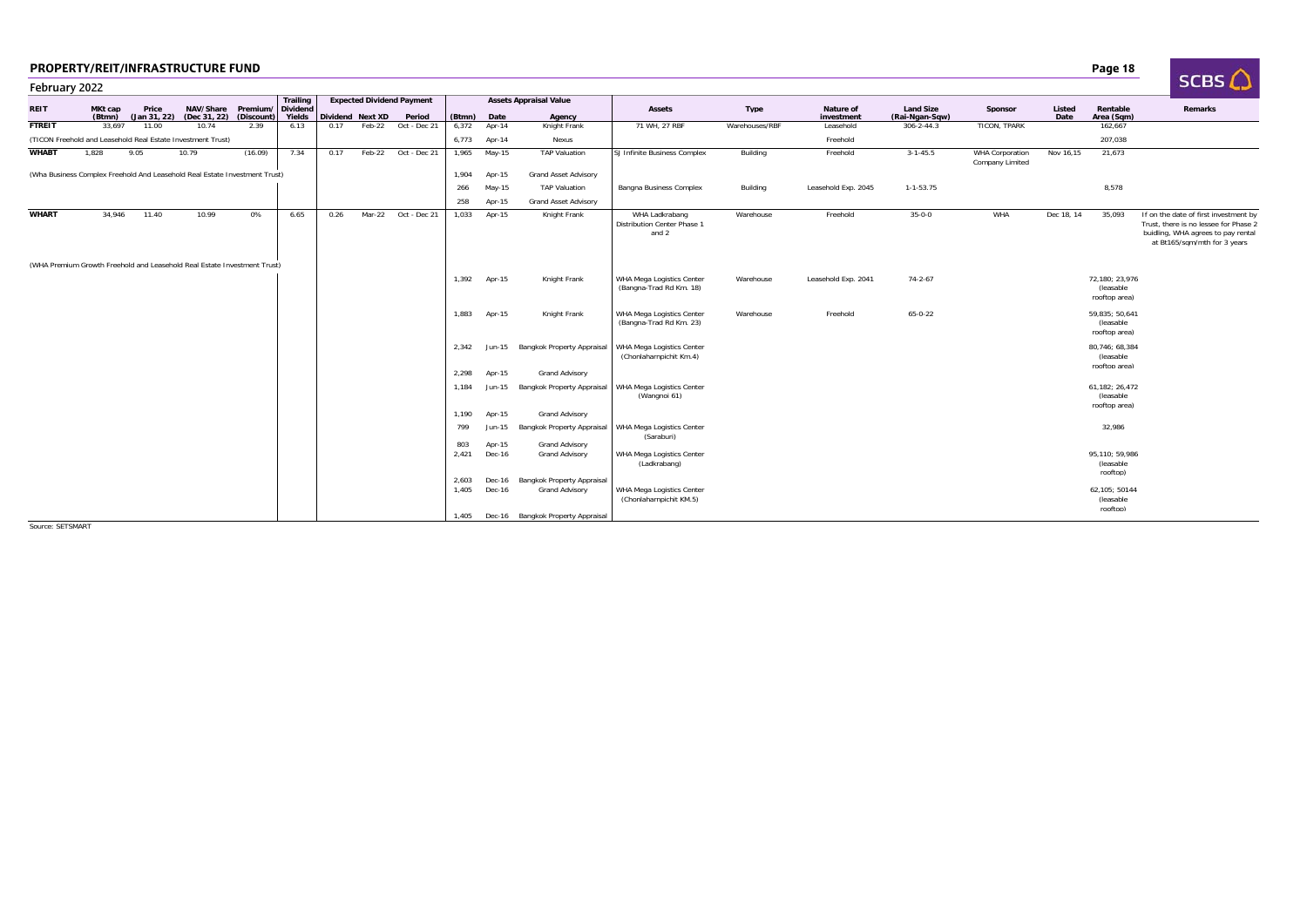## PROPERTY/REIT/INFRASTRUCTURE FUND

### February 2022

| REIT | MKt cap (Btmn) | Price (Jan 31, 22) | NAV/Share (Dec 31, 22) | Premium/ (Discount) | Trailing Dividend Yields | Expected Dividend Payment | | | Assets Appraisal Value | | | Assets | Type | Nature of investment | Land Size (Rai-Ngan-Sqw) | Sponsor | Listed Date | Rentable Area (Sqm) | Remarks |
|---|---|---|---|---|---|---|---|---|---|---|---|---|---|---|---|---|---|---|---|
| | | | | | | Dividend | Next XD | Period | (Btmn) | Date | Agency | | | | | | | | |
| FTREIT | 33,697 | 11.00 | 10.74 | 2.39 | 6.13 | 0.17 | Feb-22 | Oct - Dec 21 | 6,372 | Apr-14 | Knight Frank | 71 WH, 27 RBF | Warehouses/RBF | Leasehold | 306-2-44.3 | TICON, TPARK | | 162,667 | |
| (TICON Freehold and Leasehold Real Estate Investment Trust) | | | | | | | | | 6,773 | Apr-14 | Nexus | | | Freehold | | | | 207,038 | |
| WHABT | 1,828 | 9.05 | 10.79 | (16.09) | 7.34 | 0.17 | Feb-22 | Oct - Dec 21 | 1,965 | May-15 | TAP Valuation | SJ Infinite Business Complex | Building | Freehold | 3-1-45.5 | WHA Corporation Company Limited | Nov 16,15 | 21,673 | |
| (Wha Business Complex Freehold And Leasehold Real Estate Investment Trust) | | | | | | | | | 1,904 | Apr-15 | Grand Asset Advisory | | | | | | | | |
| | | | | | | | | | 266 | May-15 | TAP Valuation | Bangna Business Complex | Building | Leasehold Exp. 2045 | 1-1-53.75 | | | 8,578 | |
| | | | | | | | | | 258 | Apr-15 | Grand Asset Advisory | | | | | | | | |
| WHART | 34,946 | 11.40 | 10.99 | 0% | 6.65 | 0.26 | Mar-22 | Oct - Dec 21 | 1,033 | Apr-15 | Knight Frank | WHA Ladkrabang Distribution Center Phase 1 and 2 | Warehouse | Freehold | 35-0-0 | WHA | Dec 18, 14 | 35,093 | If on the date of first investment by Trust, there is no lessee for Phase 2 buidling, WHA agrees to pay rental at Bt165/sqm/mth for 3 years |
| (WHA Premium Growth Freehold and Leasehold Real Estate Investment Trust) | | | | | | | | | | | | | | | | | | | |
| | | | | | | | | | 1,392 | Apr-15 | Knight Frank | WHA Mega Logistics Center (Bangna-Trad Rd Km. 18) | Warehouse | Leasehold Exp. 2041 | 74-2-67 | | | 72,180; 23,976 (leasable rooftop area) | |
| | | | | | | | | | 1,883 | Apr-15 | Knight Frank | WHA Mega Logistics Center (Bangna-Trad Rd Km. 23) | Warehouse | Freehold | 65-0-22 | | | 59,835; 50,641 (leasable rooftop area) | |
| | | | | | | | | | 2,342 | Jun-15 | Bangkok Property Appraisal | WHA Mega Logistics Center (Chonlaharnpichit Km.4) | | | | | | 80,746; 68,384 (leasable rooftop area) | |
| | | | | | | | | | 2,298 | Apr-15 | Grand Advisory | | | | | | | | |
| | | | | | | | | | 1,184 | Jun-15 | Bangkok Property Appraisal | WHA Mega Logistics Center (Wangnoi 61) | | | | | | 61,182; 26,472 (leasable rooftop area) | |
| | | | | | | | | | 1,190 | Apr-15 | Grand Advisory | | | | | | | | |
| | | | | | | | | | 799 | Jun-15 | Bangkok Property Appraisal | WHA Mega Logistics Center (Saraburi) | | | | | | 32,986 | |
| | | | | | | | | | 803 | Apr-15 | Grand Advisory | | | | | | | | |
| | | | | | | | | | 2,421 | Dec-16 | Grand Advisory | WHA Mega Logistics Center (Ladkrabang) | | | | | | 95,110; 59,986 (leasable rooftop) | |
| | | | | | | | | | 2,603 | Dec-16 | Bangkok Property Appraisal | | | | | | | | |
| | | | | | | | | | 1,405 | Dec-16 | Grand Advisory | WHA Mega Logistics Center (Chonlaharnpichit KM.5) | | | | | | 62,105; 50144 (leasable rooftop) | |
| | | | | | | | | | 1,405 | Dec-16 | Bangkok Property Appraisal | | | | | | | | |

Source: SETSMART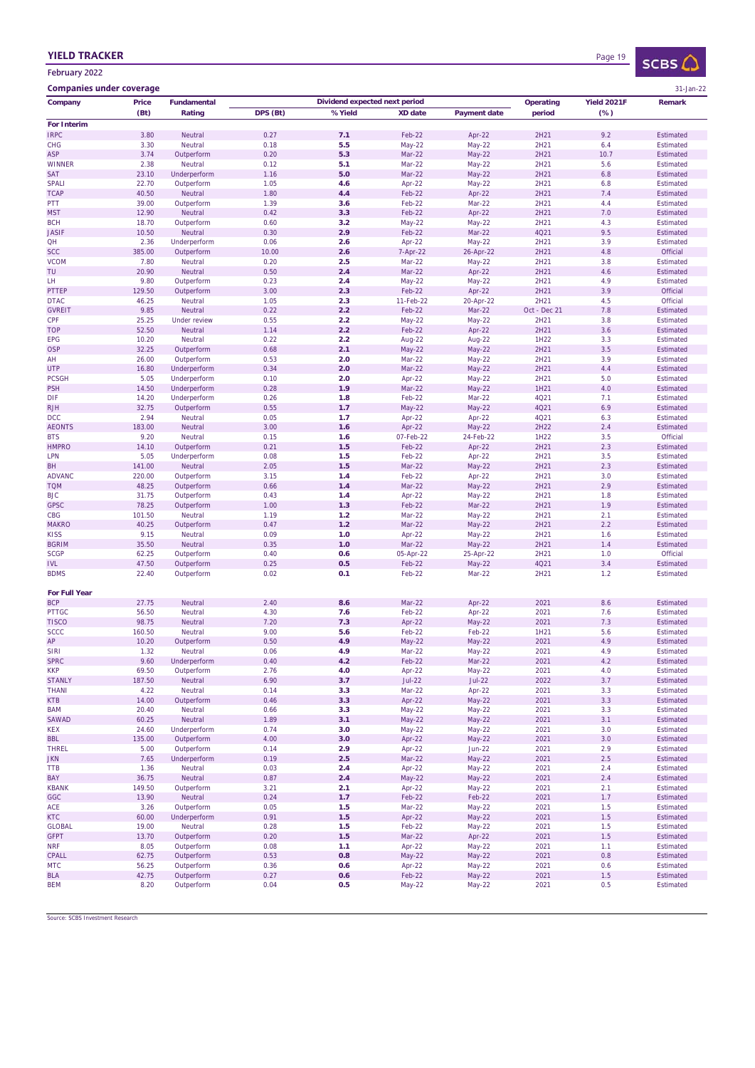## YIELD TRACKER

February 2022

### Companies under coverage

31-Jan-22

| Company | Price | Fundamental | Dividend expected next period | | | | Operating | Yield 2021F | Remark |
|---|---|---|---|---|---|---|---|---|---|
| | (Bt) | Rating | DPS (Bt) | % Yield | XD date | Payment date | period | (%) | |
| **For Interim** | | | | | | | | | |
| IRPC | 3.80 | Neutral | 0.27 | **7.1** | Feb-22 | Apr-22 | 2H21 | 9.2 | Estimated |
| CHG | 3.30 | Neutral | 0.18 | **5.5** | May-22 | May-22 | 2H21 | 6.4 | Estimated |
| ASP | 3.74 | Outperform | 0.20 | **5.3** | Mar-22 | May-22 | 2H21 | 10.7 | Estimated |
| WINNER | 2.38 | Neutral | 0.12 | **5.1** | Mar-22 | May-22 | 2H21 | 5.6 | Estimated |
| SAT | 23.10 | Underperform | 1.16 | **5.0** | Mar-22 | May-22 | 2H21 | 6.8 | Estimated |
| SPALI | 22.70 | Outperform | 1.05 | **4.6** | Apr-22 | May-22 | 2H21 | 6.8 | Estimated |
| TCAP | 40.50 | Neutral | 1.80 | **4.4** | Feb-22 | Apr-22 | 2H21 | 7.4 | Estimated |
| PTT | 39.00 | Outperform | 1.39 | **3.6** | Feb-22 | Mar-22 | 2H21 | 4.4 | Estimated |
| MST | 12.90 | Neutral | 0.42 | **3.3** | Feb-22 | Apr-22 | 2H21 | 7.0 | Estimated |
| BCH | 18.70 | Outperform | 0.60 | **3.2** | May-22 | May-22 | 2H21 | 4.3 | Estimated |
| JASIF | 10.50 | Neutral | 0.30 | **2.9** | Feb-22 | Mar-22 | 4Q21 | 9.5 | Estimated |
| QH | 2.36 | Underperform | 0.06 | **2.6** | Apr-22 | May-22 | 2H21 | 3.9 | Estimated |
| SCC | 385.00 | Outperform | 10.00 | **2.6** | 7-Apr-22 | 26-Apr-22 | 2H21 | 4.8 | Official |
| VCOM | 7.80 | Neutral | 0.20 | **2.5** | Mar-22 | May-22 | 2H21 | 3.8 | Estimated |
| TU | 20.90 | Neutral | 0.50 | **2.4** | Mar-22 | Apr-22 | 2H21 | 4.6 | Estimated |
| LH | 9.80 | Outperform | 0.23 | **2.4** | May-22 | May-22 | 2H21 | 4.9 | Estimated |
| PTTEP | 129.50 | Outperform | 3.00 | **2.3** | Feb-22 | Apr-22 | 2H21 | 3.9 | Official |
| DTAC | 46.25 | Neutral | 1.05 | **2.3** | 11-Feb-22 | 20-Apr-22 | 2H21 | 4.5 | Official |
| GVREIT | 9.85 | Neutral | 0.22 | **2.2** | Feb-22 | Mar-22 | Oct - Dec 21 | 7.8 | Estimated |
| CPF | 25.25 | Under review | 0.55 | **2.2** | May-22 | May-22 | 2H21 | 3.8 | Estimated |
| TOP | 52.50 | Neutral | 1.14 | **2.2** | Feb-22 | Apr-22 | 2H21 | 3.6 | Estimated |
| EPG | 10.20 | Neutral | 0.22 | **2.2** | Aug-22 | Aug-22 | 1H22 | 3.3 | Estimated |
| OSP | 32.25 | Outperform | 0.68 | **2.1** | May-22 | May-22 | 2H21 | 3.5 | Estimated |
| AH | 26.00 | Outperform | 0.53 | **2.0** | Mar-22 | May-22 | 2H21 | 3.9 | Estimated |
| UTP | 16.80 | Underperform | 0.34 | **2.0** | Mar-22 | May-22 | 2H21 | 4.4 | Estimated |
| PCSGH | 5.05 | Underperform | 0.10 | **2.0** | Apr-22 | May-22 | 2H21 | 5.0 | Estimated |
| PSH | 14.50 | Underperform | 0.28 | **1.9** | Mar-22 | May-22 | 1H21 | 4.0 | Estimated |
| DIF | 14.20 | Underperform | 0.26 | **1.8** | Feb-22 | Mar-22 | 4Q21 | 7.1 | Estimated |
| RJH | 32.75 | Outperform | 0.55 | **1.7** | May-22 | May-22 | 4Q21 | 6.9 | Estimated |
| DCC | 2.94 | Neutral | 0.05 | **1.7** | Apr-22 | Apr-22 | 4Q21 | 6.3 | Estimated |
| AEONTS | 183.00 | Neutral | 3.00 | **1.6** | Apr-22 | May-22 | 2H22 | 2.4 | Estimated |
| BTS | 9.20 | Neutral | 0.15 | **1.6** | 07-Feb-22 | 24-Feb-22 | 1H22 | 3.5 | Official |
| HMPRO | 14.10 | Outperform | 0.21 | **1.5** | Feb-22 | Apr-22 | 2H21 | 2.3 | Estimated |
| LPN | 5.05 | Underperform | 0.08 | **1.5** | Feb-22 | Apr-22 | 2H21 | 3.5 | Estimated |
| BH | 141.00 | Neutral | 2.05 | **1.5** | Mar-22 | May-22 | 2H21 | 2.3 | Estimated |
| ADVANC | 220.00 | Outperform | 3.15 | **1.4** | Feb-22 | Apr-22 | 2H21 | 3.0 | Estimated |
| TQM | 48.25 | Outperform | 0.66 | **1.4** | Mar-22 | May-22 | 2H21 | 2.9 | Estimated |
| BJC | 31.75 | Outperform | 0.43 | **1.4** | Apr-22 | May-22 | 2H21 | 1.8 | Estimated |
| GPSC | 78.25 | Outperform | 1.00 | **1.3** | Feb-22 | Mar-22 | 2H21 | 1.9 | Estimated |
| CBG | 101.50 | Neutral | 1.19 | **1.2** | Mar-22 | May-22 | 2H21 | 2.1 | Estimated |
| MAKRO | 40.25 | Outperform | 0.47 | **1.2** | Mar-22 | May-22 | 2H21 | 2.2 | Estimated |
| KISS | 9.15 | Neutral | 0.09 | **1.0** | Apr-22 | May-22 | 2H21 | 1.6 | Estimated |
| BGRIM | 35.50 | Neutral | 0.35 | **1.0** | Mar-22 | May-22 | 2H21 | 1.4 | Estimated |
| SCGP | 62.25 | Outperform | 0.40 | **0.6** | 05-Apr-22 | 25-Apr-22 | 2H21 | 1.0 | Official |
| IVL | 47.50 | Outperform | 0.25 | **0.5** | Feb-22 | May-22 | 4Q21 | 3.4 | Estimated |
| BDMS | 22.40 | Outperform | 0.02 | **0.1** | Feb-22 | Mar-22 | 2H21 | 1.2 | Estimated |
| **For Full Year** | | | | | | | | | |
| BCP | 27.75 | Neutral | 2.40 | **8.6** | Mar-22 | Apr-22 | 2021 | 8.6 | Estimated |
| PTTGC | 56.50 | Neutral | 4.30 | **7.6** | Feb-22 | Apr-22 | 2021 | 7.6 | Estimated |
| TISCO | 98.75 | Neutral | 7.20 | **7.3** | Apr-22 | May-22 | 2021 | 7.3 | Estimated |
| SCCC | 160.50 | Neutral | 9.00 | **5.6** | Feb-22 | Feb-22 | 1H21 | 5.6 | Estimated |
| AP | 10.20 | Outperform | 0.50 | **4.9** | May-22 | May-22 | 2021 | 4.9 | Estimated |
| SIRI | 1.32 | Neutral | 0.06 | **4.9** | Mar-22 | May-22 | 2021 | 4.9 | Estimated |
| SPRC | 9.60 | Underperform | 0.40 | **4.2** | Feb-22 | Mar-22 | 2021 | 4.2 | Estimated |
| KKP | 69.50 | Outperform | 2.76 | **4.0** | Apr-22 | May-22 | 2021 | 4.0 | Estimated |
| STANLY | 187.50 | Neutral | 6.90 | **3.7** | Jul-22 | Jul-22 | 2022 | 3.7 | Estimated |
| THANI | 4.22 | Neutral | 0.14 | **3.3** | Mar-22 | Apr-22 | 2021 | 3.3 | Estimated |
| KTB | 14.00 | Outperform | 0.46 | **3.3** | Apr-22 | May-22 | 2021 | 3.3 | Estimated |
| BAM | 20.40 | Neutral | 0.66 | **3.3** | May-22 | May-22 | 2021 | 3.3 | Estimated |
| SAWAD | 60.25 | Neutral | 1.89 | **3.1** | May-22 | May-22 | 2021 | 3.1 | Estimated |
| KEX | 24.60 | Underperform | 0.74 | **3.0** | May-22 | May-22 | 2021 | 3.0 | Estimated |
| BBL | 135.00 | Outperform | 4.00 | **3.0** | Apr-22 | May-22 | 2021 | 3.0 | Estimated |
| THREL | 5.00 | Outperform | 0.14 | **2.9** | Apr-22 | Jun-22 | 2021 | 2.9 | Estimated |
| JKN | 7.65 | Underperform | 0.19 | **2.5** | Mar-22 | May-22 | 2021 | 2.5 | Estimated |
| TTB | 1.36 | Neutral | 0.03 | **2.4** | Apr-22 | May-22 | 2021 | 2.4 | Estimated |
| BAY | 36.75 | Neutral | 0.87 | **2.4** | May-22 | May-22 | 2021 | 2.4 | Estimated |
| KBANK | 149.50 | Outperform | 3.21 | **2.1** | Apr-22 | May-22 | 2021 | 2.1 | Estimated |
| GGC | 13.90 | Neutral | 0.24 | **1.7** | Feb-22 | Feb-22 | 2021 | 1.7 | Estimated |
| ACE | 3.26 | Outperform | 0.05 | **1.5** | Mar-22 | May-22 | 2021 | 1.5 | Estimated |
| KTC | 60.00 | Underperform | 0.91 | **1.5** | Apr-22 | May-22 | 2021 | 1.5 | Estimated |
| GLOBAL | 19.00 | Neutral | 0.28 | **1.5** | Feb-22 | May-22 | 2021 | 1.5 | Estimated |
| GFPT | 13.70 | Outperform | 0.20 | **1.5** | Mar-22 | Apr-22 | 2021 | 1.5 | Estimated |
| NRF | 8.05 | Outperform | 0.08 | **1.1** | Apr-22 | May-22 | 2021 | 1.1 | Estimated |
| CPALL | 62.75 | Outperform | 0.53 | **0.8** | May-22 | May-22 | 2021 | 0.8 | Estimated |
| MTC | 56.25 | Outperform | 0.36 | **0.6** | Apr-22 | May-22 | 2021 | 0.6 | Estimated |
| BLA | 42.75 | Outperform | 0.27 | **0.6** | Feb-22 | May-22 | 2021 | 1.5 | Estimated |
| BEM | 8.20 | Outperform | 0.04 | **0.5** | May-22 | May-22 | 2021 | 0.5 | Estimated |

Source: SCBS Investment Research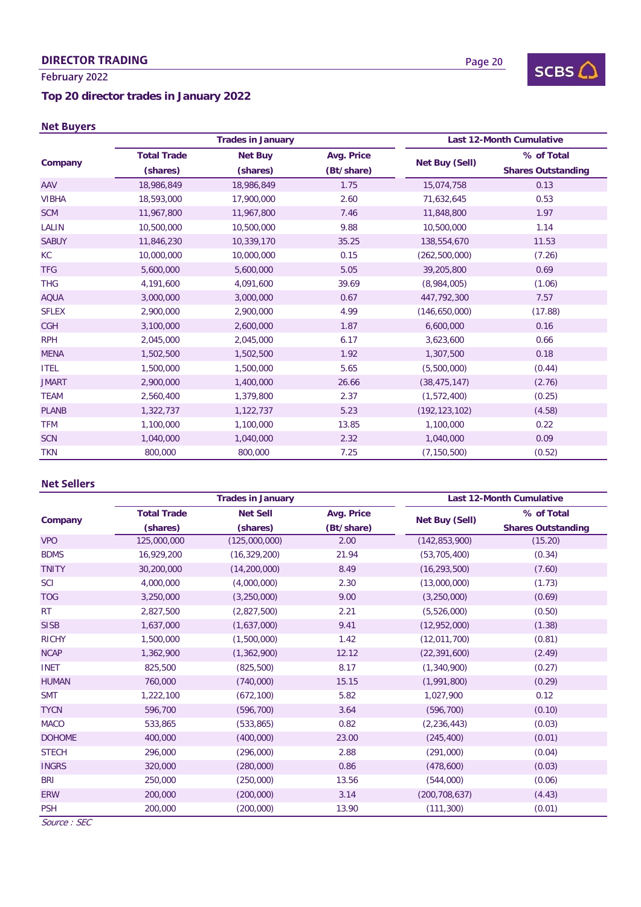## Top 20 director trades in January 2022

### Net Buyers

| Company | Trades in January | | | Last 12-Month Cumulative | |
|---|---|---|---|---|---|
| | Total Trade (shares) | Net Buy (shares) | Avg. Price (Bt/share) | Net Buy (Sell) | % of Total Shares Outstanding |
| AAV | 18,986,849 | 18,986,849 | 1.75 | 15,074,758 | 0.13 |
| VIBHA | 18,593,000 | 17,900,000 | 2.60 | 71,632,645 | 0.53 |
| SCM | 11,967,800 | 11,967,800 | 7.46 | 11,848,800 | 1.97 |
| LALIN | 10,500,000 | 10,500,000 | 9.88 | 10,500,000 | 1.14 |
| SABUY | 11,846,230 | 10,339,170 | 35.25 | 138,554,670 | 11.53 |
| KC | 10,000,000 | 10,000,000 | 0.15 | (262,500,000) | (7.26) |
| TFG | 5,600,000 | 5,600,000 | 5.05 | 39,205,800 | 0.69 |
| THG | 4,191,600 | 4,091,600 | 39.69 | (8,984,005) | (1.06) |
| AQUA | 3,000,000 | 3,000,000 | 0.67 | 447,792,300 | 7.57 |
| SFLEX | 2,900,000 | 2,900,000 | 4.99 | (146,650,000) | (17.88) |
| CGH | 3,100,000 | 2,600,000 | 1.87 | 6,600,000 | 0.16 |
| RPH | 2,045,000 | 2,045,000 | 6.17 | 3,623,600 | 0.66 |
| MENA | 1,502,500 | 1,502,500 | 1.92 | 1,307,500 | 0.18 |
| ITEL | 1,500,000 | 1,500,000 | 5.65 | (5,500,000) | (0.44) |
| JMART | 2,900,000 | 1,400,000 | 26.66 | (38,475,147) | (2.76) |
| TEAM | 2,560,400 | 1,379,800 | 2.37 | (1,572,400) | (0.25) |
| PLANB | 1,322,737 | 1,122,737 | 5.23 | (192,123,102) | (4.58) |
| TFM | 1,100,000 | 1,100,000 | 13.85 | 1,100,000 | 0.22 |
| SCN | 1,040,000 | 1,040,000 | 2.32 | 1,040,000 | 0.09 |
| TKN | 800,000 | 800,000 | 7.25 | (7,150,500) | (0.52) |

### Net Sellers

| Company | Trades in January | | | Last 12-Month Cumulative | |
|---|---|---|---|---|---|
| | Total Trade (shares) | Net Sell (shares) | Avg. Price (Bt/share) | Net Buy (Sell) | % of Total Shares Outstanding |
| VPO | 125,000,000 | (125,000,000) | 2.00 | (142,853,900) | (15.20) |
| BDMS | 16,929,200 | (16,329,200) | 21.94 | (53,705,400) | (0.34) |
| TNITY | 30,200,000 | (14,200,000) | 8.49 | (16,293,500) | (7.60) |
| SCI | 4,000,000 | (4,000,000) | 2.30 | (13,000,000) | (1.73) |
| TOG | 3,250,000 | (3,250,000) | 9.00 | (3,250,000) | (0.69) |
| RT | 2,827,500 | (2,827,500) | 2.21 | (5,526,000) | (0.50) |
| SISB | 1,637,000 | (1,637,000) | 9.41 | (12,952,000) | (1.38) |
| RICHY | 1,500,000 | (1,500,000) | 1.42 | (12,011,700) | (0.81) |
| NCAP | 1,362,900 | (1,362,900) | 12.12 | (22,391,600) | (2.49) |
| INET | 825,500 | (825,500) | 8.17 | (1,340,900) | (0.27) |
| HUMAN | 760,000 | (740,000) | 15.15 | (1,991,800) | (0.29) |
| SMT | 1,222,100 | (672,100) | 5.82 | 1,027,900 | 0.12 |
| TYCN | 596,700 | (596,700) | 3.64 | (596,700) | (0.10) |
| MACO | 533,865 | (533,865) | 0.82 | (2,236,443) | (0.03) |
| DOHOME | 400,000 | (400,000) | 23.00 | (245,400) | (0.01) |
| STECH | 296,000 | (296,000) | 2.88 | (291,000) | (0.04) |
| INGRS | 320,000 | (280,000) | 0.86 | (478,600) | (0.03) |
| BRI | 250,000 | (250,000) | 13.56 | (544,000) | (0.06) |
| ERW | 200,000 | (200,000) | 3.14 | (200,708,637) | (4.43) |
| PSH | 200,000 | (200,000) | 13.90 | (111,300) | (0.01) |

*Source : SEC*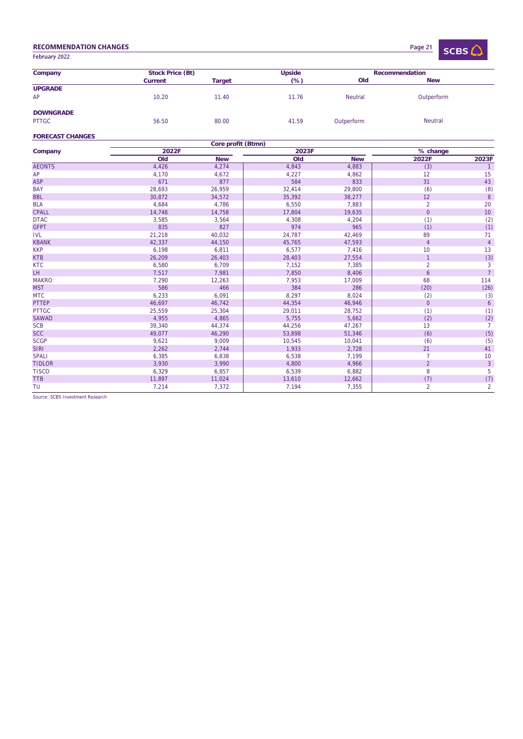## RECOMMENDATION CHANGES

February 2022

| Company | Stock Price (Bt) | | Upside | Recommendation | |
|---|---|---|---|---|---|
| | Current | Target | (%) | Old | New |
| **UPGRADE** | | | | | |
| AP | 10.20 | 11.40 | 11.76 | Neutral | Outperform |
| **DOWNGRADE** | | | | | |
| PTTGC | 56.50 | 80.00 | 41.59 | Outperform | Neutral |

**FORECAST CHANGES**

| Company | Core profit (Btmn) | | | | | |
|---|---|---|---|---|---|---|
| | 2022F | | 2023F | | % change | |
| | Old | New | Old | New | 2022F | 2023F |
| AEONTS | 4,426 | 4,274 | 4,843 | 4,883 | (3) | 1 |
| AP | 4,170 | 4,672 | 4,227 | 4,862 | 12 | 15 |
| ASP | 671 | 877 | 584 | 833 | 31 | 43 |
| BAY | 28,693 | 26,959 | 32,414 | 29,800 | (6) | (8) |
| BBL | 30,872 | 34,572 | 35,392 | 38,277 | 12 | 8 |
| BLA | 4,684 | 4,786 | 6,550 | 7,883 | 2 | 20 |
| CPALL | 14,748 | 14,758 | 17,804 | 19,635 | 0 | 10 |
| DTAC | 3,585 | 3,564 | 4,308 | 4,204 | (1) | (2) |
| GFPT | 835 | 827 | 974 | 965 | (1) | (1) |
| IVL | 21,218 | 40,032 | 24,787 | 42,469 | 89 | 71 |
| KBANK | 42,337 | 44,150 | 45,765 | 47,593 | 4 | 4 |
| KKP | 6,198 | 6,811 | 6,577 | 7,416 | 10 | 13 |
| KTB | 26,209 | 26,403 | 28,403 | 27,554 | 1 | (3) |
| KTC | 6,580 | 6,709 | 7,152 | 7,385 | 2 | 3 |
| LH | 7,517 | 7,981 | 7,850 | 8,406 | 6 | 7 |
| MAKRO | 7,290 | 12,263 | 7,953 | 17,009 | 68 | 114 |
| MST | 586 | 466 | 384 | 286 | (20) | (26) |
| MTC | 6,233 | 6,091 | 8,297 | 8,024 | (2) | (3) |
| PTTEP | 46,697 | 46,742 | 44,354 | 46,946 | 0 | 6 |
| PTTGC | 25,559 | 25,304 | 29,011 | 28,752 | (1) | (1) |
| SAWAD | 4,955 | 4,865 | 5,755 | 5,662 | (2) | (2) |
| SCB | 39,340 | 44,374 | 44,256 | 47,267 | 13 | 7 |
| SCC | 49,077 | 46,290 | 53,898 | 51,346 | (6) | (5) |
| SCGP | 9,621 | 9,009 | 10,545 | 10,041 | (6) | (5) |
| SIRI | 2,262 | 2,744 | 1,933 | 2,728 | 21 | 41 |
| SPALI | 6,385 | 6,838 | 6,538 | 7,199 | 7 | 10 |
| TIDLOR | 3,930 | 3,990 | 4,800 | 4,966 | 2 | 3 |
| TISCO | 6,329 | 6,857 | 6,539 | 6,882 | 8 | 5 |
| TTB | 11,897 | 11,024 | 13,610 | 12,662 | (7) | (7) |
| TU | 7,214 | 7,372 | 7,194 | 7,355 | 2 | 2 |

Source: SCBS Investment Research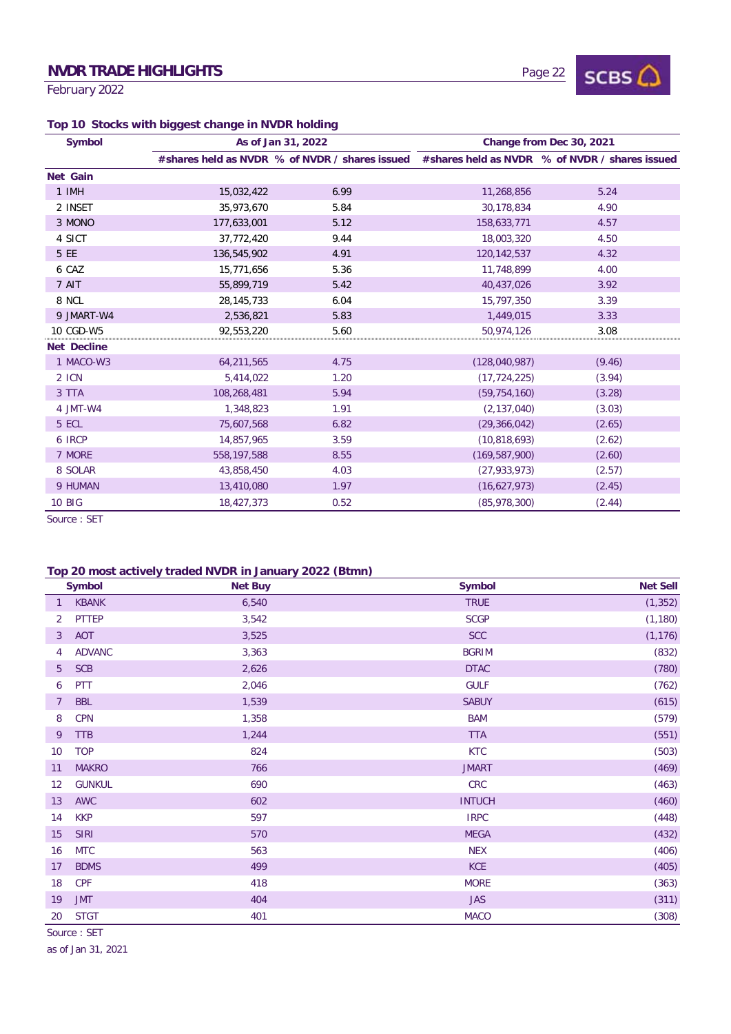## NVDR TRADE HIGHLIGHTS

February 2022

### Top 10 Stocks with biggest change in NVDR holding

| Symbol | As of Jan 31, 2022 | | Change from Dec 30, 2021 | |
|---|---|---|---|---|
| | #shares held as NVDR | % of NVDR / shares issued | #shares held as NVDR | % of NVDR / shares issued |
| **Net Gain** | | | | |
| 1 IMH | 15,032,422 | 6.99 | 11,268,856 | 5.24 |
| 2 INSET | 35,973,670 | 5.84 | 30,178,834 | 4.90 |
| 3 MONO | 177,633,001 | 5.12 | 158,633,771 | 4.57 |
| 4 SICT | 37,772,420 | 9.44 | 18,003,320 | 4.50 |
| 5 EE | 136,545,902 | 4.91 | 120,142,537 | 4.32 |
| 6 CAZ | 15,771,656 | 5.36 | 11,748,899 | 4.00 |
| 7 AIT | 55,899,719 | 5.42 | 40,437,026 | 3.92 |
| 8 NCL | 28,145,733 | 6.04 | 15,797,350 | 3.39 |
| 9 JMART-W4 | 2,536,821 | 5.83 | 1,449,015 | 3.33 |
| 10 CGD-W5 | 92,553,220 | 5.60 | 50,974,126 | 3.08 |
| **Net Decline** | | | | |
| 1 MACO-W3 | 64,211,565 | 4.75 | (128,040,987) | (9.46) |
| 2 ICN | 5,414,022 | 1.20 | (17,724,225) | (3.94) |
| 3 TTA | 108,268,481 | 5.94 | (59,754,160) | (3.28) |
| 4 JMT-W4 | 1,348,823 | 1.91 | (2,137,040) | (3.03) |
| 5 ECL | 75,607,568 | 6.82 | (29,366,042) | (2.65) |
| 6 IRCP | 14,857,965 | 3.59 | (10,818,693) | (2.62) |
| 7 MORE | 558,197,588 | 8.55 | (169,587,900) | (2.60) |
| 8 SOLAR | 43,858,450 | 4.03 | (27,933,973) | (2.57) |
| 9 HUMAN | 13,410,080 | 1.97 | (16,627,973) | (2.45) |
| 10 BIG | 18,427,373 | 0.52 | (85,978,300) | (2.44) |

Source : SET

### Top 20 most actively traded NVDR in January 2022 (Btmn)

| | Symbol | Net Buy | Symbol | Net Sell |
|---|---|---|---|---|
| 1 | KBANK | 6,540 | TRUE | (1,352) |
| 2 | PTTEP | 3,542 | SCGP | (1,180) |
| 3 | AOT | 3,525 | SCC | (1,176) |
| 4 | ADVANC | 3,363 | BGRIM | (832) |
| 5 | SCB | 2,626 | DTAC | (780) |
| 6 | PTT | 2,046 | GULF | (762) |
| 7 | BBL | 1,539 | SABUY | (615) |
| 8 | CPN | 1,358 | BAM | (579) |
| 9 | TTB | 1,244 | TTA | (551) |
| 10 | TOP | 824 | KTC | (503) |
| 11 | MAKRO | 766 | JMART | (469) |
| 12 | GUNKUL | 690 | CRC | (463) |
| 13 | AWC | 602 | INTUCH | (460) |
| 14 | KKP | 597 | IRPC | (448) |
| 15 | SIRI | 570 | MEGA | (432) |
| 16 | MTC | 563 | NEX | (406) |
| 17 | BDMS | 499 | KCE | (405) |
| 18 | CPF | 418 | MORE | (363) |
| 19 | JMT | 404 | JAS | (311) |
| 20 | STGT | 401 | MACO | (308) |

Source : SET

as of Jan 31, 2021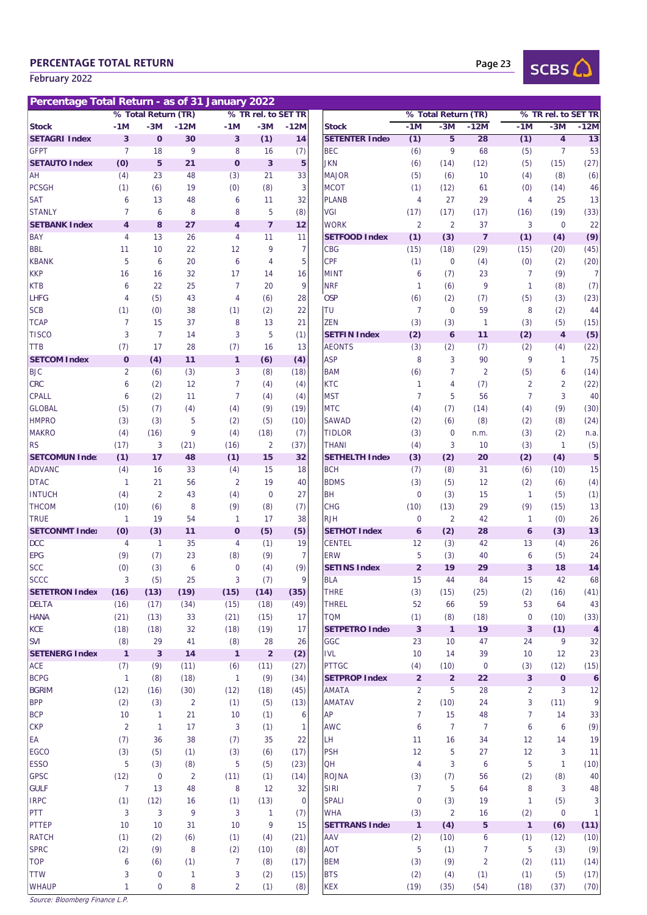## PERCENTAGE TOTAL RETURN

February 2022

### Percentage Total Return - as of 31 January 2022

| Stock | % Total Return (TR) | | | % TR rel. to SET TR | | |
|---|---|---|---|---|---|---|
| | -1M | -3M | -12M | -1M | -3M | -12M |
| **SETAGRI Index** | **3** | **0** | **30** | **3** | **(1)** | **14** |
| GFPT | 7 | 18 | 9 | 8 | 16 | (7) |
| **SETAUTO Index** | **(0)** | **5** | **21** | **0** | **3** | **5** |
| AH | (4) | 23 | 48 | (3) | 21 | 33 |
| PCSGH | (1) | (6) | 19 | (0) | (8) | 3 |
| SAT | 6 | 13 | 48 | 6 | 11 | 32 |
| STANLY | 7 | 6 | 8 | 8 | 5 | (8) |
| **SETBANK Index** | **4** | **8** | **27** | **4** | **7** | **12** |
| BAY | 4 | 13 | 26 | 4 | 11 | 11 |
| BBL | 11 | 10 | 22 | 12 | 9 | 7 |
| KBANK | 5 | 6 | 20 | 6 | 4 | 5 |
| KKP | 16 | 16 | 32 | 17 | 14 | 16 |
| KTB | 6 | 22 | 25 | 7 | 20 | 9 |
| LHFG | 4 | (5) | 43 | 4 | (6) | 28 |
| SCB | (1) | (0) | 38 | (1) | (2) | 22 |
| TCAP | 7 | 15 | 37 | 8 | 13 | 21 |
| TISCO | 3 | 7 | 14 | 3 | 5 | (1) |
| TTB | (7) | 17 | 28 | (7) | 16 | 13 |
| **SETCOM Index** | **0** | **(4)** | **11** | **1** | **(6)** | **(4)** |
| BJC | 2 | (6) | (3) | 3 | (8) | (18) |
| CRC | 6 | (2) | 12 | 7 | (4) | (4) |
| CPALL | 6 | (2) | 11 | 7 | (4) | (4) |
| GLOBAL | (5) | (7) | (4) | (4) | (9) | (19) |
| HMPRO | (3) | (3) | 5 | (2) | (5) | (10) |
| MAKRO | (4) | (16) | 9 | (4) | (18) | (7) |
| RS | (17) | 3 | (21) | (16) | 2 | (37) |
| **SETCOMUN Index** | **(1)** | **17** | **48** | **(1)** | **15** | **32** |
| ADVANC | (4) | 16 | 33 | (4) | 15 | 18 |
| DTAC | 1 | 21 | 56 | 2 | 19 | 40 |
| INTUCH | (4) | 2 | 43 | (4) | 0 | 27 |
| THCOM | (10) | (6) | 8 | (9) | (8) | (7) |
| TRUE | 1 | 19 | 54 | 1 | 17 | 38 |
| **SETCONMT Index** | **(0)** | **(3)** | **11** | **0** | **(5)** | **(5)** |
| DCC | 4 | 1 | 35 | 4 | (1) | 19 |
| EPG | (9) | (7) | 23 | (8) | (9) | 7 |
| SCC | (0) | (3) | 6 | 0 | (4) | (9) |
| SCCC | 3 | (5) | 25 | 3 | (7) | 9 |
| **SETETRON Index** | **(16)** | **(13)** | **(19)** | **(15)** | **(14)** | **(35)** |
| DELTA | (16) | (17) | (34) | (15) | (18) | (49) |
| HANA | (21) | (13) | 33 | (21) | (15) | 17 |
| KCE | (18) | (18) | 32 | (18) | (19) | 17 |
| SVI | (8) | 29 | 41 | (8) | 28 | 26 |
| **SETENERG Index** | **1** | **3** | **14** | **1** | **2** | **(2)** |
| ACE | (7) | (9) | (11) | (6) | (11) | (27) |
| BCPG | 1 | (8) | (18) | 1 | (9) | (34) |
| BGRIM | (12) | (16) | (30) | (12) | (18) | (45) |
| BPP | (2) | (3) | 2 | (1) | (5) | (13) |
| BCP | 10 | 1 | 21 | 10 | (1) | 6 |
| CKP | 2 | 1 | 17 | 3 | (1) | 1 |
| EA | (7) | 36 | 38 | (7) | 35 | 22 |
| EGCO | (3) | (5) | (1) | (3) | (6) | (17) |
| ESSO | 5 | (3) | (8) | 5 | (5) | (23) |
| GPSC | (12) | 0 | 2 | (11) | (1) | (14) |
| GULF | 7 | 13 | 48 | 8 | 12 | 32 |
| IRPC | (1) | (12) | 16 | (1) | (13) | 0 |
| PTT | 3 | 3 | 9 | 3 | 1 | (7) |
| PTTEP | 10 | 10 | 31 | 10 | 9 | 15 |
| RATCH | (1) | (2) | (6) | (1) | (4) | (21) |
| SPRC | (2) | (9) | 8 | (2) | (10) | (8) |
| TOP | 6 | (6) | (1) | 7 | (8) | (17) |
| TTW | 3 | 0 | 1 | 3 | (2) | (15) |
| WHAUP | 1 | 0 | 8 | 2 | (1) | (8) |
| **SETENTER Index** | **(1)** | **5** | **28** | **(1)** | **4** | **13** |
| BEC | (6) | 9 | 68 | (5) | 7 | 53 |
| JKN | (6) | (14) | (12) | (5) | (15) | (27) |
| MAJOR | (5) | (6) | 10 | (4) | (8) | (6) |
| MCOT | (1) | (12) | 61 | (0) | (14) | 46 |
| PLANB | 4 | 27 | 29 | 4 | 25 | 13 |
| VGI | (17) | (17) | (17) | (16) | (19) | (33) |
| WORK | 2 | 2 | 37 | 3 | 0 | 22 |
| **SETFOOD Index** | **(1)** | **(3)** | **7** | **(1)** | **(4)** | **(9)** |
| CBG | (15) | (18) | (29) | (15) | (20) | (45) |
| CPF | (1) | 0 | (4) | (0) | (2) | (20) |
| MINT | 6 | (7) | 23 | 7 | (9) | 7 |
| NRF | 1 | (6) | 9 | 1 | (8) | (7) |
| OSP | (6) | (2) | (7) | (5) | (3) | (23) |
| TU | 7 | 0 | 59 | 8 | (2) | 44 |
| ZEN | (3) | (3) | 1 | (3) | (5) | (15) |
| **SETFIN Index** | **(2)** | **6** | **11** | **(2)** | **4** | **(5)** |
| AEONTS | (3) | (2) | (7) | (2) | (4) | (22) |
| ASP | 8 | 3 | 90 | 9 | 1 | 75 |
| BAM | (6) | 7 | 2 | (5) | 6 | (14) |
| KTC | 1 | 4 | (7) | 2 | 2 | (22) |
| MST | 7 | 5 | 56 | 7 | 3 | 40 |
| MTC | (4) | (7) | (14) | (4) | (9) | (30) |
| SAWAD | (2) | (6) | (8) | (2) | (8) | (24) |
| TIDLOR | (3) | 0 | n.m. | (3) | (2) | n.a. |
| THANI | (4) | 3 | 10 | (3) | 1 | (5) |
| **SETHELTH Index** | **(3)** | **(2)** | **20** | **(2)** | **(4)** | **5** |
| BCH | (7) | (8) | 31 | (6) | (10) | 15 |
| BDMS | (3) | (5) | 12 | (2) | (6) | (4) |
| BH | 0 | (3) | 15 | 1 | (5) | (1) |
| CHG | (10) | (13) | 29 | (9) | (15) | 13 |
| RJH | 0 | 2 | 42 | 1 | (0) | 26 |
| **SETHOT Index** | **6** | **(2)** | **28** | **6** | **(3)** | **13** |
| CENTEL | 12 | (3) | 42 | 13 | (4) | 26 |
| ERW | 5 | (3) | 40 | 6 | (5) | 24 |
| **SETINS Index** | **2** | **19** | **29** | **3** | **18** | **14** |
| BLA | 15 | 44 | 84 | 15 | 42 | 68 |
| THRE | (3) | (15) | (25) | (2) | (16) | (41) |
| THREL | 52 | 66 | 59 | 53 | 64 | 43 |
| TQM | (1) | (8) | (18) | 0 | (10) | (33) |
| **SETPETRO Index** | **3** | **1** | **19** | **3** | **(1)** | **4** |
| GGC | 23 | 10 | 47 | 24 | 9 | 32 |
| IVL | 10 | 14 | 39 | 10 | 12 | 23 |
| PTTGC | (4) | (10) | 0 | (3) | (12) | (15) |
| **SETPROP Index** | **2** | **2** | **22** | **3** | **0** | **6** |
| AMATA | 2 | 5 | 28 | 2 | 3 | 12 |
| AMATAV | 2 | (10) | 24 | 3 | (11) | 9 |
| AP | 7 | 15 | 48 | 7 | 14 | 33 |
| AWC | 6 | 7 | 7 | 6 | 6 | (9) |
| LH | 11 | 16 | 34 | 12 | 14 | 19 |
| PSH | 12 | 5 | 27 | 12 | 3 | 11 |
| QH | 4 | 3 | 6 | 5 | 1 | (10) |
| ROJNA | (3) | (7) | 56 | (2) | (8) | 40 |
| SIRI | 7 | 5 | 64 | 8 | 3 | 48 |
| SPALI | 0 | (3) | 19 | 1 | (5) | 3 |
| WHA | (3) | 2 | 16 | (2) | 0 | 1 |
| **SETTRANS Index** | **1** | **(4)** | **5** | **1** | **(6)** | **(11)** |
| AAV | (2) | (10) | 6 | (1) | (12) | (10) |
| AOT | 5 | (1) | 7 | 5 | (3) | (9) |
| BEM | (3) | (9) | 2 | (2) | (11) | (14) |
| BTS | (2) | (4) | (1) | (1) | (5) | (17) |
| KEX | (19) | (35) | (54) | (18) | (37) | (70) |

*Source: Bloomberg Finance L.P.*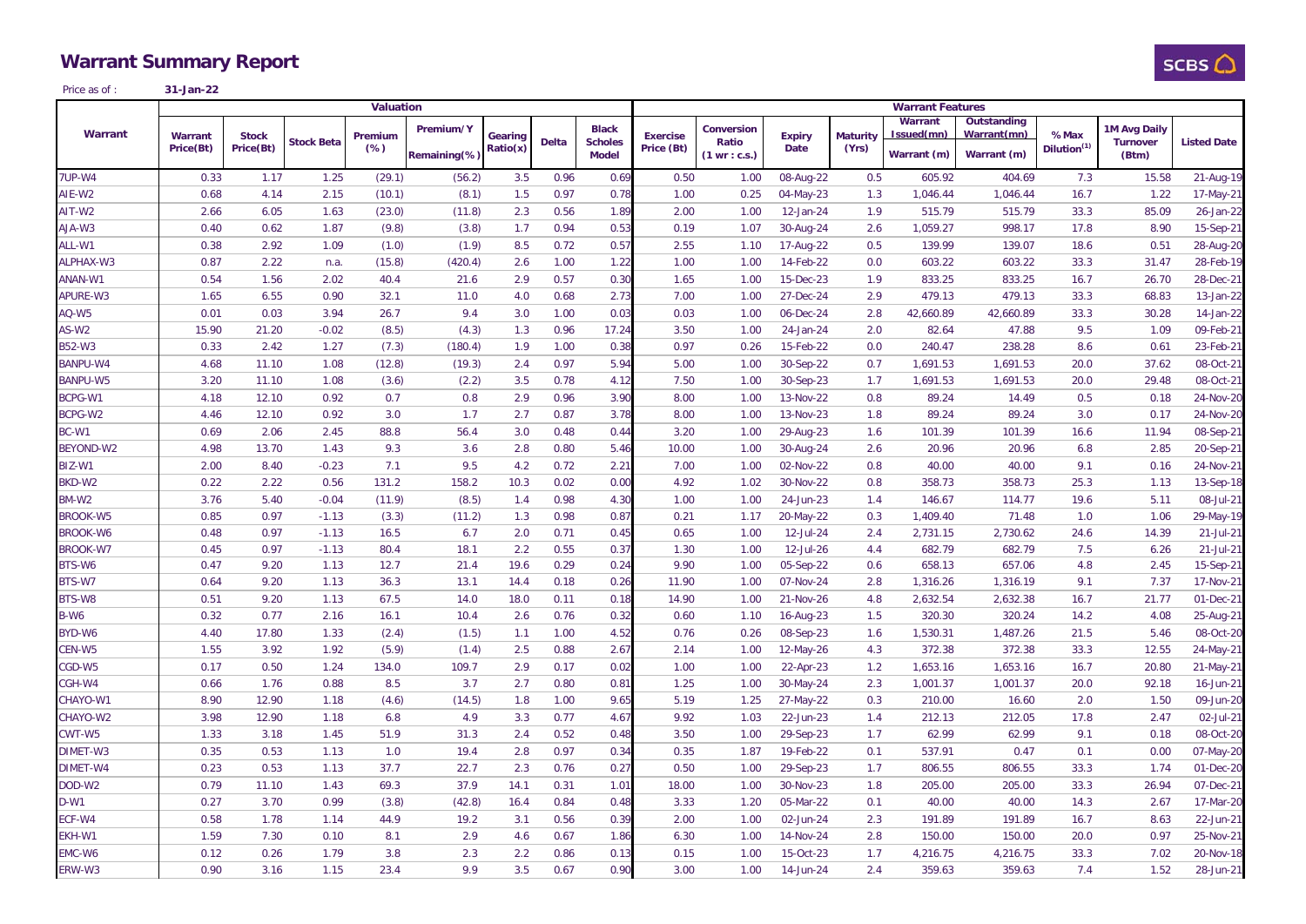# Warrant Summary Report

Price as of : 31-Jan-22

| Warrant | Valuation | | | | | | | | Warrant Features | | | | | | | | | |
|---|---|---|---|---|---|---|---|---|---|---|---|---|---|---|---|---|---|---|
| | Warrant Price(Bt) | Stock Price(Bt) | Stock Beta | Premium (%) | Premium/Y Remaining(%) | Gearing Ratio(x) | Delta | Black Scholes Model | Exercise Price (Bt) | Conversion Ratio (1 wr : c.s.) | Expiry Date | Maturity (Yrs) | Warrant Issued(mn) Warrant (m) | Outstanding Warrant(mn) Warrant (m) | % Max Dilution[1] | 1M Avg Daily Turnover (Btm) | Listed Date |
| 7UP-W4 | 0.33 | 1.17 | 1.25 | (29.1) | (56.2) | 3.5 | 0.96 | 0.69 | 0.50 | 1.00 | 08-Aug-22 | 0.5 | 605.92 | 404.69 | 7.3 | 15.58 | 21-Aug-19 |
| AIE-W2 | 0.68 | 4.14 | 2.15 | (10.1) | (8.1) | 1.5 | 0.97 | 0.78 | 1.00 | 0.25 | 04-May-23 | 1.3 | 1,046.44 | 1,046.44 | 16.7 | 1.22 | 17-May-21 |
| AIT-W2 | 2.66 | 6.05 | 1.63 | (23.0) | (11.8) | 2.3 | 0.56 | 1.89 | 2.00 | 1.00 | 12-Jan-24 | 1.9 | 515.79 | 515.79 | 33.3 | 85.09 | 26-Jan-22 |
| AJA-W3 | 0.40 | 0.62 | 1.87 | (9.8) | (3.8) | 1.7 | 0.94 | 0.53 | 0.19 | 1.07 | 30-Aug-24 | 2.6 | 1,059.27 | 998.17 | 17.8 | 8.90 | 15-Sep-21 |
| ALL-W1 | 0.38 | 2.92 | 1.09 | (1.0) | (1.9) | 8.5 | 0.72 | 0.57 | 2.55 | 1.10 | 17-Aug-22 | 0.5 | 139.99 | 139.07 | 18.6 | 0.51 | 28-Aug-20 |
| ALPHAX-W3 | 0.87 | 2.22 | n.a. | (15.8) | (420.4) | 2.6 | 1.00 | 1.22 | 1.00 | 1.00 | 14-Feb-22 | 0.0 | 603.22 | 603.22 | 33.3 | 31.47 | 28-Feb-19 |
| ANAN-W1 | 0.54 | 1.56 | 2.02 | 40.4 | 21.6 | 2.9 | 0.57 | 0.30 | 1.65 | 1.00 | 15-Dec-23 | 1.9 | 833.25 | 833.25 | 16.7 | 26.70 | 28-Dec-21 |
| APURE-W3 | 1.65 | 6.55 | 0.90 | 32.1 | 11.0 | 4.0 | 0.68 | 2.73 | 7.00 | 1.00 | 27-Dec-24 | 2.9 | 479.13 | 479.13 | 33.3 | 68.83 | 13-Jan-22 |
| AQ-W5 | 0.01 | 0.03 | 3.94 | 26.7 | 9.4 | 3.0 | 1.00 | 0.03 | 0.03 | 1.00 | 06-Dec-24 | 2.8 | 42,660.89 | 42,660.89 | 33.3 | 30.28 | 14-Jan-22 |
| AS-W2 | 15.90 | 21.20 | -0.02 | (8.5) | (4.3) | 1.3 | 0.96 | 17.24 | 3.50 | 1.00 | 24-Jan-24 | 2.0 | 82.64 | 47.88 | 9.5 | 1.09 | 09-Feb-21 |
| B52-W3 | 0.33 | 2.42 | 1.27 | (7.3) | (180.4) | 1.9 | 1.00 | 0.38 | 0.97 | 0.26 | 15-Feb-22 | 0.0 | 240.47 | 238.28 | 8.6 | 0.61 | 23-Feb-21 |
| BANPU-W4 | 4.68 | 11.10 | 1.08 | (12.8) | (19.3) | 2.4 | 0.97 | 5.94 | 5.00 | 1.00 | 30-Sep-22 | 0.7 | 1,691.53 | 1,691.53 | 20.0 | 37.62 | 08-Oct-21 |
| BANPU-W5 | 3.20 | 11.10 | 1.08 | (3.6) | (2.2) | 3.5 | 0.78 | 4.12 | 7.50 | 1.00 | 30-Sep-23 | 1.7 | 1,691.53 | 1,691.53 | 20.0 | 29.48 | 08-Oct-21 |
| BCPG-W1 | 4.18 | 12.10 | 0.92 | 0.7 | 0.8 | 2.9 | 0.96 | 3.90 | 8.00 | 1.00 | 13-Nov-22 | 0.8 | 89.24 | 14.49 | 0.5 | 0.18 | 24-Nov-20 |
| BCPG-W2 | 4.46 | 12.10 | 0.92 | 3.0 | 1.7 | 2.7 | 0.87 | 3.78 | 8.00 | 1.00 | 13-Nov-23 | 1.8 | 89.24 | 89.24 | 3.0 | 0.17 | 24-Nov-20 |
| BC-W1 | 0.69 | 2.06 | 2.45 | 88.8 | 56.4 | 3.0 | 0.48 | 0.44 | 3.20 | 1.00 | 29-Aug-23 | 1.6 | 101.39 | 101.39 | 16.6 | 11.94 | 08-Sep-21 |
| BEYOND-W2 | 4.98 | 13.70 | 1.43 | 9.3 | 3.6 | 2.8 | 0.80 | 5.46 | 10.00 | 1.00 | 30-Aug-24 | 2.6 | 20.96 | 20.96 | 6.8 | 2.85 | 20-Sep-21 |
| BIZ-W1 | 2.00 | 8.40 | -0.23 | 7.1 | 9.5 | 4.2 | 0.72 | 2.21 | 7.00 | 1.00 | 02-Nov-22 | 0.8 | 40.00 | 40.00 | 9.1 | 0.16 | 24-Nov-21 |
| BKD-W2 | 0.22 | 2.22 | 0.56 | 131.2 | 158.2 | 10.3 | 0.02 | 0.00 | 4.92 | 1.02 | 30-Nov-22 | 0.8 | 358.73 | 358.73 | 25.3 | 1.13 | 13-Sep-18 |
| BM-W2 | 3.76 | 5.40 | -0.04 | (11.9) | (8.5) | 1.4 | 0.98 | 4.30 | 1.00 | 1.00 | 24-Jun-23 | 1.4 | 146.67 | 114.77 | 19.6 | 5.11 | 08-Jul-21 |
| BROOK-W5 | 0.85 | 0.97 | -1.13 | (3.3) | (11.2) | 1.3 | 0.98 | 0.87 | 0.21 | 1.17 | 20-May-22 | 0.3 | 1,409.40 | 71.48 | 1.0 | 1.06 | 29-May-19 |
| BROOK-W6 | 0.48 | 0.97 | -1.13 | 16.5 | 6.7 | 2.0 | 0.71 | 0.45 | 0.65 | 1.00 | 12-Jul-24 | 2.4 | 2,731.15 | 2,730.62 | 24.6 | 14.39 | 21-Jul-21 |
| BROOK-W7 | 0.45 | 0.97 | -1.13 | 80.4 | 18.1 | 2.2 | 0.55 | 0.37 | 1.30 | 1.00 | 12-Jul-26 | 4.4 | 682.79 | 682.79 | 7.5 | 6.26 | 21-Jul-21 |
| BTS-W6 | 0.47 | 9.20 | 1.13 | 12.7 | 21.4 | 19.6 | 0.29 | 0.24 | 9.90 | 1.00 | 05-Sep-22 | 0.6 | 658.13 | 657.06 | 4.8 | 2.45 | 15-Sep-21 |
| BTS-W7 | 0.64 | 9.20 | 1.13 | 36.3 | 13.1 | 14.4 | 0.18 | 0.26 | 11.90 | 1.00 | 07-Nov-24 | 2.8 | 1,316.26 | 1,316.19 | 9.1 | 7.37 | 17-Nov-21 |
| BTS-W8 | 0.51 | 9.20 | 1.13 | 67.5 | 14.0 | 18.0 | 0.11 | 0.18 | 14.90 | 1.00 | 21-Nov-26 | 4.8 | 2,632.54 | 2,632.38 | 16.7 | 21.77 | 01-Dec-21 |
| B-W6 | 0.32 | 0.77 | 2.16 | 16.1 | 10.4 | 2.6 | 0.76 | 0.32 | 0.60 | 1.10 | 16-Aug-23 | 1.5 | 320.30 | 320.24 | 14.2 | 4.08 | 25-Aug-21 |
| BYD-W6 | 4.40 | 17.80 | 1.33 | (2.4) | (1.5) | 1.1 | 1.00 | 4.52 | 0.76 | 0.26 | 08-Sep-23 | 1.6 | 1,530.31 | 1,487.26 | 21.5 | 5.46 | 08-Oct-20 |
| CEN-W5 | 1.55 | 3.92 | 1.92 | (5.9) | (1.4) | 2.5 | 0.88 | 2.67 | 2.14 | 1.00 | 12-May-26 | 4.3 | 372.38 | 372.38 | 33.3 | 12.55 | 24-May-21 |
| CGD-W5 | 0.17 | 0.50 | 1.24 | 134.0 | 109.7 | 2.9 | 0.17 | 0.02 | 1.00 | 1.00 | 22-Apr-23 | 1.2 | 1,653.16 | 1,653.16 | 16.7 | 20.80 | 21-May-21 |
| CGH-W4 | 0.66 | 1.76 | 0.88 | 8.5 | 3.7 | 2.7 | 0.80 | 0.81 | 1.25 | 1.00 | 30-May-24 | 2.3 | 1,001.37 | 1,001.37 | 20.0 | 92.18 | 16-Jun-21 |
| CHAYO-W1 | 8.90 | 12.90 | 1.18 | (4.6) | (14.5) | 1.8 | 1.00 | 9.65 | 5.19 | 1.25 | 27-May-22 | 0.3 | 210.00 | 16.60 | 2.0 | 1.50 | 09-Jun-20 |
| CHAYO-W2 | 3.98 | 12.90 | 1.18 | 6.8 | 4.9 | 3.3 | 0.77 | 4.67 | 9.92 | 1.03 | 22-Jun-23 | 1.4 | 212.13 | 212.05 | 17.8 | 2.47 | 02-Jul-21 |
| CWT-W5 | 1.33 | 3.18 | 1.45 | 51.9 | 31.3 | 2.4 | 0.52 | 0.48 | 3.50 | 1.00 | 29-Sep-23 | 1.7 | 62.99 | 62.99 | 9.1 | 0.18 | 08-Oct-20 |
| DIMET-W3 | 0.35 | 0.53 | 1.13 | 1.0 | 19.4 | 2.8 | 0.97 | 0.34 | 0.35 | 1.87 | 19-Feb-22 | 0.1 | 537.91 | 0.47 | 0.1 | 0.00 | 07-May-20 |
| DIMET-W4 | 0.23 | 0.53 | 1.13 | 37.7 | 22.7 | 2.3 | 0.76 | 0.27 | 0.50 | 1.00 | 29-Sep-23 | 1.7 | 806.55 | 806.55 | 33.3 | 1.74 | 01-Dec-20 |
| DOD-W2 | 0.79 | 11.10 | 1.43 | 69.3 | 37.9 | 14.1 | 0.31 | 1.01 | 18.00 | 1.00 | 30-Nov-23 | 1.8 | 205.00 | 205.00 | 33.3 | 26.94 | 07-Dec-21 |
| D-W1 | 0.27 | 3.70 | 0.99 | (3.8) | (42.8) | 16.4 | 0.84 | 0.48 | 3.33 | 1.20 | 05-Mar-22 | 0.1 | 40.00 | 40.00 | 14.3 | 2.67 | 17-Mar-20 |
| ECF-W4 | 0.58 | 1.78 | 1.14 | 44.9 | 19.2 | 3.1 | 0.56 | 0.39 | 2.00 | 1.00 | 02-Jun-24 | 2.3 | 191.89 | 191.89 | 16.7 | 8.63 | 22-Jun-21 |
| EKH-W1 | 1.59 | 7.30 | 0.10 | 8.1 | 2.9 | 4.6 | 0.67 | 1.86 | 6.30 | 1.00 | 14-Nov-24 | 2.8 | 150.00 | 150.00 | 20.0 | 0.97 | 25-Nov-21 |
| EMC-W6 | 0.12 | 0.26 | 1.79 | 3.8 | 2.3 | 2.2 | 0.86 | 0.13 | 0.15 | 1.00 | 15-Oct-23 | 1.7 | 4,216.75 | 4,216.75 | 33.3 | 7.02 | 20-Nov-18 |
| ERW-W3 | 0.90 | 3.16 | 1.15 | 23.4 | 9.9 | 3.5 | 0.67 | 0.90 | 3.00 | 1.00 | 14-Jun-24 | 2.4 | 359.63 | 359.63 | 7.4 | 1.52 | 28-Jun-21 |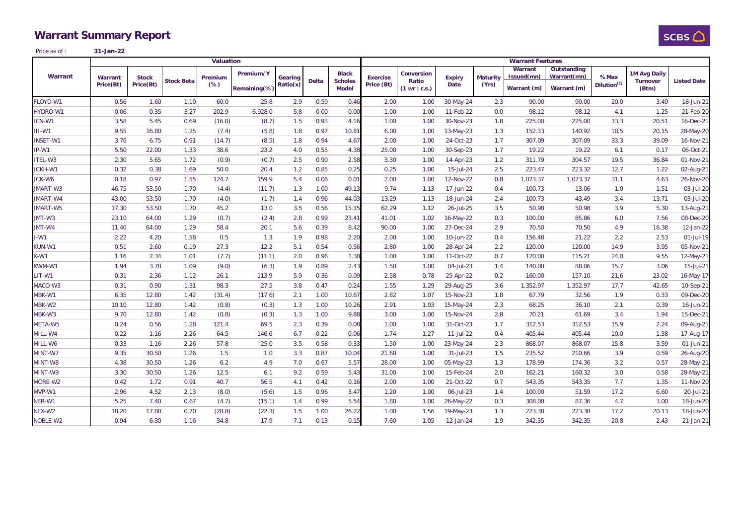# Warrant Summary Report

Price as of : **31-Jan-22**

| Warrant | Valuation | | | | | | | | Warrant Features | | | | | | | | | |
|---|---|---|---|---|---|---|---|---|---|---|---|---|---|---|---|---|---|---|
| | Warrant Price(Bt) | Stock Price(Bt) | Stock Beta | Premium (%) | Premium/Y Remaining(%) | Gearing Ratio(x) | Delta | Black Scholes Model | Exercise Price (Bt) | Conversion Ratio (1 wr : c.s.) | Expiry Date | Maturity (Yrs) | Warrant Issued(mn) Warrant (m) | Outstanding Warrant(mn) Warrant (m) | % Max Dilution[1] | 1M Avg Daily Turnover (Btm) | Listed Date |
| FLOYD-W1 | 0.56 | 1.60 | 1.10 | 60.0 | 25.8 | 2.9 | 0.59 | 0.46 | 2.00 | 1.00 | 30-May-24 | 2.3 | 90.00 | 90.00 | 20.0 | 3.49 | 18-Jun-21 |
| HYDRO-W1 | 0.06 | 0.35 | 3.27 | 202.9 | 6,928.0 | 5.8 | 0.00 | 0.00 | 1.00 | 1.00 | 11-Feb-22 | 0.0 | 98.12 | 98.12 | 4.1 | 1.25 | 21-Feb-20 |
| ICN-W1 | 3.58 | 5.45 | 0.69 | (16.0) | (8.7) | 1.5 | 0.93 | 4.16 | 1.00 | 1.00 | 30-Nov-23 | 1.8 | 225.00 | 225.00 | 33.3 | 20.51 | 16-Dec-21 |
| III-W1 | 9.55 | 16.80 | 1.25 | (7.4) | (5.8) | 1.8 | 0.97 | 10.81 | 6.00 | 1.00 | 13-May-23 | 1.3 | 152.33 | 140.92 | 18.5 | 20.15 | 28-May-20 |
| INSET-W1 | 3.76 | 6.75 | 0.91 | (14.7) | (8.5) | 1.8 | 0.94 | 4.67 | 2.00 | 1.00 | 24-Oct-23 | 1.7 | 307.09 | 307.09 | 33.3 | 39.09 | 16-Nov-21 |
| IP-W1 | 5.50 | 22.00 | 1.33 | 38.6 | 23.2 | 4.0 | 0.55 | 4.38 | 25.00 | 1.00 | 30-Sep-23 | 1.7 | 19.22 | 19.22 | 6.1 | 0.17 | 06-Oct-21 |
| ITEL-W3 | 2.30 | 5.65 | 1.72 | (0.9) | (0.7) | 2.5 | 0.90 | 2.58 | 3.30 | 1.00 | 14-Apr-23 | 1.2 | 311.79 | 304.57 | 19.5 | 36.84 | 01-Nov-21 |
| JCKH-W1 | 0.32 | 0.38 | 1.69 | 50.0 | 20.4 | 1.2 | 0.85 | 0.25 | 0.25 | 1.00 | 15-Jul-24 | 2.5 | 223.47 | 223.32 | 12.7 | 1.22 | 02-Aug-21 |
| JCK-W6 | 0.18 | 0.97 | 1.55 | 124.7 | 159.9 | 5.4 | 0.06 | 0.01 | 2.00 | 1.00 | 12-Nov-22 | 0.8 | 1,073.37 | 1,073.37 | 31.1 | 4.63 | 26-Nov-20 |
| JMART-W3 | 46.75 | 53.50 | 1.70 | (4.4) | (11.7) | 1.3 | 1.00 | 49.13 | 9.74 | 1.13 | 17-Jun-22 | 0.4 | 100.73 | 13.06 | 1.0 | 1.51 | 03-Jul-20 |
| JMART-W4 | 43.00 | 53.50 | 1.70 | (4.0) | (1.7) | 1.4 | 0.96 | 44.03 | 13.29 | 1.13 | 18-Jun-24 | 2.4 | 100.73 | 43.49 | 3.4 | 13.71 | 03-Jul-20 |
| JMART-W5 | 17.30 | 53.50 | 1.70 | 45.2 | 13.0 | 3.5 | 0.56 | 15.15 | 62.29 | 1.12 | 26-Jul-25 | 3.5 | 50.98 | 50.98 | 3.9 | 5.30 | 13-Aug-21 |
| JMT-W3 | 23.10 | 64.00 | 1.29 | (0.7) | (2.4) | 2.8 | 0.99 | 23.41 | 41.01 | 1.02 | 16-May-22 | 0.3 | 100.00 | 85.86 | 6.0 | 7.56 | 08-Dec-20 |
| JMT-W4 | 11.40 | 64.00 | 1.29 | 58.4 | 20.1 | 5.6 | 0.39 | 8.42 | 90.00 | 1.00 | 27-Dec-24 | 2.9 | 70.50 | 70.50 | 4.9 | 16.38 | 12-Jan-22 |
| J-W1 | 2.22 | 4.20 | 1.58 | 0.5 | 1.3 | 1.9 | 0.98 | 2.20 | 2.00 | 1.00 | 10-Jun-22 | 0.4 | 156.48 | 21.22 | 2.2 | 2.53 | 01-Jul-19 |
| KUN-W1 | 0.51 | 2.60 | 0.19 | 27.3 | 12.2 | 5.1 | 0.54 | 0.56 | 2.80 | 1.00 | 28-Apr-24 | 2.2 | 120.00 | 120.00 | 14.9 | 3.95 | 05-Nov-21 |
| K-W1 | 1.16 | 2.34 | 1.01 | (7.7) | (11.1) | 2.0 | 0.96 | 1.38 | 1.00 | 1.00 | 11-Oct-22 | 0.7 | 120.00 | 115.21 | 24.0 | 9.55 | 12-May-21 |
| KWM-W1 | 1.94 | 3.78 | 1.09 | (9.0) | (6.3) | 1.9 | 0.89 | 2.43 | 1.50 | 1.00 | 04-Jul-23 | 1.4 | 140.00 | 88.06 | 15.7 | 3.06 | 15-Jul-21 |
| LIT-W1 | 0.31 | 2.36 | 1.12 | 26.1 | 113.9 | 5.9 | 0.36 | 0.09 | 2.58 | 0.78 | 25-Apr-22 | 0.2 | 160.00 | 157.10 | 21.6 | 23.02 | 16-May-17 |
| MACO-W3 | 0.31 | 0.90 | 1.31 | 98.3 | 27.5 | 3.8 | 0.47 | 0.24 | 1.55 | 1.29 | 29-Aug-25 | 3.6 | 1,352.97 | 1,352.97 | 17.7 | 42.65 | 10-Sep-21 |
| MBK-W1 | 6.35 | 12.80 | 1.42 | (31.4) | (17.6) | 2.1 | 1.00 | 10.67 | 2.82 | 1.07 | 15-Nov-23 | 1.8 | 67.79 | 32.56 | 1.9 | 0.33 | 09-Dec-20 |
| MBK-W2 | 10.10 | 12.80 | 1.42 | (0.8) | (0.3) | 1.3 | 1.00 | 10.26 | 2.91 | 1.03 | 15-May-24 | 2.3 | 68.25 | 36.10 | 2.1 | 0.39 | 16-Jun-21 |
| MBK-W3 | 9.70 | 12.80 | 1.42 | (0.8) | (0.3) | 1.3 | 1.00 | 9.88 | 3.00 | 1.00 | 15-Nov-24 | 2.8 | 70.21 | 61.69 | 3.4 | 1.94 | 15-Dec-21 |
| META-W5 | 0.24 | 0.56 | 1.28 | 121.4 | 69.5 | 2.3 | 0.39 | 0.08 | 1.00 | 1.00 | 31-Oct-23 | 1.7 | 312.53 | 312.53 | 15.9 | 2.24 | 09-Aug-21 |
| MILL-W4 | 0.22 | 1.16 | 2.26 | 64.5 | 146.6 | 6.7 | 0.22 | 0.06 | 1.74 | 1.27 | 11-Jul-22 | 0.4 | 405.44 | 405.44 | 10.0 | 1.38 | 17-Aug-17 |
| MILL-W6 | 0.33 | 1.16 | 2.26 | 57.8 | 25.0 | 3.5 | 0.58 | 0.33 | 1.50 | 1.00 | 23-May-24 | 2.3 | 868.07 | 868.07 | 15.8 | 3.59 | 01-Jun-21 |
| MINT-W7 | 9.35 | 30.50 | 1.26 | 1.5 | 1.0 | 3.3 | 0.87 | 10.04 | 21.60 | 1.00 | 31-Jul-23 | 1.5 | 235.52 | 210.66 | 3.9 | 0.59 | 26-Aug-20 |
| MINT-W8 | 4.38 | 30.50 | 1.26 | 6.2 | 4.9 | 7.0 | 0.67 | 5.57 | 28.00 | 1.00 | 05-May-23 | 1.3 | 178.99 | 174.36 | 3.2 | 0.57 | 28-May-21 |
| MINT-W9 | 3.30 | 30.50 | 1.26 | 12.5 | 6.1 | 9.2 | 0.59 | 5.43 | 31.00 | 1.00 | 15-Feb-24 | 2.0 | 162.21 | 160.32 | 3.0 | 0.58 | 28-May-21 |
| MORE-W2 | 0.42 | 1.72 | 0.91 | 40.7 | 56.5 | 4.1 | 0.42 | 0.16 | 2.00 | 1.00 | 21-Oct-22 | 0.7 | 543.35 | 543.35 | 7.7 | 1.35 | 11-Nov-20 |
| MVP-W1 | 2.96 | 4.52 | 2.13 | (8.0) | (5.6) | 1.5 | 0.96 | 3.47 | 1.20 | 1.00 | 06-Jul-23 | 1.4 | 100.00 | 51.59 | 17.2 | 6.60 | 20-Jul-21 |
| NER-W1 | 5.25 | 7.40 | 0.67 | (4.7) | (15.1) | 1.4 | 0.99 | 5.54 | 1.80 | 1.00 | 26-May-22 | 0.3 | 308.00 | 87.36 | 4.7 | 3.00 | 18-Jun-20 |
| NEX-W2 | 18.20 | 17.80 | 0.70 | (28.8) | (22.3) | 1.5 | 1.00 | 26.22 | 1.00 | 1.56 | 19-May-23 | 1.3 | 223.38 | 223.38 | 17.2 | 20.13 | 18-Jun-20 |
| NOBLE-W2 | 0.94 | 6.30 | 1.16 | 34.8 | 17.9 | 7.1 | 0.13 | 0.15 | 7.60 | 1.05 | 12-Jan-24 | 1.9 | 342.35 | 342.35 | 20.8 | 2.43 | 21-Jan-21 |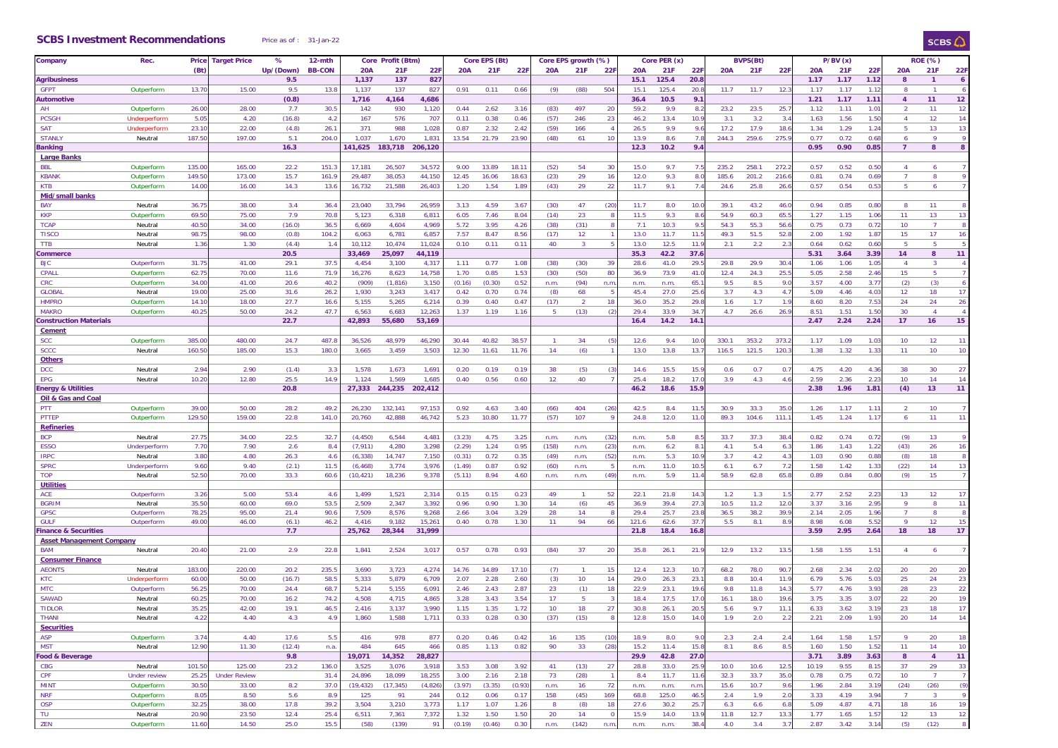## SCBS Investment Recommendations

Price as of : 31-Jan-22

| Company | Rec. | Price (Bt) | Target Price | % Up/(Down) | 12-mth BB-CON | Core Profit (Btm) 20A | 21F | 22F | Core EPS (Bt) 20A | 21F | 22F | Core EPS growth (%) 20A | 21F | 22F | Core PER (x) 20A | 21F | 22F | BVPS(Bt) 20A | 21F | 22F | P/BV (x) 20A | 21F | 22F | ROE (%) 20A | 21F | 22F |
|---|---|---|---|---|---|---|---|---|---|---|---|---|---|---|---|---|---|---|---|---|---|---|---|---|---|---|
| **Agribusiness** | | | | **9.5** | | **1,137** | **137** | **827** | | | | | | | **15.1** | **125.4** | **20.8** | | | | **1.17** | **1.17** | **1.12** | **8** | **1** | **6** |
| GFPT | Outperform | 13.70 | 15.00 | 9.5 | 13.8 | 1,137 | 137 | 827 | 0.91 | 0.11 | 0.66 | (9) | (88) | 504 | 15.1 | 125.4 | 20.8 | 11.7 | 11.7 | 12.3 | 1.17 | 1.17 | 1.12 | 8 | 1 | 6 |
| **Automotive** | | | | **(0.8)** | | **1,716** | **4,164** | **4,686** | | | | | | | **36.4** | **10.5** | **9.1** | | | | **1.21** | **1.17** | **1.11** | **4** | **11** | **12** |
| AH | Outperform | 26.00 | 28.00 | 7.7 | 30.5 | 142 | 930 | 1,120 | 0.44 | 2.62 | 3.16 | (83) | 497 | 20 | 59.2 | 9.9 | 8.2 | 23.2 | 23.5 | 25.7 | 1.12 | 1.11 | 1.01 | 2 | 11 | 12 |
| PCSGH | Underperform | 5.05 | 4.20 | (16.8) | 4.2 | 167 | 576 | 707 | 0.11 | 0.38 | 0.46 | (57) | 246 | 23 | 46.2 | 13.4 | 10.9 | 3.1 | 3.2 | 3.4 | 1.63 | 1.56 | 1.50 | 4 | 12 | 14 |
| SAT | Underperform | 23.10 | 22.00 | (4.8) | 26.1 | 371 | 988 | 1,028 | 0.87 | 2.32 | 2.42 | (59) | 166 | 4 | 26.5 | 9.9 | 9.6 | 17.2 | 17.9 | 18.6 | 1.34 | 1.29 | 1.24 | 5 | 13 | 13 |
| STANLY | Neutral | 187.50 | 197.00 | 5.1 | 204.0 | 1,037 | 1,670 | 1,831 | 13.54 | 21.79 | 23.90 | (48) | 61 | 10 | 13.9 | 8.6 | 7.8 | 244.3 | 259.6 | 275.9 | 0.77 | 0.72 | 0.68 | 6 | 9 | 9 |
| **Banking** | | | | **16.3** | | **141,625** | **183,718** | **206,120** | | | | | | | **12.3** | **10.2** | **9.4** | | | | **0.95** | **0.90** | **0.85** | **7** | **8** | **8** |
| ***Large Banks*** | | | | | | | | | | | | | | | | | | | | | | | | | | |
| BBL | Outperform | 135.00 | 165.00 | 22.2 | 151.3 | 17,181 | 26,507 | 34,572 | 9.00 | 13.89 | 18.11 | (52) | 54 | 30 | 15.0 | 9.7 | 7.5 | 235.2 | 258.1 | 272.2 | 0.57 | 0.52 | 0.50 | 4 | 6 | 7 |
| KBANK | Outperform | 149.50 | 173.00 | 15.7 | 161.9 | 29,487 | 38,053 | 44,150 | 12.45 | 16.06 | 18.63 | (23) | 29 | 16 | 12.0 | 9.3 | 8.0 | 185.6 | 201.2 | 216.6 | 0.81 | 0.74 | 0.69 | 7 | 8 | 9 |
| KTB | Outperform | 14.00 | 16.00 | 14.3 | 13.6 | 16,732 | 21,588 | 26,403 | 1.20 | 1.54 | 1.89 | (43) | 29 | 22 | 11.7 | 9.1 | 7.4 | 24.6 | 25.8 | 26.6 | 0.57 | 0.54 | 0.53 | 5 | 6 | 7 |
| ***Mid/small banks*** | | | | | | | | | | | | | | | | | | | | | | | | | | |
| BAY | Neutral | 36.75 | 38.00 | 3.4 | 36.4 | 23,040 | 33,794 | 26,959 | 3.13 | 4.59 | 3.67 | (30) | 47 | (20) | 11.7 | 8.0 | 10.0 | 39.1 | 43.2 | 46.0 | 0.94 | 0.85 | 0.80 | 8 | 11 | 8 |
| KKP | Outperform | 69.50 | 75.00 | 7.9 | 70.8 | 5,123 | 6,318 | 6,811 | 6.05 | 7.46 | 8.04 | (14) | 23 | 8 | 11.5 | 9.3 | 8.6 | 54.9 | 60.3 | 65.5 | 1.27 | 1.15 | 1.06 | 11 | 13 | 13 |
| TCAP | Neutral | 40.50 | 34.00 | (16.0) | 36.5 | 6,669 | 4,604 | 4,969 | 5.72 | 3.95 | 4.26 | (38) | (31) | 8 | 7.1 | 10.3 | 9.5 | 54.3 | 55.3 | 56.6 | 0.75 | 0.73 | 0.72 | 10 | 7 | 8 |
| TISCO | Neutral | 98.75 | 98.00 | (0.8) | 104.2 | 6,063 | 6,781 | 6,857 | 7.57 | 8.47 | 8.56 | (17) | 12 | 1 | 13.0 | 11.7 | 11.5 | 49.3 | 51.5 | 52.8 | 2.00 | 1.92 | 1.87 | 15 | 17 | 16 |
| TTB | Neutral | 1.36 | 1.30 | (4.4) | 1.4 | 10,112 | 10,474 | 11,024 | 0.10 | 0.11 | 0.11 | 40 | 3 | 5 | 13.0 | 12.5 | 11.9 | 2.1 | 2.2 | 2.3 | 0.64 | 0.62 | 0.60 | 5 | 5 | 5 |
| **Commerce** | | | | **20.5** | | **33,469** | **25,097** | **44,119** | | | | | | | **35.3** | **42.2** | **37.6** | | | | **5.31** | **3.64** | **3.39** | **14** | **8** | **11** |
| BJC | Outperform | 31.75 | 41.00 | 29.1 | 37.5 | 4,454 | 3,100 | 4,317 | 1.11 | 0.77 | 1.08 | (38) | (30) | 39 | 28.6 | 41.0 | 29.5 | 29.8 | 29.9 | 30.4 | 1.06 | 1.06 | 1.05 | 4 | 3 | 4 |
| CPALL | Outperform | 62.75 | 70.00 | 11.6 | 71.9 | 16,276 | 8,623 | 14,758 | 1.70 | 0.85 | 1.53 | (30) | (50) | 80 | 36.9 | 73.9 | 41.0 | 12.4 | 24.3 | 25.5 | 5.05 | 2.58 | 2.46 | 15 | 5 | 7 |
| CRC | Outperform | 34.00 | 41.00 | 20.6 | 40.2 | (909) | (1,816) | 3,150 | (0.16) | (0.30) | 0.52 | n.m. | (94) | n.m. | n.m. | n.m. | 65.1 | 9.5 | 8.5 | 9.0 | 3.57 | 4.00 | 3.77 | (2) | (3) | 6 |
| GLOBAL | Neutral | 19.00 | 25.00 | 31.6 | 26.2 | 1,930 | 3,243 | 3,417 | 0.42 | 0.70 | 0.74 | (8) | 68 | 5 | 45.4 | 27.0 | 25.6 | 3.7 | 4.3 | 4.7 | 5.09 | 4.46 | 4.03 | 12 | 18 | 17 |
| HMPRO | Outperform | 14.10 | 18.00 | 27.7 | 16.6 | 5,155 | 5,265 | 6,214 | 0.39 | 0.40 | 0.47 | (17) | 2 | 18 | 36.0 | 35.2 | 29.8 | 1.6 | 1.7 | 1.9 | 8.60 | 8.20 | 7.53 | 24 | 24 | 26 |
| MAKRO | Outperform | 40.25 | 50.00 | 24.2 | 47.7 | 6,563 | 6,683 | 12,263 | 1.37 | 1.19 | 1.16 | 5 | (13) | (2) | 29.4 | 33.9 | 34.7 | 4.7 | 26.6 | 26.9 | 8.51 | 1.51 | 1.50 | 30 | 4 | 4 |
| **Construction Materials** | | | | **22.7** | | **42,893** | **55,680** | **53,169** | | | | | | | **16.4** | **14.2** | **14.1** | | | | **2.47** | **2.24** | **2.24** | **17** | **16** | **15** |
| ***Cement*** | | | | | | | | | | | | | | | | | | | | | | | | | | |
| SCC | Outperform | 385.00 | 480.00 | 24.7 | 487.8 | 36,526 | 48,979 | 46,290 | 30.44 | 40.82 | 38.57 | 1 | 34 | (5) | 12.6 | 9.4 | 10.0 | 330.1 | 353.2 | 373.2 | 1.17 | 1.09 | 1.03 | 10 | 12 | 11 |
| SCCC | Neutral | 160.50 | 185.00 | 15.3 | 180.0 | 3,665 | 3,459 | 3,503 | 12.30 | 11.61 | 11.76 | 14 | (6) | 1 | 13.0 | 13.8 | 13.7 | 116.5 | 121.5 | 120.3 | 1.38 | 1.32 | 1.33 | 11 | 10 | 10 |
| ***Others*** | | | | | | | | | | | | | | | | | | | | | | | | | | |
| DCC | Neutral | 2.94 | 2.90 | (1.4) | 3.3 | 1,578 | 1,673 | 1,691 | 0.20 | 0.19 | 0.19 | 38 | (5) | (3) | 14.6 | 15.5 | 15.9 | 0.6 | 0.7 | 0.7 | 4.75 | 4.20 | 4.36 | 38 | 30 | 27 |
| EPG | Neutral | 10.20 | 12.80 | 25.5 | 14.9 | 1,124 | 1,569 | 1,685 | 0.40 | 0.56 | 0.60 | 12 | 40 | 7 | 25.4 | 18.2 | 17.0 | 3.9 | 4.3 | 4.6 | 2.59 | 2.36 | 2.23 | 10 | 14 | 14 |
| **Energy & Utilities** | | | | **20.8** | | **27,333** | **244,235** | **202,412** | | | | | | | **46.2** | **18.6** | **15.9** | | | | **2.38** | **1.96** | **1.81** | **(4)** | **13** | **11** |
| ***Oil & Gas and Coal*** | | | | | | | | | | | | | | | | | | | | | | | | | | |
| PTT | Outperform | 39.00 | 50.00 | 28.2 | 49.2 | 26,230 | 132,141 | 97,153 | 0.92 | 4.63 | 3.40 | (66) | 404 | (26) | 42.5 | 8.4 | 11.5 | 30.9 | 33.3 | 35.0 | 1.26 | 1.17 | 1.11 | 2 | 10 | 7 |
| PTTEP | Outperform | 129.50 | 159.00 | 22.8 | 141.0 | 20,760 | 42,888 | 46,742 | 5.23 | 10.80 | 11.77 | (57) | 107 | 9 | 24.8 | 12.0 | 11.0 | 89.3 | 104.6 | 111.1 | 1.45 | 1.24 | 1.17 | 6 | 11 | 11 |
| ***Refineries*** | | | | | | | | | | | | | | | | | | | | | | | | | | |
| BCP | Neutral | 27.75 | 34.00 | 22.5 | 32.7 | (4,450) | 6,544 | 4,481 | (3.23) | 4.75 | 3.25 | n.m. | n.m. | (32) | n.m. | 5.8 | 8.5 | 33.7 | 37.3 | 38.4 | 0.82 | 0.74 | 0.72 | (9) | 13 | 9 |
| ESSO | Underperform | 7.70 | 7.90 | 2.6 | 8.4 | (7,911) | 4,280 | 3,298 | (2.29) | 1.24 | 0.95 | (158) | n.m. | (23) | n.m. | 6.2 | 8.1 | 4.1 | 5.4 | 6.3 | 1.86 | 1.43 | 1.22 | (43) | 26 | 16 |
| IRPC | Neutral | 3.80 | 4.80 | 26.3 | 4.6 | (6,338) | 14,747 | 7,150 | (0.31) | 0.72 | 0.35 | (49) | n.m. | (52) | n.m. | 5.3 | 10.9 | 3.7 | 4.2 | 4.3 | 1.03 | 0.90 | 0.88 | (8) | 18 | 8 |
| SPRC | Underperform | 9.60 | 9.40 | (2.1) | 11.5 | (6,468) | 3,774 | 3,976 | (1.49) | 0.87 | 0.92 | (60) | n.m. | 5 | n.m. | 11.0 | 10.5 | 6.1 | 6.7 | 7.2 | 1.58 | 1.42 | 1.33 | (22) | 14 | 13 |
| TOP | Neutral | 52.50 | 70.00 | 33.3 | 60.6 | (10,421) | 18,236 | 9,378 | (5.11) | 8.94 | 4.60 | n.m. | n.m. | (49) | n.m. | 5.9 | 11.4 | 58.9 | 62.8 | 65.8 | 0.89 | 0.84 | 0.80 | (9) | 15 | 7 |
| ***Utilities*** | | | | | | | | | | | | | | | | | | | | | | | | | | |
| ACE | Outperform | 3.26 | 5.00 | 53.4 | 4.6 | 1,499 | 1,521 | 2,314 | 0.15 | 0.15 | 0.23 | 49 | 1 | 52 | 22.1 | 21.8 | 14.3 | 1.2 | 1.3 | 1.5 | 2.77 | 2.52 | 2.23 | 13 | 12 | 17 |
| BGRIM | Neutral | 35.50 | 60.00 | 69.0 | 53.5 | 2,509 | 2,347 | 3,392 | 0.96 | 0.90 | 1.30 | 14 | (6) | 45 | 36.9 | 39.4 | 27.3 | 10.5 | 11.2 | 12.0 | 3.37 | 3.16 | 2.95 | 9 | 8 | 11 |
| GPSC | Outperform | 78.25 | 95.00 | 21.4 | 90.6 | 7,509 | 8,576 | 9,268 | 2.66 | 3.04 | 3.29 | 28 | 14 | 8 | 29.4 | 25.7 | 23.8 | 36.5 | 38.2 | 39.9 | 2.14 | 2.05 | 1.96 | 7 | 8 | 8 |
| GULF | Outperform | 49.00 | 46.00 | (6.1) | 46.2 | 4,416 | 9,182 | 15,261 | 0.40 | 0.78 | 1.30 | 11 | 94 | 66 | 121.6 | 62.6 | 37.7 | 5.5 | 8.1 | 8.9 | 8.98 | 6.08 | 5.52 | 9 | 12 | 15 |
| **Finance & Securities** | | | | **7.7** | | **25,762** | **28,344** | **31,999** | | | | | | | **21.8** | **18.4** | **16.8** | | | | **3.59** | **2.95** | **2.64** | **18** | **18** | **17** |
| ***Asset Management Company*** | | | | | | | | | | | | | | | | | | | | | | | | | | |
| BAM | Neutral | 20.40 | 21.00 | 2.9 | 22.8 | 1,841 | 2,524 | 3,017 | 0.57 | 0.78 | 0.93 | (84) | 37 | 20 | 35.8 | 26.1 | 21.9 | 12.9 | 13.2 | 13.5 | 1.58 | 1.55 | 1.51 | 4 | 6 | 7 |
| ***Consumer Finance*** | | | | | | | | | | | | | | | | | | | | | | | | | | |
| AEONTS | Neutral | 183.00 | 220.00 | 20.2 | 235.5 | 3,690 | 3,723 | 4,274 | 14.76 | 14.89 | 17.10 | (7) | 1 | 15 | 12.4 | 12.3 | 10.7 | 68.2 | 78.0 | 90.7 | 2.68 | 2.34 | 2.02 | 20 | 20 | 20 |
| KTC | Underperform | 60.00 | 50.00 | (16.7) | 58.5 | 5,333 | 5,879 | 6,709 | 2.07 | 2.28 | 2.60 | (3) | 10 | 14 | 29.0 | 26.3 | 23.1 | 8.8 | 10.4 | 11.9 | 6.79 | 5.76 | 5.03 | 25 | 24 | 23 |
| MTC | Outperform | 56.25 | 70.00 | 24.4 | 68.7 | 5,214 | 5,155 | 6,091 | 2.46 | 2.43 | 2.87 | 23 | (1) | 18 | 22.9 | 23.1 | 19.6 | 9.8 | 11.8 | 14.3 | 5.77 | 4.76 | 3.93 | 28 | 23 | 22 |
| SAWAD | Neutral | 60.25 | 70.00 | 16.2 | 74.2 | 4,508 | 4,715 | 4,865 | 3.28 | 3.43 | 3.54 | 17 | 5 | 3 | 18.4 | 17.5 | 17.0 | 16.1 | 18.0 | 19.6 | 3.75 | 3.35 | 3.07 | 22 | 20 | 19 |
| TIDLOR | Neutral | 35.25 | 42.00 | 19.1 | 46.5 | 2,416 | 3,137 | 3,990 | 1.15 | 1.35 | 1.72 | 10 | 18 | 27 | 30.8 | 26.1 | 20.5 | 5.6 | 9.7 | 11.1 | 6.33 | 3.62 | 3.19 | 23 | 18 | 17 |
| THANI | Neutral | 4.22 | 4.40 | 4.3 | 4.9 | 1,860 | 1,588 | 1,711 | 0.33 | 0.28 | 0.30 | (37) | (15) | 8 | 12.8 | 15.0 | 14.0 | 1.9 | 2.0 | 2.2 | 2.21 | 2.09 | 1.93 | 20 | 14 | 14 |
| ***Securities*** | | | | | | | | | | | | | | | | | | | | | | | | | | |
| ASP | Outperform | 3.74 | 4.40 | 17.6 | 5.5 | 416 | 978 | 877 | 0.20 | 0.46 | 0.42 | 16 | 135 | (10) | 18.9 | 8.0 | 9.0 | 2.3 | 2.4 | 2.4 | 1.64 | 1.58 | 1.57 | 9 | 20 | 18 |
| MST | Neutral | 12.90 | 11.30 | (12.4) | n.a. | 484 | 645 | 466 | 0.85 | 1.13 | 0.82 | 90 | 33 | (28) | 15.2 | 11.4 | 15.8 | 8.1 | 8.6 | 8.5 | 1.60 | 1.50 | 1.52 | 11 | 14 | 10 |
| **Food & Beverage** | | | | **9.8** | | **19,071** | **14,352** | **28,827** | | | | | | | **29.9** | **42.8** | **27.0** | | | | **3.71** | **3.89** | **3.63** | **8** | **4** | **11** |
| CBG | Neutral | 101.50 | 125.00 | 23.2 | 136.0 | 3,525 | 3,076 | 3,918 | 3.53 | 3.08 | 3.92 | 41 | (13) | 27 | 28.8 | 33.0 | 25.9 | 10.0 | 10.6 | 12.5 | 10.19 | 9.55 | 8.15 | 37 | 29 | 33 |
| CPF | Under review | 25.25 | Under Review | | 31.4 | 24,896 | 18,099 | 18,255 | 3.00 | 2.16 | 2.18 | 73 | (28) | 1 | 8.4 | 11.7 | 11.6 | 32.3 | 33.7 | 35.0 | 0.78 | 0.75 | 0.72 | 10 | 7 | 7 |
| MINT | Outperform | 30.50 | 33.00 | 8.2 | 37.0 | (19,432) | (17,345) | (4,826) | (3.97) | (3.35) | (0.93) | n.m. | 16 | 72 | n.m. | n.m. | n.m. | 15.6 | 10.7 | 9.6 | 1.96 | 2.84 | 3.19 | (24) | (26) | (9) |
| NRF | Outperform | 8.05 | 8.50 | 5.6 | 8.9 | 125 | 91 | 244 | 0.12 | 0.06 | 0.17 | 158 | (45) | 169 | 68.8 | 125.0 | 46.5 | 2.4 | 1.9 | 2.0 | 3.33 | 4.19 | 3.94 | 7 | 3 | 9 |
| OSP | Outperform | 32.25 | 38.00 | 17.8 | 39.2 | 3,504 | 3,210 | 3,773 | 1.17 | 1.07 | 1.26 | 8 | (8) | 18 | 27.6 | 30.2 | 25.7 | 6.3 | 6.6 | 6.8 | 5.09 | 4.87 | 4.71 | 18 | 16 | 19 |
| TU | Neutral | 20.90 | 23.50 | 12.4 | 25.4 | 6,511 | 7,361 | 7,372 | 1.32 | 1.50 | 1.50 | 20 | 14 | 0 | 15.9 | 14.0 | 13.9 | 11.8 | 12.7 | 13.3 | 1.77 | 1.65 | 1.57 | 12 | 13 | 12 |
| ZEN | Outperform | 11.60 | 14.50 | 25.0 | 15.5 | (58) | (139) | 91 | (0.19) | (0.46) | 0.30 | n.m. | (142) | n.m. | n.m. | n.m. | 38.4 | 4.0 | 3.4 | 3.7 | 2.87 | 3.42 | 3.14 | (5) | (12) | 8 |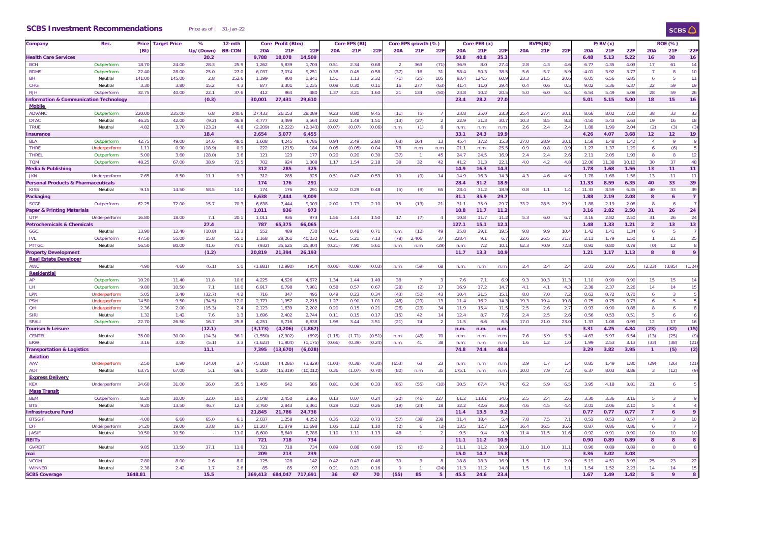## SCBS Investment Recommendations

Price as of : 31-Jan-22

| Company | Rec. | Price (Bt) | Target Price | % Up/(Down) | 12-mth BB-CON | Core Profit (Btm) 20A | Core Profit (Btm) 21F | Core Profit (Btm) 22F | Core EPS (Bt) 20A | Core EPS (Bt) 21F | Core EPS (Bt) 22F | Core EPS growth (%) 20A | Core EPS growth (%) 21F | Core EPS growth (%) 22F | Core PER (x) 20A | Core PER (x) 21F | Core PER (x) 22F | BVPS(Bt) 20A | BVPS(Bt) 21F | BVPS(Bt) 22F | P/BV (x) 20A | P/BV (x) 21F | P/BV (x) 22F | ROE (%) 20A | ROE (%) 21F | ROE (%) 22F |
|---|---|---|---|---|---|---|---|---|---|---|---|---|---|---|---|---|---|---|---|---|---|---|---|---|---|---|
| **Health Care Services** | | | | **20.2** | | **9,788** | **18,078** | **14,509** | | | | | | | **50.8** | **40.8** | **35.3** | | | | **6.48** | **5.13** | **5.22** | **16** | **38** | **16** |
| BCH | Outperform | 18.70 | 24.00 | 28.3 | 25.9 | 1,262 | 5,839 | 1,703 | 0.51 | 2.34 | 0.68 | 2 | 363 | (71) | 36.9 | 8.0 | 27.4 | 2.8 | 4.3 | 4.6 | 6.77 | 4.35 | 4.03 | 17 | 61 | 14 |
| BDMS | Outperform | 22.40 | 28.00 | 25.0 | 27.0 | 6,037 | 7,074 | 9,251 | 0.38 | 0.45 | 0.58 | (37) | 16 | 31 | 58.4 | 50.3 | 38.5 | 5.6 | 5.7 | 5.9 | 4.01 | 3.92 | 3.77 | 7 | 8 | 10 |
| BH | Neutral | 141.00 | 145.00 | 2.8 | 152.6 | 1,199 | 900 | 1,841 | 1.51 | 1.13 | 2.32 | (71) | (25) | 105 | 93.4 | 124.5 | 60.9 | 23.3 | 21.5 | 20.6 | 6.05 | 6.56 | 6.85 | 6 | 5 | 11 |
| CHG | Neutral | 3.30 | 3.80 | 15.2 | 4.3 | 877 | 3,301 | 1,235 | 0.08 | 0.30 | 0.11 | 16 | 277 | (63) | 41.4 | 11.0 | 29.4 | 0.4 | 0.6 | 0.5 | 9.02 | 5.36 | 6.37 | 22 | 59 | 19 |
| RJH | Outperform | 32.75 | 40.00 | 22.1 | 37.6 | 412 | 964 | 480 | 1.37 | 3.21 | 1.60 | 21 | 134 | (50) | 23.8 | 10.2 | 20.5 | 5.0 | 6.0 | 6.4 | 6.54 | 5.49 | 5.08 | 28 | 59 | 26 |
| **Information & Communication Technology** | | | | **(0.3)** | | **30,001** | **27,431** | **29,610** | | | | | | | **23.4** | **28.2** | **27.0** | | | | **5.01** | **5.15** | **5.00** | **18** | **15** | **16** |
| **Mobile** | | | | | | | | | | | | | | | | | | | | | | | | | | |
| ADVANC | Outperform | 220.00 | 235.00 | 6.8 | 240.6 | 27,433 | 26,153 | 28,089 | 9.23 | 8.80 | 9.45 | (11) | (5) | 7 | 23.8 | 25.0 | 23.3 | 25.4 | 27.4 | 30.1 | 8.66 | 8.02 | 7.32 | 38 | 33 | 33 |
| DTAC | Neutral | 46.25 | 42.00 | (9.2) | 46.8 | 4,777 | 3,499 | 3,564 | 2.02 | 1.48 | 1.51 | (13) | (27) | 2 | 22.9 | 31.3 | 30.7 | 10.3 | 8.5 | 8.2 | 4.50 | 5.43 | 5.63 | 19 | 16 | 18 |
| TRUE | Neutral | 4.82 | 3.70 | (23.2) | 4.8 | (2,209) | (2,222) | (2,043) | (0.07) | (0.07) | (0.06) | n.m. | (1) | 8 | n.m. | n.m. | n.m. | 2.6 | 2.4 | 2.4 | 1.88 | 1.99 | 2.04 | (2) | (3) | (3) |
| **Insurance** | | | | **18.4** | | **2,654** | **5,077** | **6,455** | | | | | | | **33.1** | **24.3** | **19.9** | | | | **4.26** | **4.07** | **3.68** | **12** | **12** | **19** |
| BLA | Outperform | 42.75 | 49.00 | 14.6 | 48.0 | 1,608 | 4,245 | 4,786 | 0.94 | 2.49 | 2.80 | (63) | 164 | 13 | 45.4 | 17.2 | 15.3 | 27.0 | 28.9 | 30.1 | 1.58 | 1.48 | 1.42 | 4 | 9 | 9 |
| THRE | Underperform | 1.11 | 0.90 | (18.9) | 0.9 | 222 | (215) | 184 | 0.05 | (0.05) | 0.04 | 78 | n.m. | n.m. | 21.1 | n.m. | 25.5 | 0.9 | 0.8 | 0.9 | 1.27 | 1.37 | 1.29 | 6 | (6) | 5 |
| THREL | Outperform | 5.00 | 3.60 | (28.0) | 3.6 | 121 | 123 | 177 | 0.20 | 0.20 | 0.30 | (37) | 1 | 45 | 24.7 | 24.5 | 16.9 | 2.4 | 2.4 | 2.6 | 2.11 | 2.05 | 1.93 | 8 | 8 | 12 |
| TQM | Outperform | 48.25 | 67.00 | 38.9 | 72.5 | 702 | 924 | 1,308 | 1.17 | 1.54 | 2.18 | 38 | 32 | 42 | 41.2 | 31.3 | 22.1 | 4.0 | 4.2 | 4.8 | 12.06 | 11.38 | 10.10 | 30 | 37 | 48 |
| **Media & Publishing** | | | | | | **312** | **285** | **325** | | | | | | | **14.9** | **16.3** | **14.3** | | | | **1.78** | **1.68** | **1.56** | **13** | **11** | **11** |
| JKN | Underperform | 7.65 | 8.50 | 11.1 | 9.3 | 312 | 285 | 325 | 0.51 | 0.47 | 0.53 | 10 | (9) | 14 | 14.9 | 16.3 | 14.3 | 4.3 | 4.6 | 4.9 | 1.78 | 1.68 | 1.56 | 13 | 11 | 11 |
| **Personal Products & Pharmaceuticals** | | | | | | **174** | **176** | **291** | | | | | | | **28.4** | **31.2** | **18.9** | | | | **11.33** | **8.59** | **6.35** | **40** | **33** | **39** |
| KISS | Neutral | 9.15 | 14.50 | 58.5 | 14.0 | 174 | 176 | 291 | 0.32 | 0.29 | 0.48 | (5) | (9) | 65 | 28.4 | 31.2 | 18.9 | 0.8 | 1.1 | 1.4 | 11.33 | 8.59 | 6.35 | 40 | 33 | 39 |
| **Packaging** | | | | | | **6,638** | **7,444** | **9,009** | | | | | | | **31.1** | **35.9** | **29.7** | | | | **1.88** | **2.19** | **2.08** | **8** | **6** | **7** |
| SCGP | Outperform | 62.25 | 72.00 | 15.7 | 70.3 | 6,638 | 7,444 | 9,009 | 2.00 | 1.73 | 2.10 | 15 | (13) | 21 | 31.1 | 35.9 | 29.7 | 33.2 | 28.5 | 29.9 | 1.88 | 2.19 | 2.08 | 8 | 6 | 7 |
| **Paper & Printing Materials** | | | | | | **1,011** | **936** | **973** | | | | | | | **10.8** | **11.7** | **11.2** | | | | **3.16** | **2.82** | **2.50** | **31** | **26** | **24** |
| UTP | Underperform | 16.80 | 18.00 | 7.1 | 20.1 | 1,011 | 936 | 973 | 1.56 | 1.44 | 1.50 | 17 | (7) | 4 | 10.8 | 11.7 | 11.2 | 5.3 | 6.0 | 6.7 | 3.16 | 2.82 | 2.50 | 31 | 26 | 24 |
| **Petrochemicals & Chemicals** | | | | **27.4** | | **787** | **65,375** | **66,065** | | | | | | | **127.1** | **15.1** | **12.1** | | | | **1.48** | **1.33** | **1.21** | **2** | **13** | **13** |
| GGC | Neutral | 13.90 | 12.40 | (10.8) | 12.3 | 552 | 489 | 730 | 0.54 | 0.48 | 0.71 | n.m. | (12) | 49 | 25.8 | 29.1 | 19.5 | 9.8 | 9.9 | 10.4 | 1.42 | 1.41 | 1.34 | 6 | 5 | 7 |
| IVL | Outperform | 47.50 | 55.00 | 15.8 | 55.1 | 1,168 | 29,261 | 40,032 | 0.21 | 5.21 | 7.13 | (78) | 2,406 | 37 | 228.4 | 9.1 | 6.7 | 22.6 | 26.5 | 31.7 | 2.11 | 1.79 | 1.50 | 1 | 21 | 25 |
| PTTGC | Neutral | 56.50 | 80.00 | 41.6 | 74.1 | (932) | 35,625 | 25,304 | (0.21) | 7.90 | 5.61 | n.m. | n.m. | (29) | n.m. | 7.2 | 10.1 | 62.3 | 70.9 | 72.8 | 0.91 | 0.80 | 0.78 | (0) | 12 | 8 |
| **Property Development** | | | | **(1.2)** | | **20,819** | **21,394** | **26,193** | | | | | | | **11.7** | **13.3** | **10.9** | | | | **1.21** | **1.17** | **1.13** | **8** | **8** | **9** |
| **Real Estate Developer** | | | | | | | | | | | | | | | | | | | | | | | | | | |
| AWC | Neutral | 4.90 | 4.60 | (6.1) | 5.0 | (1,881) | (2,990) | (954) | (0.06) | (0.09) | (0.03) | n.m. | (59) | 68 | n.m. | n.m. | n.m. | 2.4 | 2.4 | 2.4 | 2.01 | 2.03 | 2.05 | (2.23) | (3.85) | (1.24) |
| **Residential** | | | | | | | | | | | | | | | | | | | | | | | | | | |
| AP | Outperform | 10.20 | 11.40 | 11.8 | 10.6 | 4,225 | 4,526 | 4,672 | 1.34 | 1.44 | 1.49 | 38 | 7 | 3 | 7.6 | 7.1 | 6.9 | 9.3 | 10.3 | 11.3 | 1.10 | 0.99 | 0.90 | 15 | 15 | 14 |
| LH | Outperform | 9.80 | 10.50 | 7.1 | 10.0 | 6,917 | 6,798 | 7,981 | 0.58 | 0.57 | 0.67 | (28) | (2) | 17 | 16.9 | 17.2 | 14.7 | 4.1 | 4.1 | 4.3 | 2.38 | 2.37 | 2.26 | 14 | 14 | 15 |
| LPN | Underperform | 5.05 | 3.40 | (32.7) | 4.2 | 716 | 347 | 495 | 0.49 | 0.23 | 0.34 | (43) | (52) | 43 | 10.4 | 21.5 | 15.1 | 8.0 | 7.0 | 7.2 | 0.63 | 0.72 | 0.70 | 6 | 3 | 5 |
| PSH | Underperform | 14.50 | 9.50 | (34.5) | 12.0 | 2,771 | 1,957 | 2,215 | 1.27 | 0.90 | 1.01 | (48) | (29) | 13 | 11.4 | 16.2 | 14.3 | 19.3 | 19.4 | 19.8 | 0.75 | 0.75 | 0.73 | 6 | 5 | 5 |
| QH | Underperform | 2.36 | 2.00 | (15.3) | 2.4 | 2,123 | 1,639 | 2,202 | 0.20 | 0.15 | 0.21 | (26) | (23) | 34 | 11.9 | 15.4 | 11.5 | 2.5 | 2.6 | 2.7 | 0.93 | 0.90 | 0.88 | 8 | 6 | 8 |
| SIRI | Neutral | 1.32 | 1.42 | 7.6 | 1.3 | 1,696 | 2,402 | 2,744 | 0.11 | 0.15 | 0.17 | (15) | 42 | 14 | 12.4 | 8.7 | 7.6 | 2.4 | 2.5 | 2.6 | 0.56 | 0.53 | 0.51 | 5 | 6 | 6 |
| SPALI | Outperform | 22.70 | 26.50 | 16.7 | 25.8 | 4,251 | 6,716 | 6,838 | 1.98 | 3.44 | 3.51 | (21) | 74 | 2 | 11.5 | 6.6 | 6.5 | 17.0 | 21.0 | 23.0 | 1.33 | 1.08 | 0.99 | 12 | 17 | 16 |
| **Tourism & Leisure** | | | | **(12.1)** | | **(3,173)** | **(4,206)** | **(1,867)** | | | | | | | **n.m.** | **n.m.** | **n.m.** | | | | **3.31** | **4.25** | **4.84** | **(23)** | **(32)** | **(15)** |
| CENTEL | Neutral | 35.00 | 30.00 | (14.3) | 36.1 | (1,550) | (2,302) | (692) | (1.15) | (1.71) | (0.51) | n.m. | (48) | 70 | n.m. | n.m. | n.m. | 7.6 | 5.9 | 5.3 | 4.63 | 5.97 | 6.54 | (13) | (25) | (9) |
| ERW | Neutral | 3.16 | 3.00 | (5.1) | 3.3 | (1,623) | (1,904) | (1,175) | (0.66) | (0.39) | (0.24) | n.m. | 41 | 38 | n.m. | n.m. | n.m. | 1.6 | 1.2 | 1.0 | 1.99 | 2.53 | 3.13 | (33) | (38) | (21) |
| **Transportation & Logistics** | | | | **11.1** | | **7,395** | **(13,670)** | **(6,028)** | | | | | | | **74.8** | **74.4** | **48.4** | | | | **3.29** | **3.82** | **3.95** | **1** | **(5)** | **(2)** |
| **Aviation** | | | | | | | | | | | | | | | | | | | | | | | | | | |
| AAV | Underperform | 2.50 | 1.90 | (24.0) | 2.7 | (5,018) | (4,286) | (3,829) | (1.03) | (0.38) | (0.30) | (653) | 63 | 23 | n.m. | n.m. | n.m. | 2.9 | 1.7 | 1.4 | 0.85 | 1.49 | 1.80 | (29) | (26) | (21) |
| AOT | Neutral | 63.75 | 67.00 | 5.1 | 69.6 | 5,200 | (15,319) | (10,012) | 0.36 | (1.07) | (0.70) | (80) | n.m. | 35 | 175.1 | n.m. | n.m. | 10.0 | 7.9 | 7.2 | 6.37 | 8.03 | 8.88 | 3 | (12) | (9) |
| **Express Delivery** | | | | | | | | | | | | | | | | | | | | | | | | | | |
| KEX | Underperform | 24.60 | 31.00 | 26.0 | 35.5 | 1,405 | 642 | 586 | 0.81 | 0.36 | 0.33 | (85) | (55) | (10) | 30.5 | 67.4 | 74.7 | 6.2 | 5.9 | 6.5 | 3.95 | 4.18 | 3.81 | 21 | 6 | 5 |
| **Mass Transit** | | | | | | | | | | | | | | | | | | | | | | | | | | |
| BEM | Outperform | 8.20 | 10.00 | 22.0 | 10.0 | 2,048 | 2,450 | 3,865 | 0.13 | 0.07 | 0.24 | (20) | (46) | 227 | 61.2 | 113.1 | 34.6 | 2.5 | 2.4 | 2.6 | 3.30 | 3.36 | 3.16 | 5 | 3 | 9 |
| BTS | Neutral | 9.20 | 13.50 | 46.7 | 12.4 | 3,760 | 2,843 | 3,361 | 0.29 | 0.22 | 0.26 | (19) | (24) | 18 | 32.2 | 42.6 | 36.0 | 4.6 | 4.5 | 4.4 | 2.01 | 2.06 | 2.10 | 5 | 4 | 4 |
| **Infrastructure Fund** | | | | | | **21,845** | **21,786** | **24,736** | | | | | | | **11.4** | **13.5** | **9.2** | | | | **0.77** | **0.77** | **0.77** | **7** | **6** | **9** |
| BTSGIF | Neutral | 4.00 | 6.60 | 65.0 | 6.1 | 2,037 | 1,258 | 4,252 | 0.35 | 0.22 | 0.73 | (57) | (38) | 238 | 11.4 | 18.4 | 5.4 | 7.8 | 7.5 | 7.1 | 0.51 | 0.53 | 0.57 | 4 | 3 | 10 |
| DIF | Underperform | 14.20 | 19.00 | 33.8 | 16.7 | 11,207 | 11,879 | 11,698 | 1.05 | 1.12 | 1.10 | (2) | 6 | (2) | 13.5 | 12.7 | 12.9 | 16.4 | 16.5 | 16.6 | 0.87 | 0.86 | 0.86 | 6 | 7 | 7 |
| JASIF | Neutral | 10.50 | 10.50 | - | 11.0 | 8,600 | 8,649 | 8,786 | 1.10 | 1.11 | 1.13 | 48 | 1 | 2 | 9.5 | 9.4 | 9.3 | 11.4 | 11.5 | 11.6 | 0.92 | 0.91 | 0.90 | 10 | 10 | 10 |
| **REITs** | | | | | | **721** | **718** | **734** | | | | | | | **11.1** | **11.2** | **10.9** | | | | **0.90** | **0.89** | **0.89** | **8** | **8** | **8** |
| GVREIT | Neutral | 9.85 | 13.50 | 37.1 | 11.8 | 721 | 718 | 734 | 0.89 | 0.88 | 0.90 | (5) | (0) | 2 | 11.1 | 11.2 | 10.9 | 11.0 | 11.0 | 11.1 | 0.90 | 0.89 | 0.89 | 8 | 8 | 8 |
| **mai** | | | | | | **209** | **213** | **239** | | | | | | | **15.0** | **14.7** | **15.8** | | | | **3.36** | **3.02** | **3.08** | | | |
| VCOM | Neutral | 7.80 | 8.00 | 2.6 | 8.0 | 125 | 128 | 142 | 0.42 | 0.43 | 0.46 | 39 | 3 | 8 | 18.8 | 18.3 | 16.9 | 1.5 | 1.7 | 2.0 | 5.19 | 4.51 | 3.93 | 25 | 23 | 22 |
| WINNER | Neutral | 2.38 | 2.42 | 1.7 | 2.6 | 85 | 85 | 97 | 0.21 | 0.21 | 0.16 | 0 | 1 | (24) | 11.3 | 11.2 | 14.8 | 1.5 | 1.6 | 1.1 | 1.54 | 1.52 | 2.23 | 14 | 14 | 15 |
| **SCBS Coverage** | | **1648.81** | | **15.5** | | **369,413** | **684,047** | **717,691** | **36** | **67** | **70** | **(55)** | **85** | **5** | **45.5** | **24.6** | **23.4** | | | | **1.67** | **1.49** | **1.42** | **5** | **9** | **8** |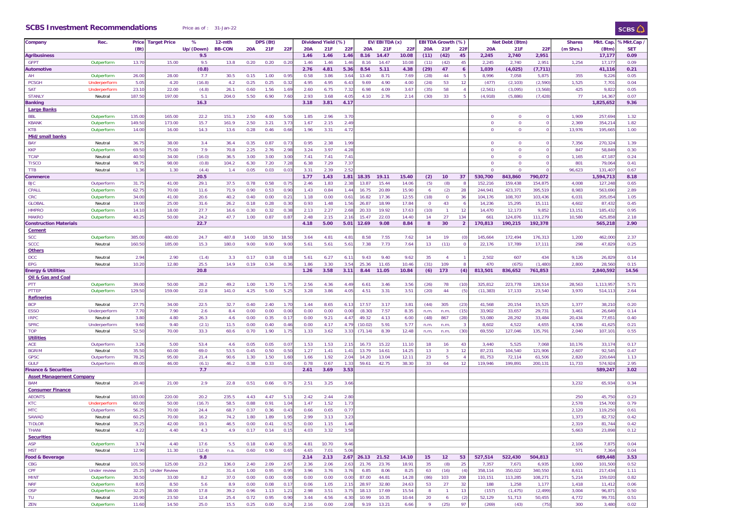## SCBS Investment Recommendations

Price as of : 31-Jan-22

| Company | Rec. | Price (Bt) | Target Price | % Up/(Down) | 12-mth BB-CON | DPS (Bt) 20A | 21F | 22F | Dividend Yield (%) 20A | 21F | 22F | EV/EBITDA (x) 20A | 21F | 22F | EBITDA Growth (%) 20A | 21F | 22F | Net Debt (Btm) 20A | 21F | 22F | Shares (m Shrs.) | Mkt. Cap. (Btm) | % Mkt.Cap / SET |
|---|---|---|---|---|---|---|---|---|---|---|---|---|---|---|---|---|---|---|---|---|---|---|---|
| **Agribusiness** | | | | 9.5 | | | | | 1.46 | 1.46 | 1.46 | 8.16 | 14.47 | 10.08 | (11) | (42) | 45 | 2,245 | 2,740 | 2,951 | | 17,177 | 0.09 |
| GFPT | Outperform | 13.70 | 15.00 | 9.5 | 13.8 | 0.20 | 0.20 | 0.20 | 1.46 | 1.46 | 1.46 | 8.16 | 14.47 | 10.08 | (11) | (42) | 45 | 2,245 | 2,740 | 2,951 | 1,254 | 17,177 | 0.09 |
| **Automotive** | | | | (0.8) | | | | | 2.76 | 4.81 | 5.36 | 8.54 | 5.11 | 4.38 | (29) | 47 | 6 | 1,039 | (4,025) | (7,711) | | 41,116 | 0.21 |
| AH | Outperform | 26.00 | 28.00 | 7.7 | 30.5 | 0.15 | 1.00 | 0.95 | 0.58 | 3.86 | 3.64 | 13.40 | 8.71 | 7.69 | (28) | 44 | 5 | 8,996 | 7,058 | 5,875 | 355 | 9,226 | 0.05 |
| PCSGH | Underperform | 5.05 | 4.20 | (16.8) | 4.2 | 0.25 | 0.25 | 0.32 | 4.95 | 4.95 | 6.43 | 9.69 | 4.90 | 4.00 | (24) | 53 | 12 | (477) | (2,103) | (2,590) | 1,525 | 7,701 | 0.04 |
| SAT | Underperform | 23.10 | 22.00 | (4.8) | 26.1 | 0.60 | 1.56 | 1.69 | 2.60 | 6.75 | 7.32 | 6.98 | 4.09 | 3.67 | (35) | 58 | 4 | (2,561) | (3,095) | (3,568) | 425 | 9,822 | 0.05 |
| STANLY | Neutral | 187.50 | 197.00 | 5.1 | 204.0 | 5.50 | 6.90 | 7.60 | 2.93 | 3.68 | 4.05 | 4.10 | 2.76 | 2.14 | (30) | 33 | 5 | (4,918) | (5,886) | (7,428) | 77 | 14,367 | 0.07 |
| **Banking** | | | | 16.3 | | | | | 3.18 | 3.81 | 4.17 | | | | | | | | | | | 1,825,652 | 9.36 |
| *Large Banks* | | | | | | | | | | | | | | | | | | | | | | | |
| BBL | Outperform | 135.00 | 165.00 | 22.2 | 151.3 | 2.50 | 4.00 | 5.00 | 1.85 | 2.96 | 3.70 | | | | | | | 0 | 0 | 0 | 1,909 | 257,694 | 1.32 |
| KBANK | Outperform | 149.50 | 173.00 | 15.7 | 161.9 | 2.50 | 3.21 | 3.73 | 1.67 | 2.15 | 2.49 | | | | | | | 0 | 0 | 0 | 2,369 | 354,214 | 1.82 |
| KTB | Outperform | 14.00 | 16.00 | 14.3 | 13.6 | 0.28 | 0.46 | 0.66 | 1.96 | 3.31 | 4.72 | | | | | | | 0 | 0 | 0 | 13,976 | 195,665 | 1.00 |
| *Mid/small banks* | | | | | | | | | | | | | | | | | | | | | | | |
| BAY | Neutral | 36.75 | 38.00 | 3.4 | 36.4 | 0.35 | 0.87 | 0.73 | 0.95 | 2.38 | 1.99 | | | | | | | 0 | 0 | 0 | 7,356 | 270,324 | 1.39 |
| KKP | Outperform | 69.50 | 75.00 | 7.9 | 70.8 | 2.25 | 2.76 | 2.98 | 3.24 | 3.97 | 4.28 | | | | | | | 0 | 0 | 0 | 847 | 58,849 | 0.30 |
| TCAP | Neutral | 40.50 | 34.00 | (16.0) | 36.5 | 3.00 | 3.00 | 3.00 | 7.41 | 7.41 | 7.41 | | | | | | | 0 | 0 | 0 | 1,165 | 47,187 | 0.24 |
| TISCO | Neutral | 98.75 | 98.00 | (0.8) | 104.2 | 6.30 | 7.20 | 7.28 | 6.38 | 7.29 | 7.37 | | | | | | | 0 | 0 | 0 | 801 | 79,064 | 0.41 |
| TTB | Neutral | 1.36 | 1.30 | (4.4) | 1.4 | 0.05 | 0.03 | 0.03 | 3.31 | 2.39 | 2.52 | | | | | | | 0 | 0 | 0 | 96,623 | 131,407 | 0.67 |
| **Commerce** | | | | 20.5 | | | | | 1.77 | 1.43 | 1.81 | 18.35 | 19.11 | 15.40 | (2) | 10 | 37 | 530,700 | 843,860 | 790,072 | | 1,594,713 | 8.18 |
| BJC | Outperform | 31.75 | 41.00 | 29.1 | 37.5 | 0.78 | 0.58 | 0.75 | 2.46 | 1.83 | 2.38 | 13.87 | 15.44 | 14.06 | (5) | (8) | 8 | 152,216 | 159,438 | 154,875 | 4,008 | 127,248 | 0.65 |
| CPALL | Outperform | 62.75 | 70.00 | 11.6 | 71.9 | 0.90 | 0.53 | 0.90 | 1.43 | 0.84 | 1.44 | 16.75 | 20.89 | 15.90 | 6 | (2) | 28 | 244,941 | 423,371 | 395,519 | 8,983 | 563,690 | 2.89 |
| CRC | Outperform | 34.00 | 41.00 | 20.6 | 40.2 | 0.40 | 0.00 | 0.21 | 1.18 | 0.00 | 0.61 | 16.82 | 17.36 | 12.55 | (18) | 0 | 36 | 104,176 | 108,707 | 103,436 | 6,031 | 205,054 | 1.05 |
| GLOBAL | Neutral | 19.00 | 25.00 | 31.6 | 26.2 | 0.18 | 0.28 | 0.30 | 0.93 | 1.48 | 1.56 | 26.87 | 18.99 | 17.84 | 0 | 43 | 6 | 14,236 | 15,295 | 15,111 | 4,602 | 87,432 | 0.45 |
| HMPRO | Outperform | 14.10 | 18.00 | 27.7 | 16.6 | 0.30 | 0.32 | 0.38 | 2.13 | 2.27 | 2.68 | 20.33 | 19.92 | 17.63 | (10) | 1 | 12 | 14,470 | 12,173 | 9,852 | 13,151 | 185,432 | 0.95 |
| MAKRO | Outperform | 40.25 | 50.00 | 24.2 | 47.7 | 1.00 | 0.87 | 0.87 | 2.48 | 2.15 | 2.16 | 15.47 | 22.03 | 14.40 | 14 | 27 | 134 | 661 | 124,876 | 111,279 | 10,580 | 425,858 | 2.18 |
| **Construction Materials** | | | | 22.7 | | | | | 4.18 | 5.00 | 5.01 | 12.69 | 9.08 | 8.84 | 8 | 30 | 2 | 170,813 | 190,215 | 192,378 | | 565,218 | 2.90 |
| *Cement* | | | | | | | | | | | | | | | | | | | | | | | |
| SCC | Outperform | 385.00 | 480.00 | 24.7 | 487.8 | 14.00 | 18.50 | 18.50 | 3.64 | 4.81 | 4.81 | 8.58 | 7.55 | 7.62 | 14 | 19 | (0) | 145,664 | 172,494 | 176,313 | 1,200 | 462,000 | 2.37 |
| SCCC | Neutral | 160.50 | 185.00 | 15.3 | 180.0 | 9.00 | 9.00 | 9.00 | 5.61 | 5.61 | 5.61 | 7.38 | 7.73 | 7.64 | 13 | (11) | 0 | 22,176 | 17,789 | 17,111 | 298 | 47,829 | 0.25 |
| *Others* | | | | | | | | | | | | | | | | | | | | | | | |
| DCC | Neutral | 2.94 | 2.90 | (1.4) | 3.3 | 0.17 | 0.18 | 0.18 | 5.61 | 6.27 | 6.11 | 9.43 | 9.40 | 9.62 | 35 | 4 | 1 | 2,502 | 607 | 434 | 9,126 | 26,829 | 0.14 |
| EPG | Neutral | 10.20 | 12.80 | 25.5 | 14.9 | 0.19 | 0.34 | 0.36 | 1.86 | 3.30 | 3.54 | 25.36 | 11.65 | 10.46 | (31) | 109 | 8 | 470 | (675) | (1,480) | 2,800 | 28,560 | 0.15 |
| **Energy & Utilities** | | | | 20.8 | | | | | 1.26 | 3.58 | 3.11 | 8.44 | 11.05 | 10.84 | (6) | 173 | (4) | 813,501 | 836,652 | 761,853 | | 2,840,592 | 14.56 |
| *Oil & Gas and Coal* | | | | | | | | | | | | | | | | | | | | | | | |
| PTT | Outperform | 39.00 | 50.00 | 28.2 | 49.2 | 1.00 | 1.70 | 1.75 | 2.56 | 4.36 | 4.49 | 6.61 | 3.46 | 3.56 | (26) | 78 | (10) | 325,812 | 223,778 | 128,514 | 28,563 | 1,113,957 | 5.71 |
| PTTEP | Outperform | 129.50 | 159.00 | 22.8 | 141.0 | 4.25 | 5.00 | 5.25 | 3.28 | 3.86 | 4.05 | 4.51 | 3.31 | 3.51 | (20) | 44 | (5) | (11,383) | 17,133 | 23,540 | 3,970 | 514,113 | 2.64 |
| *Refineries* | | | | | | | | | | | | | | | | | | | | | | | |
| BCP | Neutral | 27.75 | 34.00 | 22.5 | 32.7 | 0.40 | 2.40 | 1.70 | 1.44 | 8.65 | 6.13 | 17.57 | 3.17 | 3.81 | (44) | 305 | (23) | 41,568 | 20,154 | 15,525 | 1,377 | 38,210 | 0.20 |
| ESSO | Underperform | 7.70 | 7.90 | 2.6 | 8.4 | 0.00 | 0.00 | 0.00 | 0.00 | 0.00 | 0.00 | (8.30) | 7.57 | 8.35 | n.m. | n.m. | (15) | 33,902 | 33,657 | 29,731 | 3,461 | 26,649 | 0.14 |
| IRPC | Neutral | 3.80 | 4.80 | 26.3 | 4.6 | 0.00 | 0.35 | 0.17 | 0.00 | 9.21 | 4.47 | 49.32 | 4.13 | 6.00 | (48) | 867 | (28) | 53,080 | 28,292 | 33,484 | 20,434 | 77,651 | 0.40 |
| SPRC | Underperform | 9.60 | 9.40 | (2.1) | 11.5 | 0.00 | 0.40 | 0.46 | 0.00 | 4.17 | 4.79 | (10.02) | 5.91 | 5.77 | n.m. | n.m. | 3 | 8,602 | 4,522 | 4,655 | 4,336 | 41,625 | 0.21 |
| TOP | Neutral | 52.50 | 70.00 | 33.3 | 60.6 | 0.70 | 1.90 | 1.75 | 1.33 | 3.62 | 3.33 | (71.14) | 8.39 | 12.48 | n.m. | n.m. | (30) | 69,550 | 127,046 | 135,791 | 2,040 | 107,101 | 0.55 |
| *Utilities* | | | | | | | | | | | | | | | | | | | | | | | |
| ACE | Outperform | 3.26 | 5.00 | 53.4 | 4.6 | 0.05 | 0.05 | 0.07 | 1.53 | 1.53 | 2.15 | 16.73 | 15.22 | 11.10 | 18 | 16 | 43 | 3,440 | 5,525 | 7,068 | 10,176 | 33,174 | 0.17 |
| BGRIM | Neutral | 35.50 | 60.00 | 69.0 | 53.5 | 0.45 | 0.50 | 0.50 | 1.27 | 1.41 | 1.41 | 13.79 | 14.61 | 14.25 | 13 | 3 | 12 | 87,231 | 104,540 | 121,906 | 2,607 | 92,545 | 0.47 |
| GPSC | Outperform | 78.25 | 95.00 | 21.4 | 90.6 | 1.30 | 1.50 | 1.60 | 1.66 | 1.92 | 2.04 | 14.20 | 13.04 | 12.11 | 23 | 5 | 4 | 81,753 | 72,114 | 61,506 | 2,820 | 220,644 | 1.13 |
| GULF | Outperform | 49.00 | 46.00 | (6.1) | 46.2 | 0.38 | 0.33 | 0.65 | 0.78 | 0.67 | 1.33 | 59.61 | 42.75 | 38.30 | 33 | 64 | 12 | 119,946 | 199,891 | 200,131 | 11,733 | 574,924 | 2.95 |
| **Finance & Securities** | | | | 7.7 | | | | | 2.61 | 3.69 | 3.53 | | | | | | | | | | | 589,247 | 3.02 |
| *Asset Management Company* | | | | | | | | | | | | | | | | | | | | | | | |
| BAM | Neutral | 20.40 | 21.00 | 2.9 | 22.8 | 0.51 | 0.66 | 0.75 | 2.51 | 3.25 | 3.66 | | | | | | | | | | 3,232 | 65,934 | 0.34 |
| *Consumer Finance* | | | | | | | | | | | | | | | | | | | | | | | |
| AEONTS | Neutral | 183.00 | 220.00 | 20.2 | 235.5 | 4.43 | 4.47 | 5.13 | 2.42 | 2.44 | 2.80 | | | | | | | | | | 250 | 45,750 | 0.23 |
| KTC | Underperform | 60.00 | 50.00 | (16.7) | 58.5 | 0.88 | 0.91 | 1.04 | 1.47 | 1.52 | 1.73 | | | | | | | | | | 2,578 | 154,700 | 0.79 |
| MTC | Outperform | 56.25 | 70.00 | 24.4 | 68.7 | 0.37 | 0.36 | 0.43 | 0.66 | 0.65 | 0.77 | | | | | | | | | | 2,120 | 119,250 | 0.61 |
| SAWAD | Neutral | 60.25 | 70.00 | 16.2 | 74.2 | 1.80 | 1.89 | 1.95 | 2.99 | 3.13 | 3.23 | | | | | | | | | | 1,373 | 82,732 | 0.42 |
| TIDLOR | Neutral | 35.25 | 42.00 | 19.1 | 46.5 | 0.00 | 0.41 | 0.52 | 0.00 | 1.15 | 1.46 | | | | | | | | | | 2,319 | 81,744 | 0.42 |
| THANI | Neutral | 4.22 | 4.40 | 4.3 | 4.9 | 0.17 | 0.14 | 0.15 | 4.03 | 3.32 | 3.58 | | | | | | | | | | 5,663 | 23,898 | 0.12 |
| *Securities* | | | | | | | | | | | | | | | | | | | | | | | |
| ASP | Outperform | 3.74 | 4.40 | 17.6 | 5.5 | 0.18 | 0.40 | 0.35 | 4.81 | 10.70 | 9.46 | | | | | | | | | | 2,106 | 7,875 | 0.04 |
| MST | Neutral | 12.90 | 11.30 | (12.4) | n.a. | 0.60 | 0.90 | 0.65 | 4.65 | 7.01 | 5.06 | | | | | | | | | | 571 | 7,364 | 0.04 |
| **Food & Beverage** | | | | 9.8 | | | | | 2.14 | 2.13 | 2.67 | 26.13 | 21.52 | 14.10 | 15 | 12 | 53 | 527,514 | 522,430 | 504,813 | | 689,448 | 3.53 |
| CBG | Neutral | 101.50 | 125.00 | 23.2 | 136.0 | 2.40 | 2.09 | 2.67 | 2.36 | 2.06 | 2.63 | 21.76 | 23.76 | 18.91 | 35 | (8) | 25 | 7,357 | 7,671 | 6,935 | 1,000 | 101,500 | 0.52 |
| CPF | Under review | 25.25 | Under Review | | 31.4 | 1.00 | 0.95 | 0.95 | 3.96 | 3.76 | 3.76 | 6.85 | 8.06 | 8.25 | 63 | (16) | (4) | 358,114 | 350,022 | 340,550 | 8,611 | 217,434 | 1.11 |
| MINT | Outperform | 30.50 | 33.00 | 8.2 | 37.0 | 0.00 | 0.00 | 0.00 | 0.00 | 0.00 | 0.00 | 87.00 | 44.81 | 14.28 | (86) | 103 | 208 | 110,151 | 113,285 | 108,271 | 5,214 | 159,020 | 0.82 |
| NRF | Outperform | 8.05 | 8.50 | 5.6 | 8.9 | 0.00 | 0.08 | 0.17 | 0.06 | 1.05 | 2.15 | 28.97 | 32.80 | 24.63 | 53 | 27 | 32 | 188 | 1,258 | 1,177 | 1,418 | 11,412 | 0.06 |
| OSP | Outperform | 32.25 | 38.00 | 17.8 | 39.2 | 0.96 | 1.13 | 1.21 | 2.98 | 3.51 | 3.75 | 18.13 | 17.69 | 15.54 | 8 | 1 | 13 | (157) | (1,475) | (2,499) | 3,004 | 96,871 | 0.50 |
| TU | Neutral | 20.90 | 23.50 | 12.4 | 25.4 | 0.72 | 0.95 | 0.90 | 3.44 | 4.56 | 4.30 | 10.99 | 10.35 | 10.44 | 20 | 6 | (2) | 52,129 | 51,713 | 50,455 | 4,772 | 99,731 | 0.51 |
| ZEN | Outperform | 11.60 | 14.50 | 25.0 | 15.5 | 0.25 | 0.00 | 0.24 | 2.16 | 0.00 | 2.08 | 9.19 | 13.21 | 6.66 | 9 | (25) | 97 | (269) | (43) | (75) | 300 | 3,480 | 0.02 |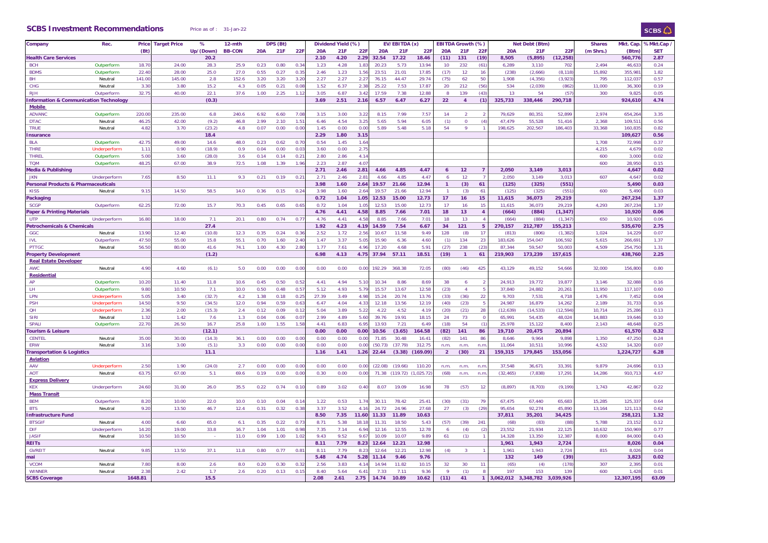## SCBS Investment Recommendations

Price as of : 31-Jan-22

| Company | Rec. | Price (Bt) | Target Price | % Up/(Down) | 12-mth BB-CON | DPS (Bt) 20A | 21F | 22F | Dividend Yield (%) 20A | 21F | 22F | EV/EBITDA (x) 20A | 21F | 22F | EBITDA Growth (%) 20A | 21F | 22F | Net Debt (Btm) 20A | 21F | 22F | Shares (m Shrs.) | Mkt. Cap. (Btm) | % Mkt.Cap / SET |
|---|---|---|---|---|---|---|---|---|---|---|---|---|---|---|---|---|---|---|---|---|---|---|---|
| **Health Care Services** | | | | 20.2 | | | | | 2.10 | 4.20 | 2.29 | 32.54 | 17.22 | 18.46 | (11) | 131 | (19) | 8,505 | (5,895) | (12,258) | | 560,776 | 2.87 |
| BCH | Outperform | 18.70 | 24.00 | 28.3 | 25.9 | 0.23 | 0.80 | 0.34 | 1.23 | 4.28 | 1.83 | 20.23 | 5.73 | 13.94 | 10 | 232 | (61) | 6,289 | 3,110 | 702 | 2,494 | 46,633 | 0.24 |
| BDMS | Outperform | 22.40 | 28.00 | 25.0 | 27.0 | 0.55 | 0.27 | 0.35 | 2.46 | 1.23 | 1.56 | 23.51 | 21.01 | 17.85 | (17) | 12 | 16 | (238) | (2,666) | (8,118) | 15,892 | 355,981 | 1.82 |
| BH | Neutral | 141.00 | 145.00 | 2.8 | 152.6 | 3.20 | 3.20 | 3.20 | 2.27 | 2.27 | 2.27 | 76.15 | 44.47 | 29.74 | (75) | 62 | 50 | 1,908 | (4,356) | (3,923) | 795 | 112,037 | 0.57 |
| CHG | Neutral | 3.30 | 3.80 | 15.2 | 4.3 | 0.05 | 0.21 | 0.08 | 1.52 | 6.37 | 2.38 | 25.22 | 7.53 | 17.87 | 20 | 212 | (56) | 534 | (2,039) | (862) | 11,000 | 36,300 | 0.19 |
| RJH | Outperform | 32.75 | 40.00 | 22.1 | 37.6 | 1.00 | 2.25 | 1.12 | 3.05 | 6.87 | 3.42 | 17.59 | 7.38 | 12.88 | 8 | 139 | (43) | 13 | 54 | (57) | 300 | 9,825 | 0.05 |
| **Information & Communication Technology** | | | | (0.3) | | | | | 3.69 | 2.51 | 2.16 | 6.57 | 6.47 | 6.27 | 22 | 4 | (1) | 325,733 | 338,446 | 290,718 | | 924,610 | 4.74 |
| **Mobile** | | | | | | | | | | | | | | | | | | | | | | | |
| ADVANC | Outperform | 220.00 | 235.00 | 6.8 | 240.6 | 6.92 | 6.60 | 7.08 | 3.15 | 3.00 | 3.22 | 8.15 | 7.99 | 7.57 | 14 | 2 | 2 | 79,629 | 80,351 | 52,899 | 2,974 | 654,264 | 3.35 |
| DTAC | Neutral | 46.25 | 42.00 | (9.2) | 46.8 | 2.99 | 2.10 | 1.51 | 6.46 | 4.54 | 3.25 | 5.65 | 5.94 | 6.05 | (1) | 0 | (4) | 47,479 | 55,528 | 51,416 | 2,368 | 109,511 | 0.56 |
| TRUE | Neutral | 4.82 | 3.70 | (23.2) | 4.8 | 0.07 | 0.00 | 0.00 | 1.45 | 0.00 | 0.00 | 5.89 | 5.48 | 5.18 | 54 | 9 | 1 | 198,625 | 202,567 | 186,403 | 33,368 | 160,835 | 0.82 |
| **Insurance** | | | | 18.4 | | | | | 2.29 | 1.80 | 3.15 | | | | | | | | | | | 109,627 | 0.56 |
| BLA | Outperform | 42.75 | 49.00 | 14.6 | 48.0 | 0.23 | 0.62 | 0.70 | 0.54 | 1.45 | 1.64 | | | | | | | | | | 1,708 | 72,998 | 0.37 |
| THRE | Underperform | 1.11 | 0.90 | (18.9) | 0.9 | 0.04 | 0.00 | 0.03 | 3.60 | 0.00 | 2.75 | | | | | | | | | | 4,215 | 4,679 | 0.02 |
| THREL | Outperform | 5.00 | 3.60 | (28.0) | 3.6 | 0.14 | 0.14 | 0.21 | 2.80 | 2.86 | 4.14 | | | | | | | | | | 600 | 3,000 | 0.02 |
| TQM | Outperform | 48.25 | 67.00 | 38.9 | 72.5 | 1.08 | 1.39 | 1.96 | 2.23 | 2.87 | 4.07 | | | | | | | | | | 600 | 28,950 | 0.15 |
| **Media & Publishing** | | | | | | | | | 2.71 | 2.46 | 2.81 | 4.66 | 4.85 | 4.47 | 6 | 12 | 7 | 2,050 | 3,149 | 3,013 | | 4,647 | 0.02 |
| JKN | Underperform | 7.65 | 8.50 | 11.1 | 9.3 | 0.21 | 0.19 | 0.21 | 2.71 | 2.46 | 2.81 | 4.66 | 4.85 | 4.47 | 6 | 12 | 7 | 2,050 | 3,149 | 3,013 | 607 | 4,647 | 0.02 |
| **Personal Products & Pharmaceuticals** | | | | | | | | | 3.98 | 1.60 | 2.64 | 19.57 | 21.66 | 12.94 | 1 | (3) | 61 | (125) | (325) | (551) | | 5,490 | 0.03 |
| KISS | Neutral | 9.15 | 14.50 | 58.5 | 14.0 | 0.36 | 0.15 | 0.24 | 3.98 | 1.60 | 2.64 | 19.57 | 21.66 | 12.94 | 1 | (3) | 61 | (125) | (325) | (551) | 600 | 5,490 | 0.03 |
| **Packaging** | | | | | | | | | 0.72 | 1.04 | 1.05 | 12.53 | 15.00 | 12.73 | 17 | 16 | 15 | 11,615 | 36,073 | 29,219 | | 267,234 | 1.37 |
| SCGP | Outperform | 62.25 | 72.00 | 15.7 | 70.3 | 0.45 | 0.65 | 0.65 | 0.72 | 1.04 | 1.05 | 12.53 | 15.00 | 12.73 | 17 | 16 | 15 | 11,615 | 36,073 | 29,219 | 4,293 | 267,234 | 1.37 |
| **Paper & Printing Materials** | | | | | | | | | 4.76 | 4.41 | 4.58 | 8.85 | 7.66 | 7.01 | 18 | 13 | 4 | (664) | (884) | (1,347) | | 10,920 | 0.06 |
| UTP | Underperform | 16.80 | 18.00 | 7.1 | 20.1 | 0.80 | 0.74 | 0.77 | 4.76 | 4.41 | 4.58 | 8.85 | 7.66 | 7.01 | 18 | 13 | 4 | (664) | (884) | (1,347) | 650 | 10,920 | 0.06 |
| **Petrochemicals & Chemicals** | | | | 27.4 | | | | | 1.92 | 4.23 | 4.19 | 14.59 | 7.54 | 6.67 | 34 | 121 | 5 | 270,157 | 212,787 | 155,213 | | 535,670 | 2.75 |
| GGC | Neutral | 13.90 | 12.40 | (10.8) | 12.3 | 0.35 | 0.24 | 0.36 | 2.52 | 1.72 | 2.56 | 10.67 | 11.58 | 9.49 | 128 | (8) | 17 | (813) | (806) | (1,382) | 1,024 | 14,229 | 0.07 |
| IVL | Outperform | 47.50 | 55.00 | 15.8 | 55.1 | 0.70 | 1.60 | 2.40 | 1.47 | 3.37 | 5.05 | 15.90 | 6.36 | 4.60 | (1) | 134 | 23 | 183,626 | 154,047 | 106,592 | 5,615 | 266,691 | 1.37 |
| PTTGC | Neutral | 56.50 | 80.00 | 41.6 | 74.1 | 1.00 | 4.30 | 2.80 | 1.77 | 7.61 | 4.96 | 17.20 | 4.68 | 5.91 | (27) | 238 | (23) | 87,344 | 59,547 | 50,003 | 4,509 | 254,750 | 1.31 |
| **Property Development** | | | | (1.2) | | | | | 6.98 | 4.13 | 4.75 | 37.94 | 57.11 | 18.51 | (19) | 1 | 61 | 219,903 | 173,239 | 157,615 | | 438,760 | 2.25 |
| **Real Estate Developer** | | | | | | | | | | | | | | | | | | | | | | | |
| AWC | Neutral | 4.90 | 4.60 | (6.1) | 5.0 | 0.00 | 0.00 | 0.00 | 0.00 | 0.00 | 0.00 | 192.29 | 368.38 | 72.05 | (80) | (46) | 425 | 43,129 | 49,152 | 54,666 | 32,000 | 156,800 | 0.80 |
| **Residential** | | | | | | | | | | | | | | | | | | | | | | | |
| AP | Outperform | 10.20 | 11.40 | 11.8 | 10.6 | 0.45 | 0.50 | 0.52 | 4.41 | 4.94 | 5.10 | 10.34 | 8.86 | 8.69 | 38 | 6 | 2 | 24,913 | 19,772 | 19,877 | 3,146 | 32,088 | 0.16 |
| LH | Outperform | 9.80 | 10.50 | 7.1 | 10.0 | 0.50 | 0.48 | 0.57 | 5.12 | 4.93 | 5.79 | 15.57 | 13.67 | 12.58 | (23) | 4 | 5 | 37,840 | 24,882 | 20,261 | 11,950 | 117,107 | 0.60 |
| LPN | Underperform | 5.05 | 3.40 | (32.7) | 4.2 | 1.38 | 0.18 | 0.25 | 27.39 | 3.49 | 4.98 | 15.24 | 20.74 | 13.76 | (33) | (36) | 22 | 9,703 | 7,531 | 4,718 | 1,476 | 7,452 | 0.04 |
| PSH | Underperform | 14.50 | 9.50 | (34.5) | 12.0 | 0.94 | 0.59 | 0.63 | 6.47 | 4.04 | 4.33 | 12.18 | 13.56 | 12.19 | (40) | (23) | 5 | 24,987 | 16,879 | 14,262 | 2,189 | 31,733 | 0.16 |
| QH | Underperform | 2.36 | 2.00 | (15.3) | 2.4 | 0.12 | 0.09 | 0.12 | 5.04 | 3.89 | 5.22 | 4.22 | 4.52 | 4.19 | (20) | (21) | 28 | (12,639) | (14,533) | (12,594) | 10,714 | 25,286 | 0.13 |
| SIRI | Neutral | 1.32 | 1.42 | 7.6 | 1.3 | 0.04 | 0.06 | 0.07 | 2.99 | 4.89 | 5.60 | 39.76 | 19.91 | 18.15 | 24 | 73 | 0 | 65,991 | 54,435 | 48,024 | 14,883 | 19,646 | 0.10 |
| SPALI | Outperform | 22.70 | 26.50 | 16.7 | 25.8 | 1.00 | 1.55 | 1.58 | 4.41 | 6.83 | 6.95 | 13.93 | 7.21 | 6.49 | (18) | 54 | (1) | 25,978 | 15,122 | 8,400 | 2,143 | 48,648 | 0.25 |
| **Tourism & Leisure** | | | | (12.1) | | | | | 0.00 | 0.00 | 0.00 | 10.56 | (3.65) | 164.58 | (82) | 141 | 86 | 19,710 | 20,475 | 20,894 | | 61,570 | 0.32 |
| CENTEL | Neutral | 35.00 | 30.00 | (14.3) | 36.1 | 0.00 | 0.00 | 0.00 | 0.00 | 0.00 | 0.00 | 71.85 | 30.48 | 16.41 | (82) | 141 | 86 | 8,646 | 9,964 | 9,898 | 1,350 | 47,250 | 0.24 |
| ERW | Neutral | 3.16 | 3.00 | (5.1) | 3.3 | 0.00 | 0.00 | 0.00 | 0.00 | 0.00 | 0.00 | (50.73) | (37.79) | 312.75 | n.m. | n.m. | n.m. | 11,064 | 10,511 | 10,996 | 4,532 | 14,320 | 0.07 |
| **Transportation & Logistics** | | | | 11.1 | | | | | 1.16 | 1.41 | 1.26 | 22.44 | (3.38) | (169.09) | 2 | (30) | 21 | 159,315 | 179,845 | 153,056 | | 1,224,727 | 6.28 |
| **Aviation** | | | | | | | | | | | | | | | | | | | | | | | |
| AAV | Underperform | 2.50 | 1.90 | (24.0) | 2.7 | 0.00 | 0.00 | 0.00 | 0.00 | 0.00 | 0.00 | (22.08) | (19.66) | 110.20 | n.m. | n.m. | n.m. | 37,548 | 36,671 | 33,391 | 9,879 | 24,696 | 0.13 |
| AOT | Neutral | 63.75 | 67.00 | 5.1 | 69.6 | 0.19 | 0.00 | 0.00 | 0.30 | 0.00 | 0.00 | 71.38 | (119.72) | (1,025.72) | (68) | n.m. | n.m. | (32,465) | (7,838) | 17,291 | 14,286 | 910,713 | 4.67 |
| **Express Delivery** | | | | | | | | | | | | | | | | | | | | | | | |
| KEX | Underperform | 24.60 | 31.00 | 26.0 | 35.5 | 0.22 | 0.74 | 0.10 | 0.89 | 3.02 | 0.40 | 8.07 | 19.09 | 16.98 | 78 | (57) | 12 | (8,897) | (8,703) | (9,199) | 1,743 | 42,867 | 0.22 |
| **Mass Transit** | | | | | | | | | | | | | | | | | | | | | | | |
| BEM | Outperform | 8.20 | 10.00 | 22.0 | 10.0 | 0.10 | 0.04 | 0.14 | 1.22 | 0.53 | 1.74 | 30.11 | 78.42 | 25.41 | (30) | (31) | 79 | 67,475 | 67,440 | 65,683 | 15,285 | 125,337 | 0.64 |
| BTS | Neutral | 9.20 | 13.50 | 46.7 | 12.4 | 0.31 | 0.32 | 0.38 | 3.37 | 3.52 | 4.16 | 24.72 | 24.96 | 27.68 | 27 | (3) | (29) | 95,654 | 92,274 | 45,890 | 13,164 | 121,113 | 0.62 |
| **Infrastructure Fund** | | | | | | | | | 8.50 | 7.35 | 11.60 | 11.33 | 11.89 | 10.63 | | | | 37,811 | 35,201 | 34,425 | | 258,121 | 1.32 |
| BTSGIF | Neutral | 4.00 | 6.60 | 65.0 | 6.1 | 0.35 | 0.22 | 0.73 | 8.71 | 5.38 | 18.18 | 11.31 | 18.50 | 5.43 | (57) | (39) | 241 | (68) | (83) | (88) | 5,788 | 23,152 | 0.12 |
| DIF | Underperform | 14.20 | 19.00 | 33.8 | 16.7 | 1.04 | 1.01 | 0.98 | 7.35 | 7.14 | 6.94 | 12.16 | 12.55 | 12.78 | 6 | (4) | (2) | 23,552 | 21,934 | 22,125 | 10,632 | 150,969 | 0.77 |
| JASIF | Neutral | 10.50 | 10.50 | - | 11.0 | 0.99 | 1.00 | 1.02 | 9.43 | 9.52 | 9.67 | 10.09 | 10.07 | 9.89 | 61 | (1) | 1 | 14,328 | 13,350 | 12,387 | 8,000 | 84,000 | 0.43 |
| **REITs** | | | | | | | | | 8.11 | 7.79 | 8.23 | 12.64 | 12.21 | 12.98 | | | | 1,961 | 1,943 | 2,724 | | 8,026 | 0.04 |
| GVREIT | Neutral | 9.85 | 13.50 | 37.1 | 11.8 | 0.80 | 0.77 | 0.81 | 8.11 | 7.79 | 8.23 | 12.64 | 12.21 | 12.98 | (4) | 3 | 1 | 1,961 | 1,943 | 2,724 | 815 | 8,026 | 0.04 |
| **mai** | | | | | | | | | 5.48 | 4.74 | 5.28 | 11.14 | 9.46 | 9.76 | | | | 132 | 149 | (39) | | 3,823 | 0.02 |
| VCOM | Neutral | 7.80 | 8.00 | 2.6 | 8.0 | 0.20 | 0.30 | 0.32 | 2.56 | 3.83 | 4.14 | 14.94 | 11.82 | 10.15 | 32 | 30 | 11 | (65) | (4) | (178) | 307 | 2,395 | 0.01 |
| WINNER | Neutral | 2.38 | 2.42 | 1.7 | 2.6 | 0.20 | 0.13 | 0.15 | 8.40 | 5.64 | 6.41 | 7.33 | 7.11 | 9.36 | 9 | (1) | 8 | 197 | 153 | 139 | 600 | 1,428 | 0.01 |
| **SCBS Coverage** | | 1648.81 | | 15.5 | | | | | 2.08 | 2.61 | 2.75 | 14.74 | 10.89 | 10.62 | (11) | 41 | 1 | 3,062,012 | 3,348,782 | 3,039,926 | | 12,307,195 | 63.09 |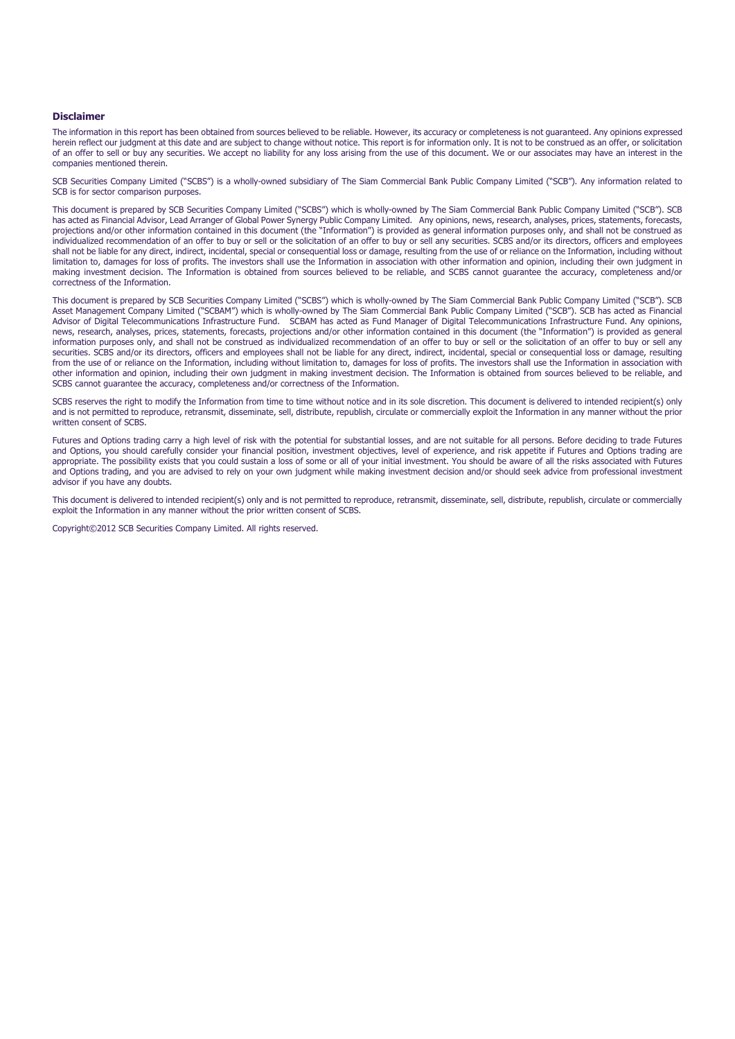**Disclaimer**

The information in this report has been obtained from sources believed to be reliable. However, its accuracy or completeness is not guaranteed. Any opinions expressed herein reflect our judgment at this date and are subject to change without notice. This report is for information only. It is not to be construed as an offer, or solicitation of an offer to sell or buy any securities. We accept no liability for any loss arising from the use of this document. We or our associates may have an interest in the companies mentioned therein.

SCB Securities Company Limited ("SCBS") is a wholly-owned subsidiary of The Siam Commercial Bank Public Company Limited ("SCB"). Any information related to SCB is for sector comparison purposes.

This document is prepared by SCB Securities Company Limited ("SCBS") which is wholly-owned by The Siam Commercial Bank Public Company Limited ("SCB"). SCB has acted as Financial Advisor, Lead Arranger of Global Power Synergy Public Company Limited. Any opinions, news, research, analyses, prices, statements, forecasts, projections and/or other information contained in this document (the "Information") is provided as general information purposes only, and shall not be construed as individualized recommendation of an offer to buy or sell or the solicitation of an offer to buy or sell any securities. SCBS and/or its directors, officers and employees shall not be liable for any direct, indirect, incidental, special or consequential loss or damage, resulting from the use of or reliance on the Information, including without limitation to, damages for loss of profits. The investors shall use the Information in association with other information and opinion, including their own judgment in making investment decision. The Information is obtained from sources believed to be reliable, and SCBS cannot guarantee the accuracy, completeness and/or correctness of the Information.

This document is prepared by SCB Securities Company Limited ("SCBS") which is wholly-owned by The Siam Commercial Bank Public Company Limited ("SCB"). SCB Asset Management Company Limited ("SCBAM") which is wholly-owned by The Siam Commercial Bank Public Company Limited ("SCB"). SCB has acted as Financial Advisor of Digital Telecommunications Infrastructure Fund. SCBAM has acted as Fund Manager of Digital Telecommunications Infrastructure Fund. Any opinions, news, research, analyses, prices, statements, forecasts, projections and/or other information contained in this document (the "Information") is provided as general information purposes only, and shall not be construed as individualized recommendation of an offer to buy or sell or the solicitation of an offer to buy or sell any securities. SCBS and/or its directors, officers and employees shall not be liable for any direct, indirect, incidental, special or consequential loss or damage, resulting from the use of or reliance on the Information, including without limitation to, damages for loss of profits. The investors shall use the Information in association with other information and opinion, including their own judgment in making investment decision. The Information is obtained from sources believed to be reliable, and SCBS cannot guarantee the accuracy, completeness and/or correctness of the Information.

SCBS reserves the right to modify the Information from time to time without notice and in its sole discretion. This document is delivered to intended recipient(s) only and is not permitted to reproduce, retransmit, disseminate, sell, distribute, republish, circulate or commercially exploit the Information in any manner without the prior written consent of SCBS.

Futures and Options trading carry a high level of risk with the potential for substantial losses, and are not suitable for all persons. Before deciding to trade Futures and Options, you should carefully consider your financial position, investment objectives, level of experience, and risk appetite if Futures and Options trading are appropriate. The possibility exists that you could sustain a loss of some or all of your initial investment. You should be aware of all the risks associated with Futures and Options trading, and you are advised to rely on your own judgment while making investment decision and/or should seek advice from professional investment advisor if you have any doubts.

This document is delivered to intended recipient(s) only and is not permitted to reproduce, retransmit, disseminate, sell, distribute, republish, circulate or commercially exploit the Information in any manner without the prior written consent of SCBS.

Copyright©2012 SCB Securities Company Limited. All rights reserved.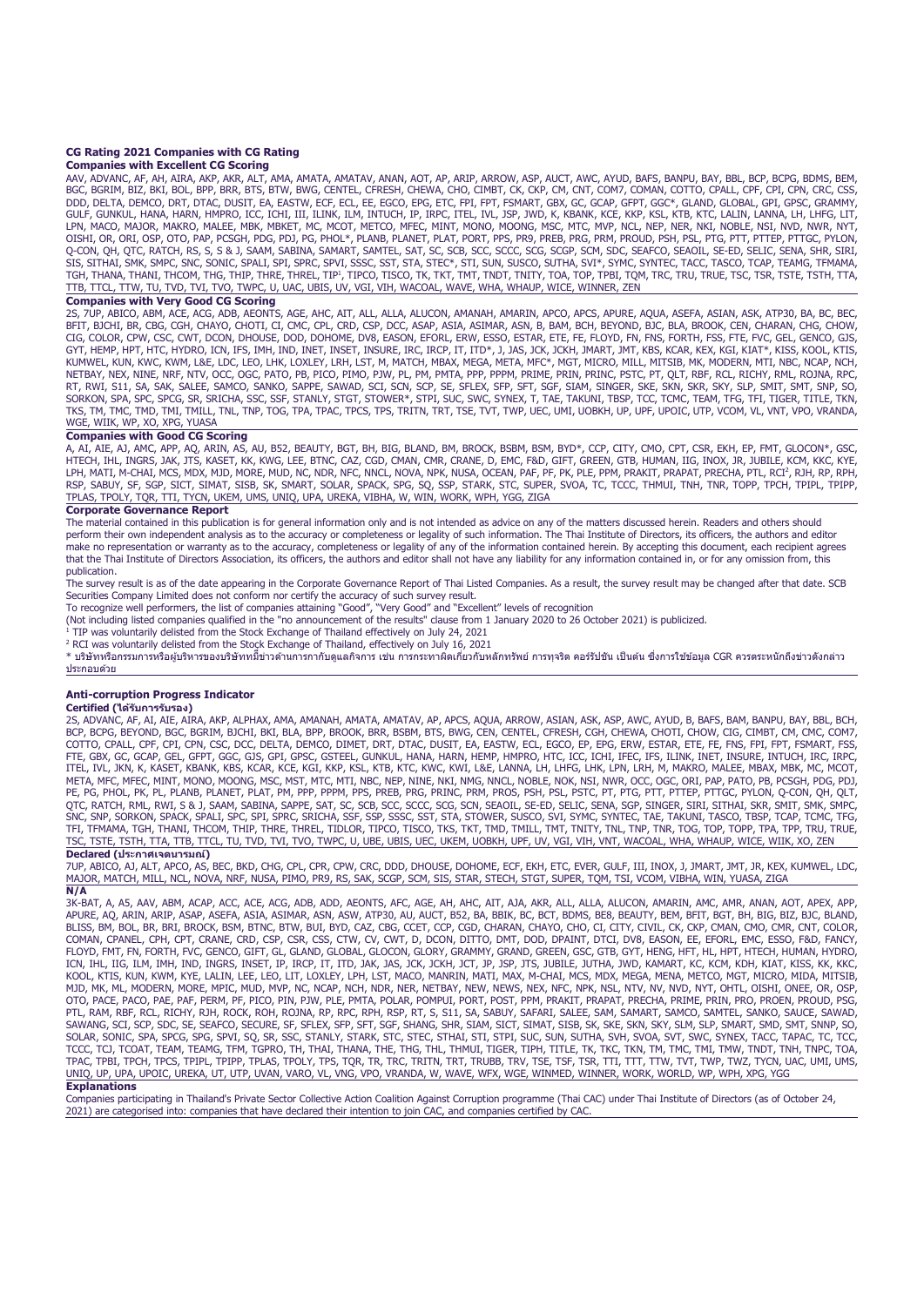## CG Rating 2021 Companies with CG Rating

### Companies with Excellent CG Scoring

AAV, ADVANC, AF, AH, AIRA, AKP, AKR, ALT, AMA, AMATA, AMATAV, ANAN, AOT, AP, ARIP, ARROW, ASP, AUCT, AWC, AYUD, BAFS, BANPU, BAY, BBL, BCP, BCPG, BDMS, BEM, BGC, BGRIM, BIZ, BKI, BOL, BPP, BRR, BTS, BTW, BWG, CENTEL, CFRESH, CHEWA, CHO, CIMBT, CK, CKP, CM, CNT, COM7, COMAN, COTTO, CPALL, CPF, CPI, CPN, CRC, CSS, DDD, DELTA, DEMCO, DRT, DTAC, DUSIT, EA, EASTW, ECF, ECL, EE, EGCO, EPG, ETC, FPI, FPT, FSMART, GBX, GC, GCAP, GFPT, GGC*, GLAND, GLOBAL, GPI, GPSC, GRAMMY, GULF, GUNKUL, HANA, HARN, HMPRO, ICC, ICHI, III, ILINK, ILM, INTUCH, IP, IRPC, ITEL, IVL, JSP, JWD, K, KBANK, KCE, KKP, KSL, KTB, KTC, LALIN, LANNA, LH, LHFG, LIT, LPN, MACO, MAJOR, MAKRO, MALEE, MBK, MBKET, MC, MCOT, METCO, MFEC, MINT, MONO, MOONG, MSC, MTC, MVP, NCL, NEP, NER, NKI, NOBLE, NSI, NVD, NWR, NYT, OISHI, OR, ORI, OSP, OTO, PAP, PCSGH, PDG, PDJ, PG, PHOL*, PLANB, PLANET, PLAT, PORT, PPS, PR9, PREB, PRG, PRM, PROUD, PSH, PSL, PTG, PTT, PTTEP, PTTGC, PYLON, Q-CON, QH, QTC, RATCH, RS, S, S & J, SAAM, SABINA, SAMART, SAMTEL, SAT, SC, SCB, SCC, SCCC, SCG, SCGP, SCM, SDC, SEAFCO, SEAOIL, SE-ED, SELIC, SENA, SHR, SIRI, SIS, SITHAI, SMK, SMPC, SNC, SONIC, SPALI, SPI, SPRC, SPVI, SSSC, SST, STA, STEC*, STI, SUN, SUSCO, SUTHA, SVI*, SYMC, SYNTEC, TACC, TASCO, TCAP, TEAMG, TFMAMA, TGH, THANA, THANI, THCOM, THG, THIP, THRE, THREL, TIP[1], TIPCO, TISCO, TK, TKT, TMT, TNDT, TNITY, TOA, TOP, TPBI, TQM, TRC, TRU, TRUE, TSC, TSR, TSTE, TSTH, TTA, TTB, TTCL, TTW, TU, TVD, TVI, TVO, TWPC, U, UAC, UBIS, UV, VGI, VIH, WACOAL, WAVE, WHA, WHAUP, WICE, WINNER, ZEN

### Companies with Very Good CG Scoring

2S, 7UP, ABICO, ABM, ACE, ACG, ADB, AEONTS, AGE, AHC, AIT, ALL, ALLA, ALUCON, AMANAH, AMARIN, APCO, APCS, APURE, AQUA, ASEFA, ASIAN, ASK, ATP30, BA, BC, BEC, BFIT, BJCHI, BR, CBG, CGH, CHAYO, CHOTI, CI, CMC, CPL, CRD, CSP, DCC, ASAP, ASIA, ASIMAR, ASN, B, BAM, BCH, BEYOND, BJC, BLA, BROOK, CEN, CHARAN, CHG, CHOW, CIG, COLOR, CPW, CSC, CWT, DCON, DHOUSE, DOD, DOHOME, DV8, EASON, EFORL, ERW, ESSO, ESTAR, ETE, FE, FLOYD, FN, FNS, FORTH, FSS, FTE, FVC, GEL, GENCO, GJS, GYT, HEMP, HPT, HTC, HYDRO, ICN, IFS, IMH, IND, INET, INSET, INSURE, IRC, IRCP, IT, ITD*, J, JAS, JCK, JCKH, JMART, JMT, KBS, KCAR, KEX, KGI, KIAT*, KISS, KOOL, KTIS, KUMWEL, KUN, KWC, KWM, L&E, LDC, LEO, LHK, LOXLEY, LRH, LST, M, MATCH, MBAX, MEGA, META, MFC*, MGT, MICRO, MILL, MITSIB, MK, MODERN, MTI, NBC, NCAP, NCH, NETBAY, NEX, NINE, NRF, NTV, OCC, OGC, PATO, PB, PICO, PIMO, PJW, PL, PM, PMTA, PPP, PPPM, PRIME, PRIN, PRINC, PSTC, PT, QLT, RBF, RCL, RICHY, RML, ROJNA, RPC, RT, RWI, S11, SA, SAK, SALEE, SAMCO, SANKO, SAPPE, SAWAD, SCI, SCN, SCP, SE, SFLEX, SFP, SFT, SGF, SIAM, SINGER, SKE, SKN, SKR, SKY, SLP, SMIT, SMT, SNP, SO, SORKON, SPA, SPC, SPCG, SR, SRICHA, SSC, SSF, STANLY, STGT, STOWER*, STPI, SUC, SWC, SYNEX, T, TAE, TAKUNI, TBSP, TCC, TCMC, TEAM, TFG, TFI, TIGER, TITLE, TKN, TKS, TM, TMC, TMD, TMI, TMILL, TNL, TNP, TOG, TPA, TPAC, TPCS, TPS, TRITN, TRT, TSE, TVT, TWP, UEC, UMI, UOBKH, UP, UPF, UPOIC, UTP, VCOM, VL, VNT, VPO, VRANDA, WGE, WIIK, WP, XO, XPG, YUASA

### Companies with Good CG Scoring

A, AI, AIE, AJ, AMC, APP, AQ, ARIN, AS, AU, B52, BEAUTY, BGT, BH, BIG, BLAND, BM, BROCK, BSBM, BSM, BYD*, CCP, CITY, CMO, CPT, CSR, EKH, EP, FMT, GLOCON*, GSC, HTECH, IHL, INGRS, JAK, JTS, KASET, KK, KWG, LEE, BTNC, CAZ, CGD, CMAN, CMR, CRANE, D, EMC, F&D, GIFT, GREEN, GTB, HUMAN, IIG, INOX, JR, JUBILE, KCM, KKC, KYE, LPH, MATI, M-CHAI, MCS, MDX, MJD, MORE, MUD, NC, NDR, NFC, NNCL, NOVA, NPK, NUSA, OCEAN, PAF, PF, PK, PLE, PPM, PRAKIT, PRAPAT, PRECHA, PTL, RCI[2], RJH, RP, RPH, RSP, SABUY, SF, SGP, SICT, SIMAT, SISB, SK, SMART, SOLAR, SPACK, SPG, SQ, SSP, STARK, STC, SUPER, SVOA, TC, TCCC, THMUI, TNH, TNR, TOPP, TPCH, TPIPL, TPIPP, TPLAS, TPOLY, TQR, TTI, TYCN, UKEM, UMS, UNIQ, UPA, UREKA, VIBHA, W, WIN, WORK, WPH, YGG, ZIGA

### Corporate Governance Report

The material contained in this publication is for general information only and is not intended as advice on any of the matters discussed herein. Readers and others should perform their own independent analysis as to the accuracy or completeness or legality of such information. The Thai Institute of Directors, its officers, the authors and editor make no representation or warranty as to the accuracy, completeness or legality of any of the information contained herein. By accepting this document, each recipient agrees that the Thai Institute of Directors Association, its officers, the authors and editor shall not have any liability for any information contained in, or for any omission from, this publication.

The survey result is as of the date appearing in the Corporate Governance Report of Thai Listed Companies. As a result, the survey result may be changed after that date. SCB Securities Company Limited does not conform nor certify the accuracy of such survey result.

To recognize well performers, the list of companies attaining "Good", "Very Good" and "Excellent" levels of recognition

(Not including listed companies qualified in the "no announcement of the results" clause from 1 January 2020 to 26 October 2021) is publicized.

[1] TIP was voluntarily delisted from the Stock Exchange of Thailand effectively on July 24, 2021

[2] RCI was voluntarily delisted from the Stock Exchange of Thailand, effectively on July 16, 2021

* บริษัทหรือกรรมการหรือผู้บริหารของบริษัทที่มีข่าวด้านการกำกับดูแลกิจการ เช่น การกระทำผิดเกี่ยวกับหลักทรัพย์ การทุจริต คอร์รัปชัน เป็นต้น ซึ่งการใช้ข้อมูล CGR ควรตระหนักถึงข่าวดังกล่าวประกอบด้วย

## Anti-corruption Progress Indicator

### Certified (ได้รับการรับรอง)

2S, ADVANC, AF, AI, AIE, AIRA, AKP, ALPHAX, AMA, AMANAH, AMATA, AMATAV, AP, APCS, AQUA, ARROW, ASIAN, ASK, ASP, AWC, AYUD, B, BAFS, BAM, BANPU, BAY, BBL, BCH, BCP, BCPG, BEYOND, BGC, BGRIM, BJCHI, BKI, BLA, BPP, BROOK, BRR, BSBM, BTS, BWG, CEN, CENTEL, CFRESH, CGH, CHEWA, CHOTI, CHOW, CIG, CIMBT, CM, CMC, COM7, COTTO, CPALL, CPF, CPI, CPN, CSC, DCC, DELTA, DEMCO, DIMET, DRT, DTAC, DUSIT, EA, EASTW, ECL, EGCO, EP, EPG, ERW, ESTAR, ETE, FE, FNS, FPI, FPT, FSMART, FSS, FTE, GBX, GC, GCAP, GEL, GFPT, GGC, GJS, GPI, GPSC, GSTEEL, GUNKUL, HANA, HARN, HEMP, HMPRO, HTC, ICC, ICHI, IFEC, IFS, ILINK, INET, INSURE, INTUCH, IRC, IRPC, ITEL, IVL, JKN, K, KASET, KBANK, KBS, KCAR, KCE, KGI, KKP, KSL, KTB, KTC, KWC, KWI, L&E, LANNA, LH, LHFG, LHK, LPN, LRH, M, MAKRO, MALEE, MBAX, MBK, MC, MCOT, META, MFC, MFEC, MINT, MONO, MOONG, MSC, MST, MTC, MTI, NBC, NEP, NINE, NKI, NMG, NNCL, NOBLE, NOK, NSI, NWR, OCC, OGC, ORI, PAP, PATO, PB, PCSGH, PDG, PDJ, PE, PG, PHOL, PK, PL, PLANB, PLANET, PLAT, PM, PPP, PPPM, PPS, PREB, PRG, PRINC, PRM, PROS, PSH, PSL, PSTC, PT, PTG, PTT, PTTEP, PTTGC, PYLON, Q-CON, QH, QLT, QTC, RATCH, RML, RWI, S & J, SAAM, SABINA, SAPPE, SAT, SC, SCB, SCC, SCCC, SCG, SCN, SEAOIL, SE-ED, SELIC, SENA, SGP, SINGER, SIRI, SITHAI, SKR, SMIT, SMK, SMPC, SNC, SNP, SORKON, SPACK, SPALI, SPC, SPI, SPRC, SRICHA, SSF, SSP, SSSC, SST, STA, STOWER, SUSCO, SVI, SYMC, SYNTEC, TAE, TAKUNI, TASCO, TBSP, TCAP, TCMC, TFG, TFI, TFMAMA, TGH, THANI, THCOM, THIP, THRE, THREL, TIDLOR, TIPCO, TISCO, TKS, TKT, TMD, TMILL, TMT, TNITY, TNL, TNP, TNR, TOG, TOP, TOPP, TPA, TPP, TRU, TRUE, TSC, TSTE, TSTH, TTA, TTB, TTCL, TU, TVD, TVI, TVO, TWPC, U, UBE, UBIS, UEC, UKEM, UOBKH, UPF, UV, VGI, VIH, VNT, WACOAL, WHA, WHAUP, WICE, WIIK, XO, ZEN

### Declared (ประกาศเจตนารมณ์)

7UP, ABICO, AJ, ALT, APCO, AS, BEC, BKD, CHG, CPL, CPR, CPW, CRC, DDD, DHOUSE, DOHOME, ECF, EKH, ETC, EVER, GULF, III, INOX, J, JMART, JMT, JR, KEX, KUMWEL, LDC, MAJOR, MATCH, MILL, NCL, NOVA, NRF, NUSA, PIMO, PR9, RS, SAK, SCGP, SCM, SIS, STAR, STECH, STGT, SUPER, TQM, TSI, VCOM, VIBHA, WIN, YUASA, ZIGA

### N/A

3K-BAT, A, A5, AAV, ABM, ACAP, ACC, ACE, ACG, ADB, ADD, AEONTS, AFC, AGE, AH, AHC, AIT, AJA, AKR, ALL, ALLA, ALUCON, AMARIN, AMC, AMR, ANAN, AOT, APEX, APP, APURE, AQ, ARIN, ARIP, ASAP, ASEFA, ASIA, ASIMAR, ASN, ASW, ATP30, AU, AUCT, B52, BA, BBIK, BC, BCT, BDMS, BE8, BEAUTY, BEM, BFIT, BGT, BH, BIG, BIZ, BJC, BLAND, BLISS, BM, BOL, BR, BRI, BROCK, BSM, BTNC, BTW, BUI, BYD, CAZ, CBG, CCET, CCP, CGD, CHARAN, CHAYO, CHO, CI, CITY, CIVIL, CK, CKP, CMAN, CMO, CMR, CNT, COLOR, COMAN, CPANEL, CPH, CPT, CRANE, CRD, CSP, CSR, CSS, CTW, CV, CWT, D, DCON, DITTO, DMT, DOD, DPAINT, DTCI, DV8, EASON, EE, EFORL, EMC, ESSO, F&D, FANCY, FLOYD, FMT, FN, FORTH, FVC, GENCO, GIFT, GL, GLAND, GLOBAL, GLOCON, GLORY, GRAMMY, GRAND, GREEN, GSC, GTB, GYT, HENG, HFT, HL, HPT, HTECH, HUMAN, HYDRO, ICN, IHL, IIG, ILM, IMH, IND, INGRS, INSET, IP, IRCP, IT, ITD, JAK, JAS, JCK, JCKH, JCT, JP, JSP, JTS, JUBILE, JUTHA, JWD, KAMART, KC, KCM, KDH, KIAT, KISS, KK, KKC, KOOL, KTIS, KUN, KWM, KYE, LALIN, LEE, LEO, LIT, LOXLEY, LPH, LST, MACO, MANRIN, MATI, MAX, M-CHAI, MCS, MDX, MEGA, MENA, METCO, MGT, MICRO, MIDA, MITSIB, MJD, MK, ML, MODERN, MORE, MPIC, MUD, MVP, NC, NCAP, NCH, NDR, NER, NETBAY, NEW, NEWS, NEX, NFC, NPK, NSL, NTV, NV, NVD, NYT, OHTL, OISHI, ONEE, OR, OSP, OTO, PACE, PACO, PAE, PAF, PERM, PF, PICO, PIN, PJW, PLE, PMTA, POLAR, POMPUI, PORT, POST, PPM, PRAKIT, PRAPAT, PRECHA, PRIME, PRIN, PRO, PROEN, PROUD, PSG, PTL, RAM, RBF, RCL, RICHY, RJH, ROCK, ROH, ROJNA, RP, RPC, RPH, RSP, RT, S, S11, SA, SABUY, SAFARI, SALEE, SAM, SAMART, SAMCO, SAMTEL, SANKO, SAUCE, SAWAD, SAWANG, SCI, SCP, SDC, SE, SEAFCO, SECURE, SF, SFLEX, SFP, SFT, SGF, SHANG, SHR, SIAM, SICT, SIMAT, SISB, SK, SKE, SKN, SKY, SLM, SLP, SMART, SMD, SMT, SNNP, SO, SOLAR, SONIC, SPA, SPCG, SPG, SPVI, SQ, SR, SSC, STANLY, STARK, STC, STEC, STHAI, STI, STPI, SUC, SUN, SUTHA, SVH, SVOA, SVT, SWC, SYNEX, TACC, TAPAC, TC, TCC, TCCC, TCJ, TCOAT, TEAM, TEAMG, TFM, TGPRO, TH, THAI, THANA, THE, THG, THL, THMUI, TIGER, TIPH, TITLE, TK, TKC, TKN, TM, TMC, TMI, TMW, TNDT, TNH, TNPC, TOA, TPAC, TPBI, TPCH, TPCS, TPIPL, TPIPP, TPLAS, TPOLY, TPS, TQR, TR, TRC, TRITN, TRT, TRUBB, TRV, TSE, TSF, TSR, TTI, TTT, TTW, TVT, TWP, TWZ, TYCN, UAC, UMI, UMS, UNIQ, UP, UPA, UPOIC, UREKA, UT, UTP, UVAN, VARO, VL, VNG, VPO, VRANDA, W, WAVE, WFX, WGE, WINMED, WINNER, WORK, WORLD, WP, WPH, XPG, YGG

### Explanations

Companies participating in Thailand's Private Sector Collective Action Coalition Against Corruption programme (Thai CAC) under Thai Institute of Directors (as of October 24, 2021) are categorised into: companies that have declared their intention to join CAC, and companies certified by CAC.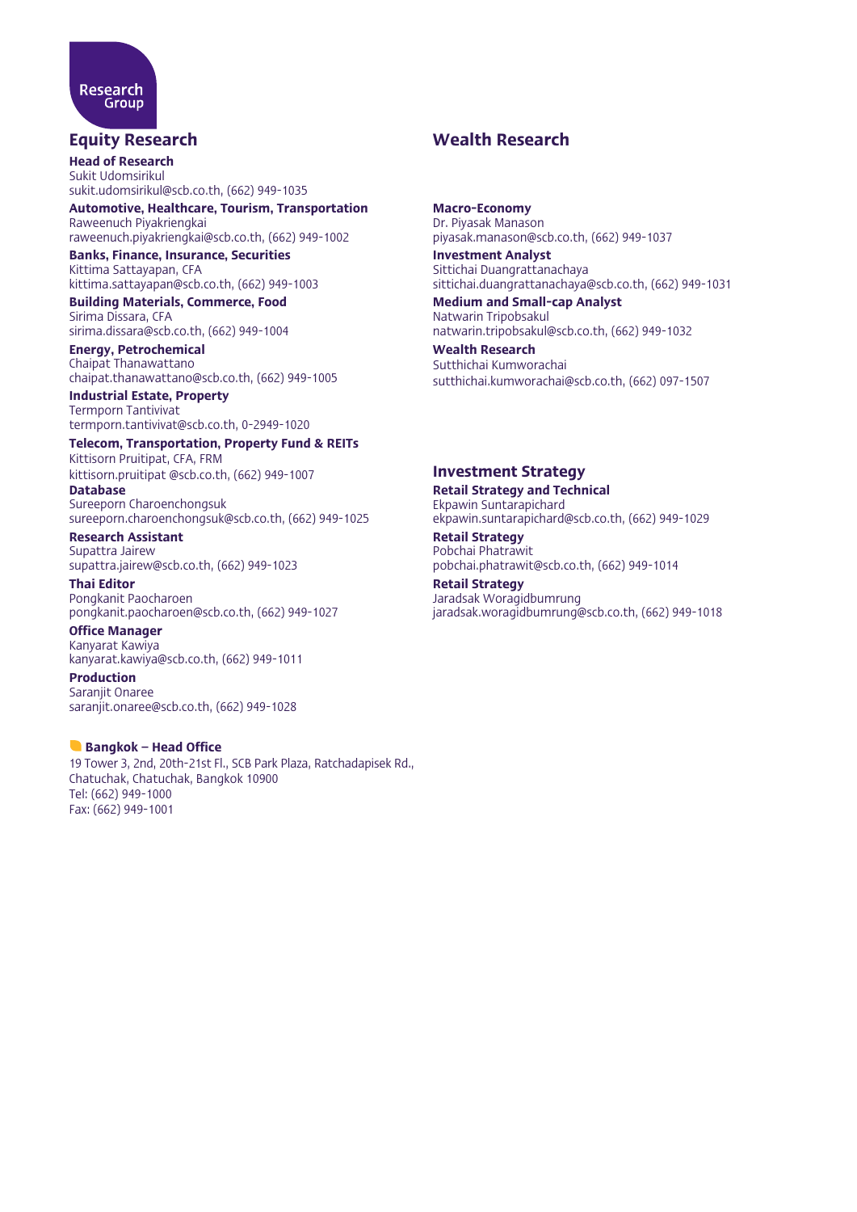Research Group

## Equity Research

**Head of Research**
Sukit Udomsirikul
sukit.udomsirikul@scb.co.th, (662) 949-1035

**Automotive, Healthcare, Tourism, Transportation**
Raweenuch Piyakriengkai
raweenuch.piyakriengkai@scb.co.th, (662) 949-1002

**Banks, Finance, Insurance, Securities**
Kittima Sattayapan, CFA
kittima.sattayapan@scb.co.th, (662) 949-1003

**Building Materials, Commerce, Food**
Sirima Dissara, CFA
sirima.dissara@scb.co.th, (662) 949-1004

**Energy, Petrochemical**
Chaipat Thanawattano
chaipat.thanawattano@scb.co.th, (662) 949-1005

**Industrial Estate, Property**
Termporn Tantivivat
termporn.tantivivat@scb.co.th, 0-2949-1020

**Telecom, Transportation, Property Fund & REITs**
Kittisorn Pruitipat, CFA, FRM
kittisorn.pruitipat @scb.co.th, (662) 949-1007

**Database**
Sureeporn Charoenchongsuk
sureeporn.charoenchongsuk@scb.co.th, (662) 949-1025

**Research Assistant**
Supattra Jairew
supattra.jairew@scb.co.th, (662) 949-1023

**Thai Editor**
Pongkanit Paocharoen
pongkanit.paocharoen@scb.co.th, (662) 949-1027

**Office Manager**
Kanyarat Kawiya
kanyarat.kawiya@scb.co.th, (662) 949-1011

**Production**
Saranjit Onaree
saranjit.onaree@scb.co.th, (662) 949-1028

**Bangkok – Head Office**
19 Tower 3, 2nd, 20th-21st Fl., SCB Park Plaza, Ratchadapisek Rd.,
Chatuchak, Chatuchak, Bangkok 10900
Tel: (662) 949-1000
Fax: (662) 949-1001

## Wealth Research

**Macro-Economy**
Dr. Piyasak Manason
piyasak.manason@scb.co.th, (662) 949-1037

**Investment Analyst**
Sittichai Duangrattanachaya
sittichai.duangrattanachaya@scb.co.th, (662) 949-1031

**Medium and Small-cap Analyst**
Natwarin Tripobsakul
natwarin.tripobsakul@scb.co.th, (662) 949-1032

**Wealth Research**
Sutthichai Kumworachai
sutthichai.kumworachai@scb.co.th, (662) 097-1507

## Investment Strategy

**Retail Strategy and Technical**
Ekpawin Suntarapichard
ekpawin.suntarapichard@scb.co.th, (662) 949-1029

**Retail Strategy**
Pobchai Phatrawit
pobchai.phatrawit@scb.co.th, (662) 949-1014

**Retail Strategy**
Jaradsak Woragidbumrung
jaradsak.woragidbumrung@scb.co.th, (662) 949-1018